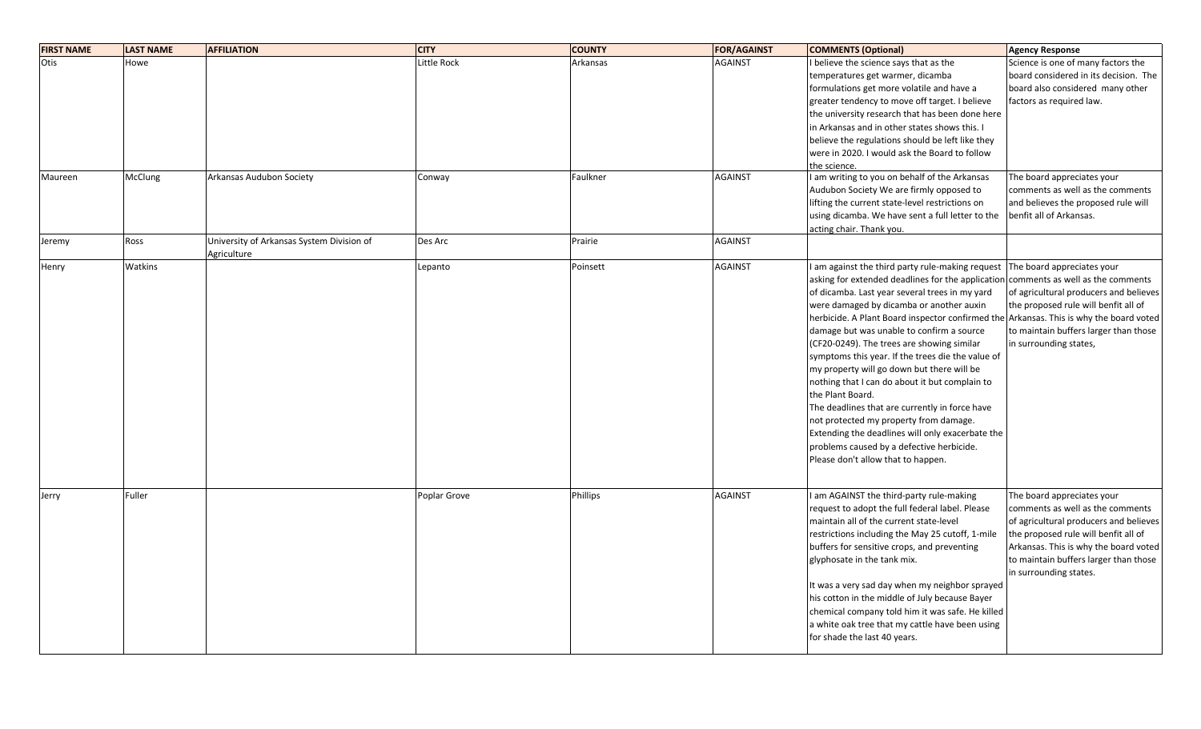| FIRST NAME | LAST NAME | AFFILIATION | CITY | COUNTY | FOR/AGAINST | COMMENTS (Optional) | Agency Response |
|---|---|---|---|---|---|---|---|
| Otis | Howe | | Little Rock | Arkansas | AGAINST | I believe the science says that as the temperatures get warmer, dicamba formulations get more volatile and have a greater tendency to move off target. I believe the university research that has been done here in Arkansas and in other states shows this. I believe the regulations should be left like they were in 2020. I would ask the Board to follow the science. | Science is one of many factors the board considered in its decision. The board also considered many other factors as required law. |
| Maureen | McClung | Arkansas Audubon Society | Conway | Faulkner | AGAINST | I am writing to you on behalf of the Arkansas Audubon Society We are firmly opposed to lifting the current state-level restrictions on using dicamba. We have sent a full letter to the acting chair. Thank you. | The board appreciates your comments as well as the comments and believes the proposed rule will benfit all of Arkansas. |
| Jeremy | Ross | University of Arkansas System Division of Agriculture | Des Arc | Prairie | AGAINST | | |
| Henry | Watkins | | Lepanto | Poinsett | AGAINST | I am against the third party rule-making request asking for extended deadlines for the application of dicamba. Last year several trees in my yard were damaged by dicamba or another auxin herbicide. A Plant Board inspector confirmed the damage but was unable to confirm a source (CF20-0249). The trees are showing similar symptoms this year. If the trees die the value of my property will go down but there will be nothing that I can do about it but complain to the Plant Board.<br>The deadlines that are currently in force have not protected my property from damage. Extending the deadlines will only exacerbate the problems caused by a defective herbicide. Please don't allow that to happen. | The board appreciates your comments as well as the comments of agricultural producers and believes the proposed rule will benfit all of Arkansas. This is why the board voted to maintain buffers larger than those in surrounding states, |
| Jerry | Fuller | | Poplar Grove | Phillips | AGAINST | I am AGAINST the third-party rule-making request to adopt the full federal label. Please maintain all of the current state-level restrictions including the May 25 cutoff, 1-mile buffers for sensitive crops, and preventing glyphosate in the tank mix.<br><br>It was a very sad day when my neighbor sprayed his cotton in the middle of July because Bayer chemical company told him it was safe. He killed a white oak tree that my cattle have been using for shade the last 40 years. | The board appreciates your comments as well as the comments of agricultural producers and believes the proposed rule will benfit all of Arkansas. This is why the board voted to maintain buffers larger than those in surrounding states. |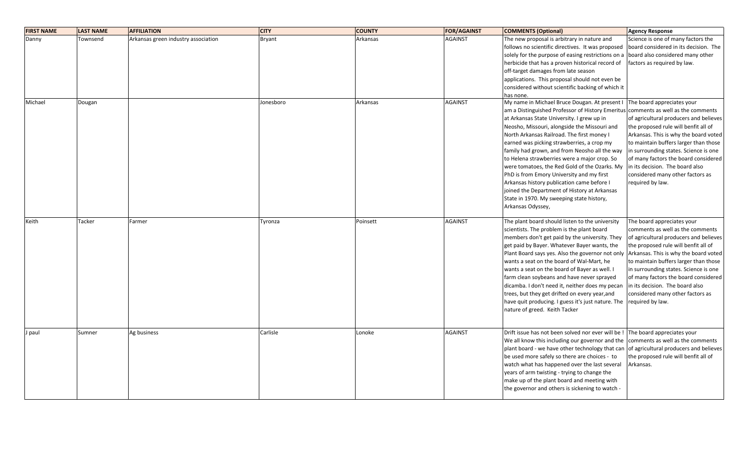| FIRST NAME | LAST NAME | AFFILIATION | CITY | COUNTY | FOR/AGAINST | COMMENTS (Optional) | Agency Response |
|---|---|---|---|---|---|---|---|
| Danny | Townsend | Arkansas green industry association | Bryant | Arkansas | AGAINST | The new proposal is arbitrary in nature and follows no scientific directives. It was proposed solely for the purpose of easing restrictions on a herbicide that has a proven historical record of off-target damages from late season applications. This proposal should not even be considered without scientific backing of which it has none. | Science is one of many factors the board considered in its decision. The board also considered many other factors as required by law. |
| Michael | Dougan | | Jonesboro | Arkansas | AGAINST | My name in Michael Bruce Dougan. At present I am a Distinguished Professor of History Emeritus at Arkansas State University. I grew up in Neosho, Missouri, alongside the Missouri and North Arkansas Railroad. The first money I earned was picking strawberries, a crop my family had grown, and from Neosho all the way to Helena strawberries were a major crop. So were tomatoes, the Red Gold of the Ozarks. My PhD is from Emory University and my first Arkansas history publication came before I joined the Department of History at Arkansas State in 1970. My sweeping state history, Arkansas Odyssey, | The board appreciates your comments as well as the comments of agricultural producers and believes the proposed rule will benfit all of Arkansas. This is why the board voted to maintain buffers larger than those in surrounding states. Science is one of many factors the board considered in its decision. The board also considered many other factors as required by law. |
| Keith | Tacker | Farmer | Tyronza | Poinsett | AGAINST | The plant board should listen to the university scientists. The problem is the plant board members don't get paid by the university. They get paid by Bayer. Whatever Bayer wants, the Plant Board says yes. Also the governor not only wants a seat on the board of Wal-Mart, he wants a seat on the board of Bayer as well. I farm clean soybeans and have never sprayed dicamba. I don't need it, neither does my pecan trees, but they get drifted on every year,and have quit producing. I guess it's just nature. The nature of greed. Keith Tacker | The board appreciates your comments as well as the comments of agricultural producers and believes the proposed rule will benfit all of Arkansas. This is why the board voted to maintain buffers larger than those in surrounding states. Science is one of many factors the board considered in its decision. The board also considered many other factors as required by law. |
| J paul | Sumner | Ag business | Carlisle | Lonoke | AGAINST | Drift issue has not been solved nor ever will be ! We all know this including our governor and the plant board - we have other technology that can be used more safely so there are choices - to watch what has happened over the last several years of arm twisting - trying to change the make up of the plant board and meeting with the governor and others is sickening to watch - | The board appreciates your comments as well as the comments of agricultural producers and believes the proposed rule will benfit all of Arkansas. |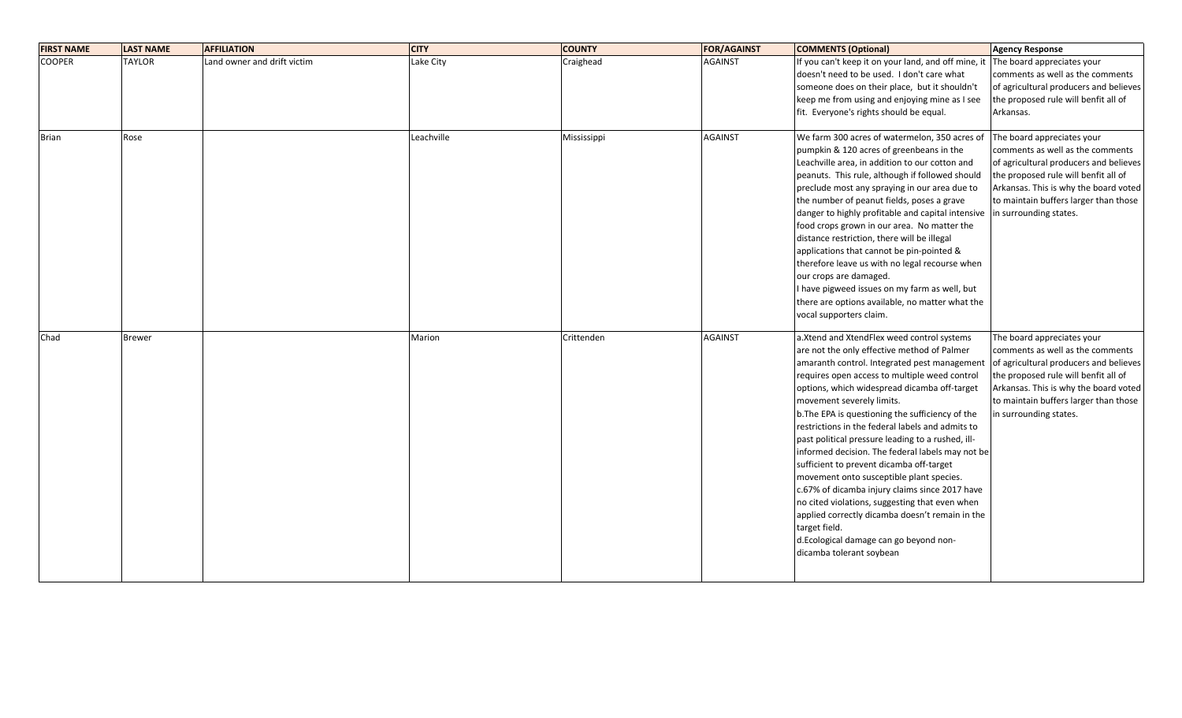| FIRST NAME | LAST NAME | AFFILIATION | CITY | COUNTY | FOR/AGAINST | COMMENTS (Optional) | Agency Response |
|---|---|---|---|---|---|---|---|
| COOPER | TAYLOR | Land owner and drift victim | Lake City | Craighead | AGAINST | If you can't keep it on your land, and off mine, it doesn't need to be used. I don't care what someone does on their place, but it shouldn't keep me from using and enjoying mine as I see fit. Everyone's rights should be equal. | The board appreciates your comments as well as the comments of agricultural producers and believes the proposed rule will benfit all of Arkansas. |
| Brian | Rose | | Leachville | Mississippi | AGAINST | We farm 300 acres of watermelon, 350 acres of pumpkin & 120 acres of greenbeans in the Leachville area, in addition to our cotton and peanuts. This rule, although if followed should preclude most any spraying in our area due to the number of peanut fields, poses a grave danger to highly profitable and capital intensive food crops grown in our area. No matter the distance restriction, there will be illegal applications that cannot be pin-pointed & therefore leave us with no legal recourse when our crops are damaged.<br>I have pigweed issues on my farm as well, but there are options available, no matter what the vocal supporters claim. | The board appreciates your comments as well as the comments of agricultural producers and believes the proposed rule will benfit all of Arkansas. This is why the board voted to maintain buffers larger than those in surrounding states. |
| Chad | Brewer | | Marion | Crittenden | AGAINST | a.Xtend and XtendFlex weed control systems are not the only effective method of Palmer amaranth control. Integrated pest management requires open access to multiple weed control options, which widespread dicamba off-target movement severely limits.<br>b.The EPA is questioning the sufficiency of the restrictions in the federal labels and admits to past political pressure leading to a rushed, ill-informed decision. The federal labels may not be sufficient to prevent dicamba off-target movement onto susceptible plant species.<br>c.67% of dicamba injury claims since 2017 have no cited violations, suggesting that even when applied correctly dicamba doesn't remain in the target field.<br>d.Ecological damage can go beyond non-dicamba tolerant soybean | The board appreciates your comments as well as the comments of agricultural producers and believes the proposed rule will benfit all of Arkansas. This is why the board voted to maintain buffers larger than those in surrounding states. |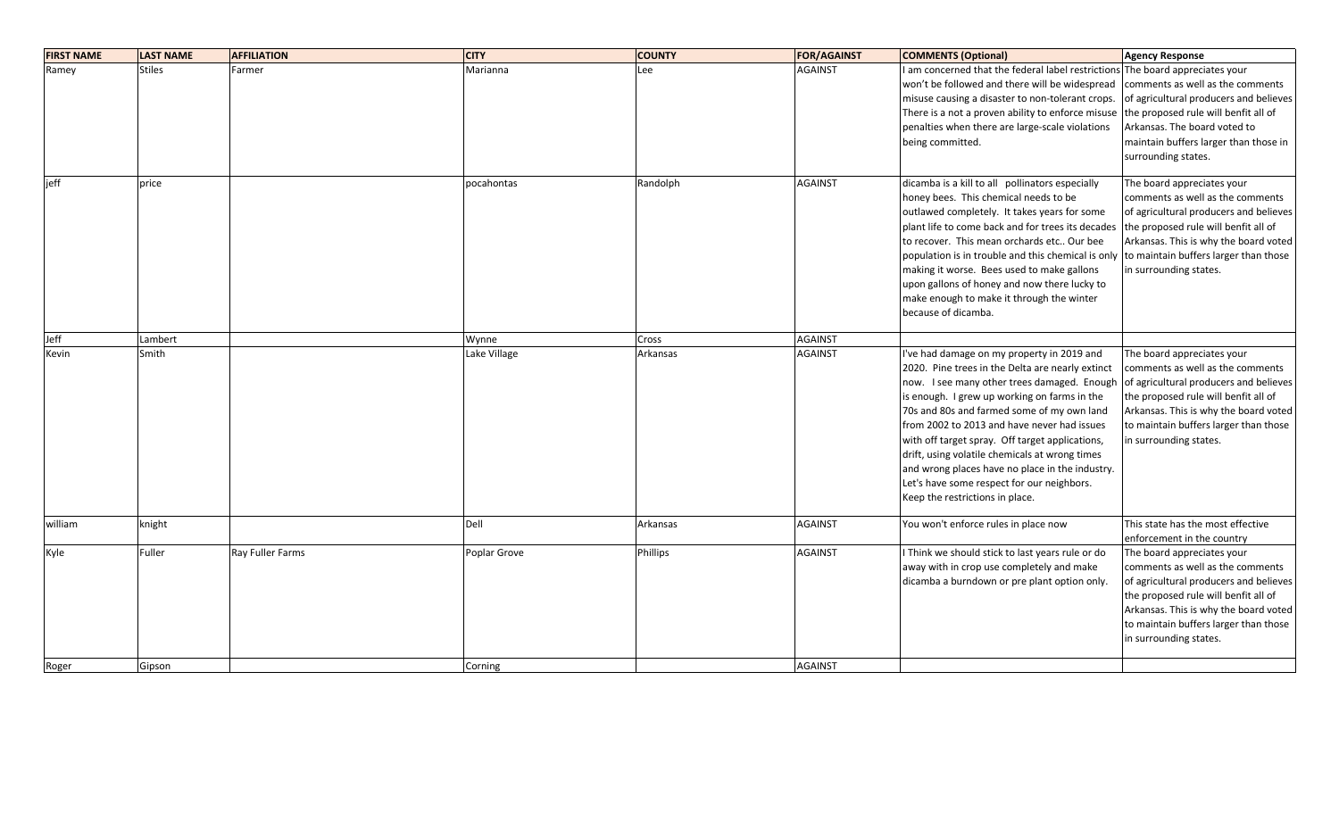| FIRST NAME | LAST NAME | AFFILIATION | CITY | COUNTY | FOR/AGAINST | COMMENTS (Optional) | Agency Response |
|---|---|---|---|---|---|---|---|
| Ramey | Stiles | Farmer | Marianna | Lee | AGAINST | I am concerned that the federal label restrictions won't be followed and there will be widespread misuse causing a disaster to non-tolerant crops. There is a not a proven ability to enforce misuse penalties when there are large-scale violations being committed. | The board appreciates your comments as well as the comments of agricultural producers and believes the proposed rule will benfit all of Arkansas. The board voted to maintain buffers larger than those in surrounding states. |
| jeff | price | | pocahontas | Randolph | AGAINST | dicamba is a kill to all pollinators especially honey bees. This chemical needs to be outlawed completely. It takes years for some plant life to come back and for trees its decades to recover. This mean orchards etc.. Our bee population is in trouble and this chemical is only making it worse. Bees used to make gallons upon gallons of honey and now there lucky to make enough to make it through the winter because of dicamba. | The board appreciates your comments as well as the comments of agricultural producers and believes the proposed rule will benfit all of Arkansas. This is why the board voted to maintain buffers larger than those in surrounding states. |
| Jeff | Lambert | | Wynne | Cross | AGAINST | | |
| Kevin | Smith | | Lake Village | Arkansas | AGAINST | I've had damage on my property in 2019 and 2020. Pine trees in the Delta are nearly extinct now. I see many other trees damaged. Enough is enough. I grew up working on farms in the 70s and 80s and farmed some of my own land from 2002 to 2013 and have never had issues with off target spray. Off target applications, drift, using volatile chemicals at wrong times and wrong places have no place in the industry. Let's have some respect for our neighbors. Keep the restrictions in place. | The board appreciates your comments as well as the comments of agricultural producers and believes the proposed rule will benfit all of Arkansas. This is why the board voted to maintain buffers larger than those in surrounding states. |
| william | knight | | Dell | Arkansas | AGAINST | You won't enforce rules in place now | This state has the most effective enforcement in the country |
| Kyle | Fuller | Ray Fuller Farms | Poplar Grove | Phillips | AGAINST | I Think we should stick to last years rule or do away with in crop use completely and make dicamba a burndown or pre plant option only. | The board appreciates your comments as well as the comments of agricultural producers and believes the proposed rule will benfit all of Arkansas. This is why the board voted to maintain buffers larger than those in surrounding states. |
| Roger | Gipson | | Corning | | AGAINST | | |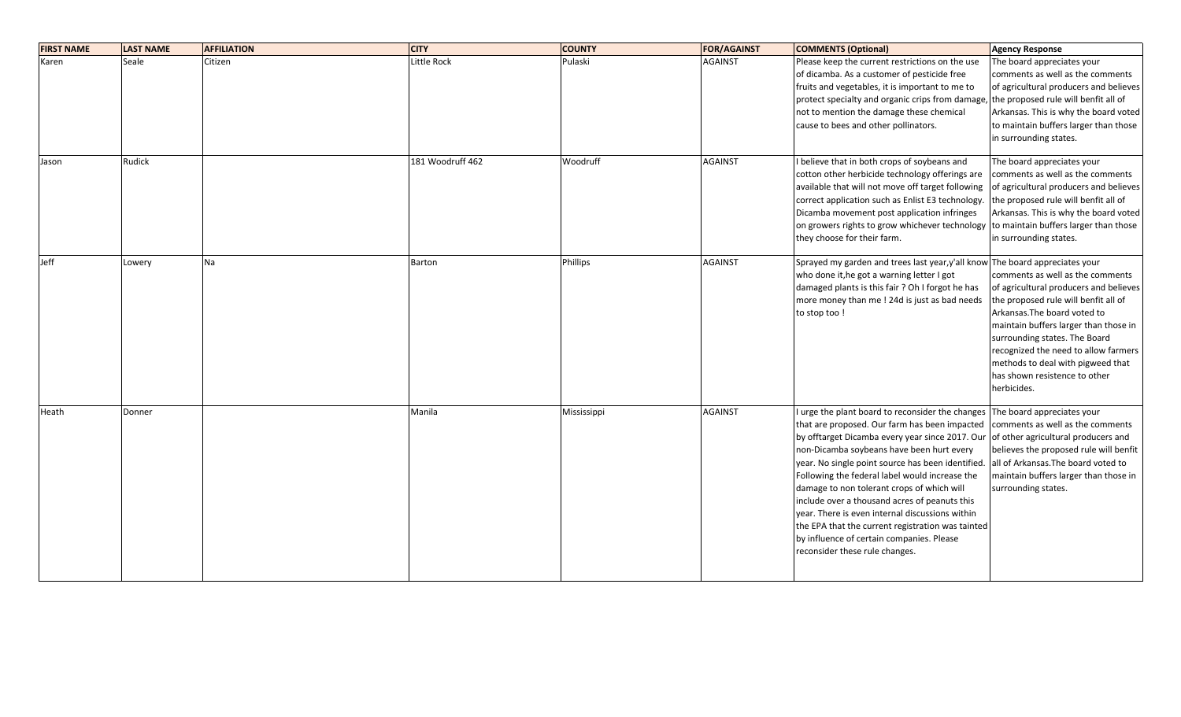| FIRST NAME | LAST NAME | AFFILIATION | CITY | COUNTY | FOR/AGAINST | COMMENTS (Optional) | Agency Response |
|---|---|---|---|---|---|---|---|
| Karen | Seale | Citizen | Little Rock | Pulaski | AGAINST | Please keep the current restrictions on the use of dicamba. As a customer of pesticide free fruits and vegetables, it is important to me to protect specialty and organic crips from damage, not to mention the damage these chemical cause to bees and other pollinators. | The board appreciates your comments as well as the comments of agricultural producers and believes the proposed rule will benfit all of Arkansas. This is why the board voted to maintain buffers larger than those in surrounding states. |
| Jason | Rudick | | 181 Woodruff 462 | Woodruff | AGAINST | I believe that in both crops of soybeans and cotton other herbicide technology offerings are available that will not move off target following correct application such as Enlist E3 technology. Dicamba movement post application infringes on growers rights to grow whichever technology they choose for their farm. | The board appreciates your comments as well as the comments of agricultural producers and believes the proposed rule will benfit all of Arkansas. This is why the board voted to maintain buffers larger than those in surrounding states. |
| Jeff | Lowery | Na | Barton | Phillips | AGAINST | Sprayed my garden and trees last year,y'all know who done it,he got a warning letter I got damaged plants is this fair ? Oh I forgot he has more money than me ! 24d is just as bad needs to stop too ! | The board appreciates your comments as well as the comments of agricultural producers and believes the proposed rule will benfit all of Arkansas.The board voted to maintain buffers larger than those in surrounding states. The Board recognized the need to allow farmers methods to deal with pigweed that has shown resistence to other herbicides. |
| Heath | Donner | | Manila | Mississippi | AGAINST | I urge the plant board to reconsider the changes that are proposed. Our farm has been impacted by offtarget Dicamba every year since 2017. Our non-Dicamba soybeans have been hurt every year. No single point source has been identified. Following the federal label would increase the damage to non tolerant crops of which will include over a thousand acres of peanuts this year. There is even internal discussions within the EPA that the current registration was tainted by influence of certain companies. Please reconsider these rule changes. | The board appreciates your comments as well as the comments of other agricultural producers and believes the proposed rule will benfit all of Arkansas.The board voted to maintain buffers larger than those in surrounding states. |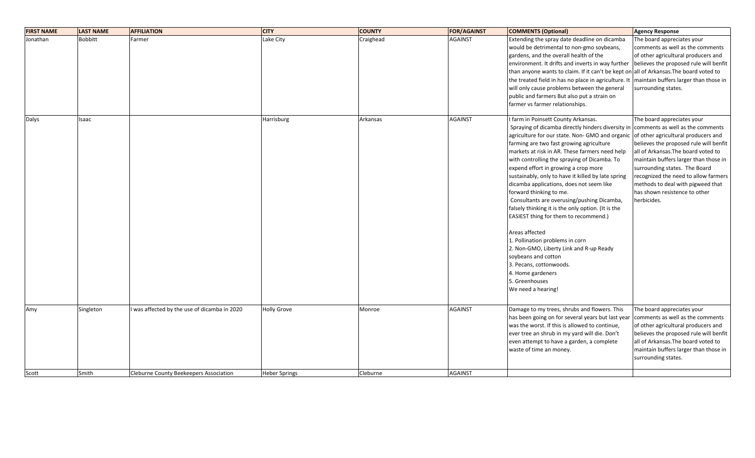| FIRST NAME | LAST NAME | AFFILIATION | CITY | COUNTY | FOR/AGAINST | COMMENTS (Optional) | Agency Response |
|---|---|---|---|---|---|---|---|
| Jonathan | Bobbitt | Farmer | Lake City | Craighead | AGAINST | Extending the spray date deadline on dicamba would be detrimental to non-gmo soybeans, gardens, and the overall health of the environment. It drifts and inverts in way further than anyone wants to claim. If it can't be kept on the treated field in has no place in agriculture. It will only cause problems between the general public and farmers But also put a strain on farmer vs farmer relationships. | The board appreciates your comments as well as the comments of other agricultural producers and believes the proposed rule will benfit all of Arkansas.The board voted to maintain buffers larger than those in surrounding states. |
| Dalys | Isaac | | Harrisburg | Arkansas | AGAINST | I farm in Poinsett County Arkansas.<br>Spraying of dicamba directly hinders diversity in agriculture for our state. Non- GMO and organic farming are two fast growing agriculture markets at risk in AR. These farmers need help with controlling the spraying of Dicamba. To expend effort in growing a crop more sustainably, only to have it killed by late spring dicamba applications, does not seem like forward thinking to me.<br>Consultants are overusing/pushing Dicamba, falsely thinking it is the only option. (It is the EASIEST thing for them to recommend.)<br><br>Areas affected<br>1. Pollination problems in corn<br>2. Non-GMO, Liberty Link and R-up Ready soybeans and cotton<br>3. Pecans, cottonwoods.<br>4. Home gardeners<br>5. Greenhouses<br>We need a hearing! | The board appreciates your comments as well as the comments of other agricultural producers and believes the proposed rule will benfit all of Arkansas.The board voted to maintain buffers larger than those in surrounding states. The Board recognized the need to allow farmers methods to deal with pigweed that has shown resistence to other herbicides. |
| Amy | Singleton | I was affected by the use of dicamba in 2020 | Holly Grove | Monroe | AGAINST | Damage to my trees, shrubs and flowers. This has been going on for several years but last year was the worst. If this is allowed to continue, ever tree an shrub in my yard will die. Don't even attempt to have a garden, a complete waste of time an money. | The board appreciates your comments as well as the comments of other agricultural producers and believes the proposed rule will benfit all of Arkansas.The board voted to maintain buffers larger than those in surrounding states. |
| Scott | Smith | Cleburne County Beekeepers Association | Heber Springs | Cleburne | AGAINST | | |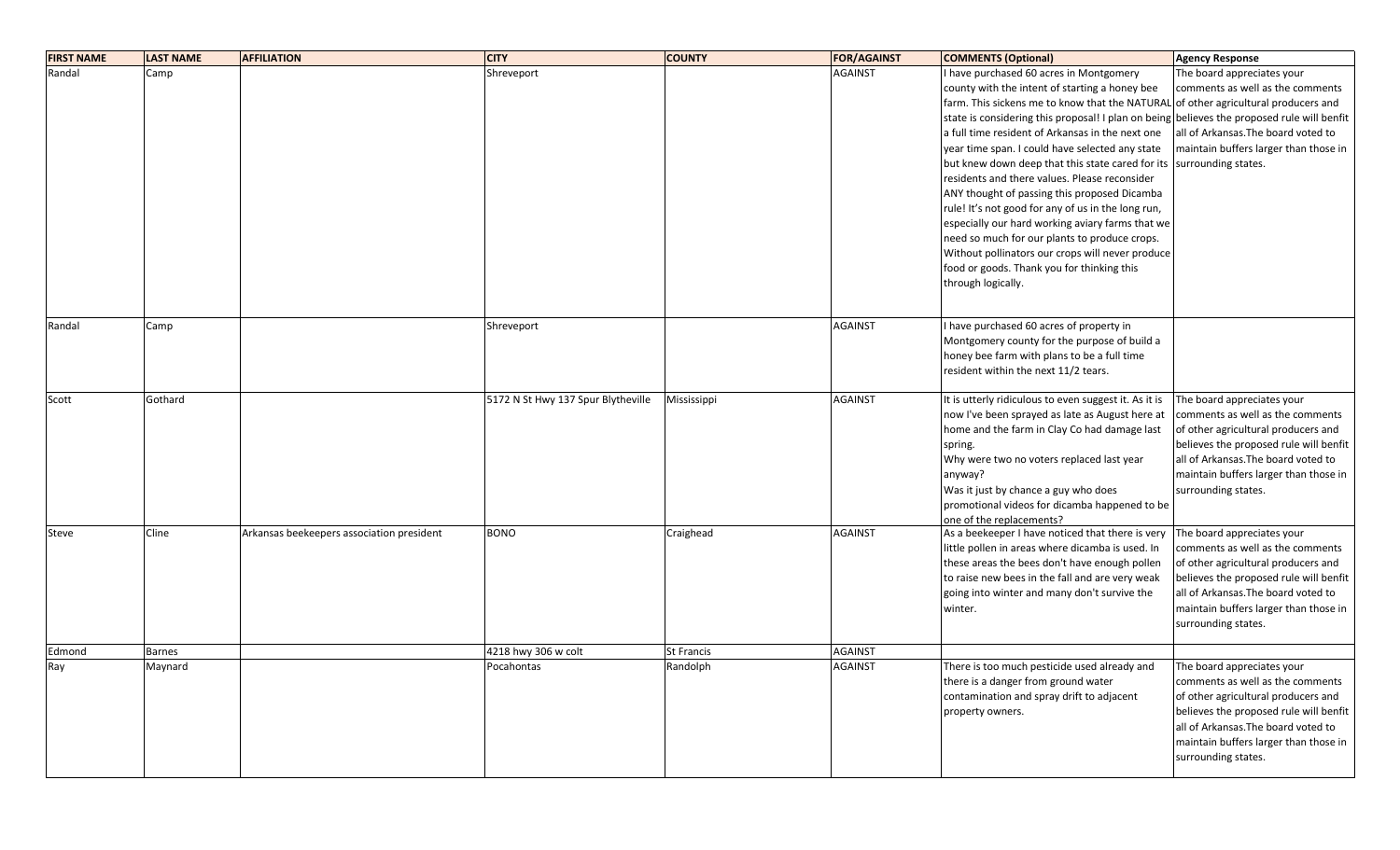| FIRST NAME | LAST NAME | AFFILIATION | CITY | COUNTY | FOR/AGAINST | COMMENTS (Optional) | Agency Response |
|---|---|---|---|---|---|---|---|
| Randal | Camp | | Shreveport | | AGAINST | I have purchased 60 acres in Montgomery county with the intent of starting a honey bee farm. This sickens me to know that the NATURAL state is considering this proposal! I plan on being a full time resident of Arkansas in the next one year time span. I could have selected any state but knew down deep that this state cared for its residents and there values. Please reconsider ANY thought of passing this proposed Dicamba rule! It's not good for any of us in the long run, especially our hard working aviary farms that we need so much for our plants to produce crops. Without pollinators our crops will never produce food or goods. Thank you for thinking this through logically. | The board appreciates your comments as well as the comments of other agricultural producers and believes the proposed rule will benfit all of Arkansas.The board voted to maintain buffers larger than those in surrounding states. |
| Randal | Camp | | Shreveport | | AGAINST | I have purchased 60 acres of property in Montgomery county for the purpose of build a honey bee farm with plans to be a full time resident within the next 11/2 tears. | |
| Scott | Gothard | | 5172 N St Hwy 137 Spur Blytheville | Mississippi | AGAINST | It is utterly ridiculous to even suggest it. As it is now I've been sprayed as late as August here at home and the farm in Clay Co had damage last spring.<br>Why were two no voters replaced last year anyway?<br>Was it just by chance a guy who does promotional videos for dicamba happened to be one of the replacements? | The board appreciates your comments as well as the comments of other agricultural producers and believes the proposed rule will benfit all of Arkansas.The board voted to maintain buffers larger than those in surrounding states. |
| Steve | Cline | Arkansas beekeepers association president | BONO | Craighead | AGAINST | As a beekeeper I have noticed that there is very little pollen in areas where dicamba is used. In these areas the bees don't have enough pollen to raise new bees in the fall and are very weak going into winter and many don't survive the winter. | The board appreciates your comments as well as the comments of other agricultural producers and believes the proposed rule will benfit all of Arkansas.The board voted to maintain buffers larger than those in surrounding states. |
| Edmond | Barnes | | 4218 hwy 306 w colt | St Francis | AGAINST | | |
| Ray | Maynard | | Pocahontas | Randolph | AGAINST | There is too much pesticide used already and there is a danger from ground water contamination and spray drift to adjacent property owners. | The board appreciates your comments as well as the comments of other agricultural producers and believes the proposed rule will benfit all of Arkansas.The board voted to maintain buffers larger than those in surrounding states. |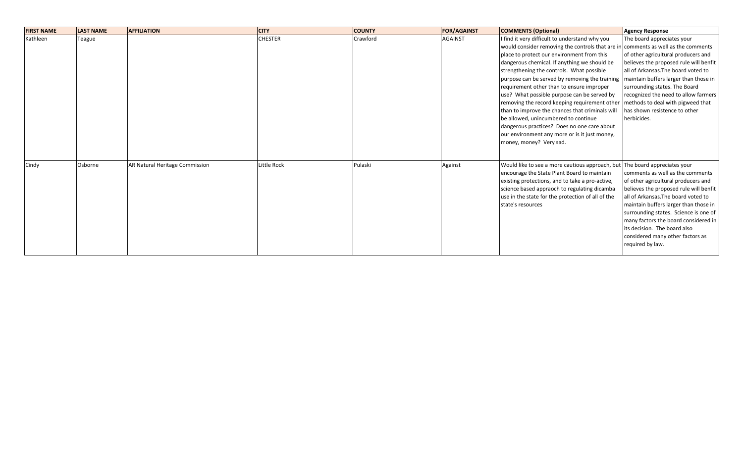| FIRST NAME | LAST NAME | AFFILIATION | CITY | COUNTY | FOR/AGAINST | COMMENTS (Optional) | Agency Response |
|---|---|---|---|---|---|---|---|
| Kathleen | Teague | | CHESTER | Crawford | AGAINST | I find it very difficult to understand why you would consider removing the controls that are in place to protect our environment from this dangerous chemical. If anything we should be strengthening the controls. What possible purpose can be served by removing the training requirement other than to ensure improper use? What possible purpose can be served by removing the record keeping requirement other than to improve the chances that criminals will be allowed, unincumbered to continue dangerous practices? Does no one care about our environment any more or is it just money, money, money? Very sad. | The board appreciates your comments as well as the comments of other agricultural producers and believes the proposed rule will benfit all of Arkansas.The board voted to maintain buffers larger than those in surrounding states. The Board recognized the need to allow farmers methods to deal with pigweed that has shown resistence to other herbicides. |
| Cindy | Osborne | AR Natural Heritage Commission | Little Rock | Pulaski | Against | Would like to see a more cautious approach, but encourage the State Plant Board to maintain existing protections, and to take a pro-active, science based appraoch to regulating dicamba use in the state for the protection of all of the state's resources | The board appreciates your comments as well as the comments of other agricultural producers and believes the proposed rule will benfit all of Arkansas.The board voted to maintain buffers larger than those in surrounding states. Science is one of many factors the board considered in its decision. The board also considered many other factors as required by law. |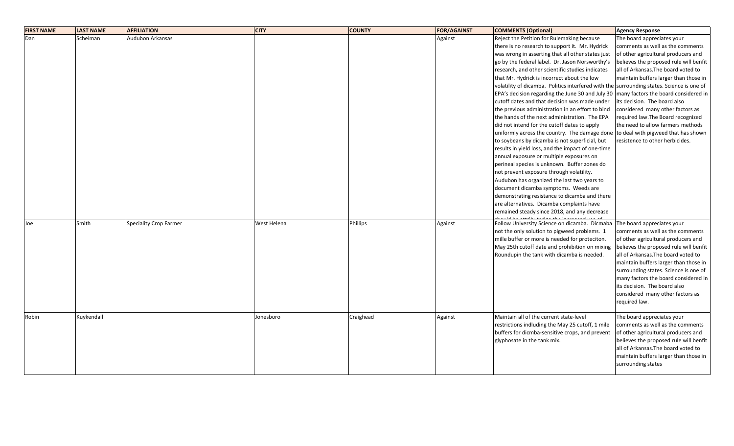| FIRST NAME | LAST NAME | AFFILIATION | CITY | COUNTY | FOR/AGAINST | COMMENTS (Optional) | Agency Response |
|---|---|---|---|---|---|---|---|
| Dan | Scheiman | Audubon Arkansas | | | Against | Reject the Petition for Rulemaking because there is no research to support it. Mr. Hydrick was wrong in asserting that all other states just go by the federal label. Dr. Jason Norsworthy's research, and other scientific studies indicates that Mr. Hydrick is incorrect about the low volatility of dicamba. Politics interfered with the EPA's decision regarding the June 30 and July 30 cutoff dates and that decision was made under the previous administration in an effort to bind the hands of the next administration. The EPA did not intend for the cutoff dates to apply uniformly across the country. The damage done to soybeans by dicamba is not superficial, but results in yield loss, and the impact of one-time annual exposure or multiple exposures on perineal species is unknown. Buffer zones do not prevent exposure through volatility. Audubon has organized the last two years to document dicamba symptoms. Weeds are demonstrating resistance to dicamba and there are alternatives. Dicamba complaints have remained steady since 2018, and any decrease should be attributed to the increased use of | The board appreciates your comments as well as the comments of other agricultural producers and believes the proposed rule will benfit all of Arkansas.The board voted to maintain buffers larger than those in surrounding states. Science is one of many factors the board considered in its decision. The board also considered many other factors as required law.The Board recognized the need to allow farmers methods to deal with pigweed that has shown resistence to other herbicides. |
| Joe | Smith | Speciality Crop Farmer | West Helena | Phillips | Against | Follow University Science on dicamba. Dicmaba not the only solution to pigweed problems. 1 mille buffer or more is needed for proteciton. May 25th cutoff date and prohibition on mixing Roundupin the tank with dicamba is needed. | The board appreciates your comments as well as the comments of other agricultural producers and believes the proposed rule will benfit all of Arkansas.The board voted to maintain buffers larger than those in surrounding states. Science is one of many factors the board considered in its decision. The board also considered many other factors as required law. |
| Robin | Kuykendall | | Jonesboro | Craighead | Against | Maintain all of the current state-level restrictions indluding the May 25 cutoff, 1 mile buffers for dicmba-sensitive crops, and prevent glyphosate in the tank mix. | The board appreciates your comments as well as the comments of other agricultural producers and believes the proposed rule will benfit all of Arkansas.The board voted to maintain buffers larger than those in surrounding states |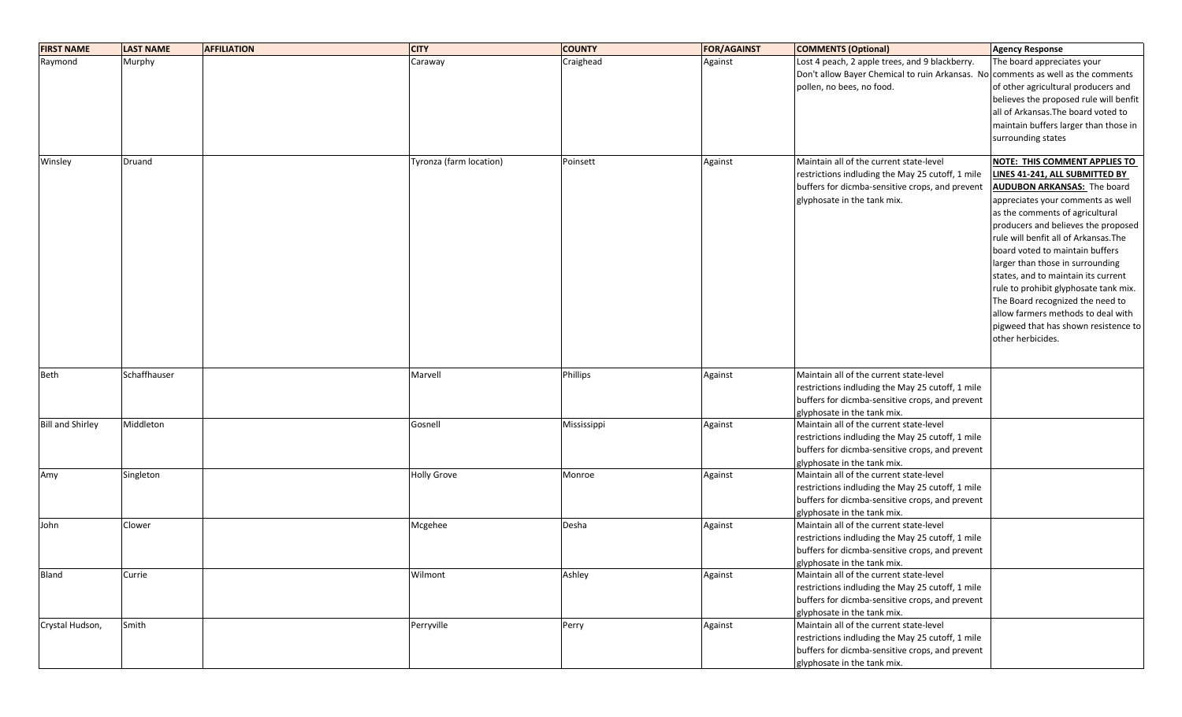| FIRST NAME | LAST NAME | AFFILIATION | CITY | COUNTY | FOR/AGAINST | COMMENTS (Optional) | Agency Response |
|---|---|---|---|---|---|---|---|
| Raymond | Murphy | | Caraway | Craighead | Against | Lost 4 peach, 2 apple trees, and 9 blackberry. Don't allow Bayer Chemical to ruin Arkansas. No pollen, no bees, no food. | The board appreciates your comments as well as the comments of other agricultural producers and believes the proposed rule will benfit all of Arkansas.The board voted to maintain buffers larger than those in surrounding states |
| Winsley | Druand | | Tyronza (farm location) | Poinsett | Against | Maintain all of the current state-level restrictions indluding the May 25 cutoff, 1 mile buffers for dicmba-sensitive crops, and prevent glyphosate in the tank mix. | **NOTE: THIS COMMENT APPLIES TO LINES 41-241, ALL SUBMITTED BY AUDUBON ARKANSAS:** The board appreciates your comments as well as the comments of agricultural producers and believes the proposed rule will benfit all of Arkansas.The board voted to maintain buffers larger than those in surrounding states, and to maintain its current rule to prohibit glyphosate tank mix. The Board recognized the need to allow farmers methods to deal with pigweed that has shown resistence to other herbicides. |
| Beth | Schaffhauser | | Marvell | Phillips | Against | Maintain all of the current state-level restrictions indluding the May 25 cutoff, 1 mile buffers for dicmba-sensitive crops, and prevent glyphosate in the tank mix. | |
| Bill and Shirley | Middleton | | Gosnell | Mississippi | Against | Maintain all of the current state-level restrictions indluding the May 25 cutoff, 1 mile buffers for dicmba-sensitive crops, and prevent glyphosate in the tank mix. | |
| Amy | Singleton | | Holly Grove | Monroe | Against | Maintain all of the current state-level restrictions indluding the May 25 cutoff, 1 mile buffers for dicmba-sensitive crops, and prevent glyphosate in the tank mix. | |
| John | Clower | | Mcgehee | Desha | Against | Maintain all of the current state-level restrictions indluding the May 25 cutoff, 1 mile buffers for dicmba-sensitive crops, and prevent glyphosate in the tank mix. | |
| Bland | Currie | | Wilmont | Ashley | Against | Maintain all of the current state-level restrictions indluding the May 25 cutoff, 1 mile buffers for dicmba-sensitive crops, and prevent glyphosate in the tank mix. | |
| Crystal Hudson, | Smith | | Perryville | Perry | Against | Maintain all of the current state-level restrictions indluding the May 25 cutoff, 1 mile buffers for dicmba-sensitive crops, and prevent glyphosate in the tank mix. | |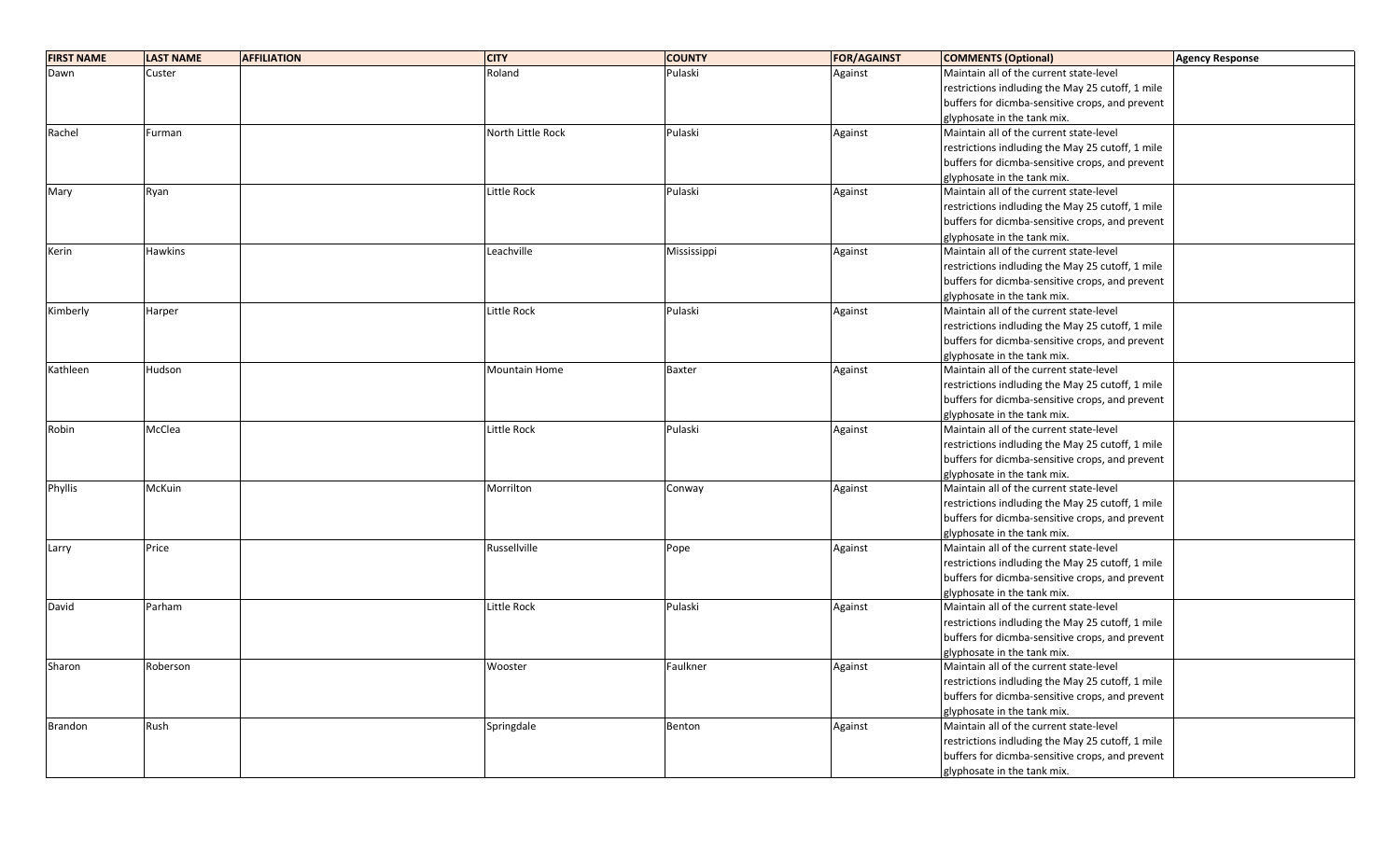| FIRST NAME | LAST NAME | AFFILIATION | CITY | COUNTY | FOR/AGAINST | COMMENTS (Optional) | Agency Response |
|---|---|---|---|---|---|---|---|
| Dawn | Custer | | Roland | Pulaski | Against | Maintain all of the current state-level restrictions indluding the May 25 cutoff, 1 mile buffers for dicmba-sensitive crops, and prevent glyphosate in the tank mix. | |
| Rachel | Furman | | North Little Rock | Pulaski | Against | Maintain all of the current state-level restrictions indluding the May 25 cutoff, 1 mile buffers for dicmba-sensitive crops, and prevent glyphosate in the tank mix. | |
| Mary | Ryan | | Little Rock | Pulaski | Against | Maintain all of the current state-level restrictions indluding the May 25 cutoff, 1 mile buffers for dicmba-sensitive crops, and prevent glyphosate in the tank mix. | |
| Kerin | Hawkins | | Leachville | Mississippi | Against | Maintain all of the current state-level restrictions indluding the May 25 cutoff, 1 mile buffers for dicmba-sensitive crops, and prevent glyphosate in the tank mix. | |
| Kimberly | Harper | | Little Rock | Pulaski | Against | Maintain all of the current state-level restrictions indluding the May 25 cutoff, 1 mile buffers for dicmba-sensitive crops, and prevent glyphosate in the tank mix. | |
| Kathleen | Hudson | | Mountain Home | Baxter | Against | Maintain all of the current state-level restrictions indluding the May 25 cutoff, 1 mile buffers for dicmba-sensitive crops, and prevent glyphosate in the tank mix. | |
| Robin | McClea | | Little Rock | Pulaski | Against | Maintain all of the current state-level restrictions indluding the May 25 cutoff, 1 mile buffers for dicmba-sensitive crops, and prevent glyphosate in the tank mix. | |
| Phyllis | McKuin | | Morrilton | Conway | Against | Maintain all of the current state-level restrictions indluding the May 25 cutoff, 1 mile buffers for dicmba-sensitive crops, and prevent glyphosate in the tank mix. | |
| Larry | Price | | Russellville | Pope | Against | Maintain all of the current state-level restrictions indluding the May 25 cutoff, 1 mile buffers for dicmba-sensitive crops, and prevent glyphosate in the tank mix. | |
| David | Parham | | Little Rock | Pulaski | Against | Maintain all of the current state-level restrictions indluding the May 25 cutoff, 1 mile buffers for dicmba-sensitive crops, and prevent glyphosate in the tank mix. | |
| Sharon | Roberson | | Wooster | Faulkner | Against | Maintain all of the current state-level restrictions indluding the May 25 cutoff, 1 mile buffers for dicmba-sensitive crops, and prevent glyphosate in the tank mix. | |
| Brandon | Rush | | Springdale | Benton | Against | Maintain all of the current state-level restrictions indluding the May 25 cutoff, 1 mile buffers for dicmba-sensitive crops, and prevent glyphosate in the tank mix. | |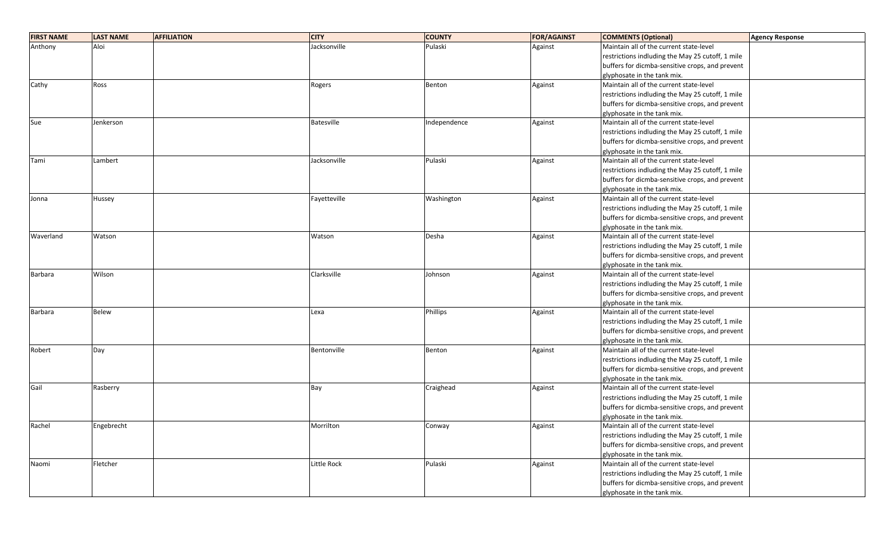| FIRST NAME | LAST NAME | AFFILIATION | CITY | COUNTY | FOR/AGAINST | COMMENTS (Optional) | Agency Response |
|---|---|---|---|---|---|---|---|
| Anthony | Aloi | | Jacksonville | Pulaski | Against | Maintain all of the current state-level restrictions indluding the May 25 cutoff, 1 mile buffers for dicmba-sensitive crops, and prevent glyphosate in the tank mix. | |
| Cathy | Ross | | Rogers | Benton | Against | Maintain all of the current state-level restrictions indluding the May 25 cutoff, 1 mile buffers for dicmba-sensitive crops, and prevent glyphosate in the tank mix. | |
| Sue | Jenkerson | | Batesville | Independence | Against | Maintain all of the current state-level restrictions indluding the May 25 cutoff, 1 mile buffers for dicmba-sensitive crops, and prevent glyphosate in the tank mix. | |
| Tami | Lambert | | Jacksonville | Pulaski | Against | Maintain all of the current state-level restrictions indluding the May 25 cutoff, 1 mile buffers for dicmba-sensitive crops, and prevent glyphosate in the tank mix. | |
| Jonna | Hussey | | Fayetteville | Washington | Against | Maintain all of the current state-level restrictions indluding the May 25 cutoff, 1 mile buffers for dicmba-sensitive crops, and prevent glyphosate in the tank mix. | |
| Waverland | Watson | | Watson | Desha | Against | Maintain all of the current state-level restrictions indluding the May 25 cutoff, 1 mile buffers for dicmba-sensitive crops, and prevent glyphosate in the tank mix. | |
| Barbara | Wilson | | Clarksville | Johnson | Against | Maintain all of the current state-level restrictions indluding the May 25 cutoff, 1 mile buffers for dicmba-sensitive crops, and prevent glyphosate in the tank mix. | |
| Barbara | Belew | | Lexa | Phillips | Against | Maintain all of the current state-level restrictions indluding the May 25 cutoff, 1 mile buffers for dicmba-sensitive crops, and prevent glyphosate in the tank mix. | |
| Robert | Day | | Bentonville | Benton | Against | Maintain all of the current state-level restrictions indluding the May 25 cutoff, 1 mile buffers for dicmba-sensitive crops, and prevent glyphosate in the tank mix. | |
| Gail | Rasberry | | Bay | Craighead | Against | Maintain all of the current state-level restrictions indluding the May 25 cutoff, 1 mile buffers for dicmba-sensitive crops, and prevent glyphosate in the tank mix. | |
| Rachel | Engebrecht | | Morrilton | Conway | Against | Maintain all of the current state-level restrictions indluding the May 25 cutoff, 1 mile buffers for dicmba-sensitive crops, and prevent glyphosate in the tank mix. | |
| Naomi | Fletcher | | Little Rock | Pulaski | Against | Maintain all of the current state-level restrictions indluding the May 25 cutoff, 1 mile buffers for dicmba-sensitive crops, and prevent glyphosate in the tank mix. | |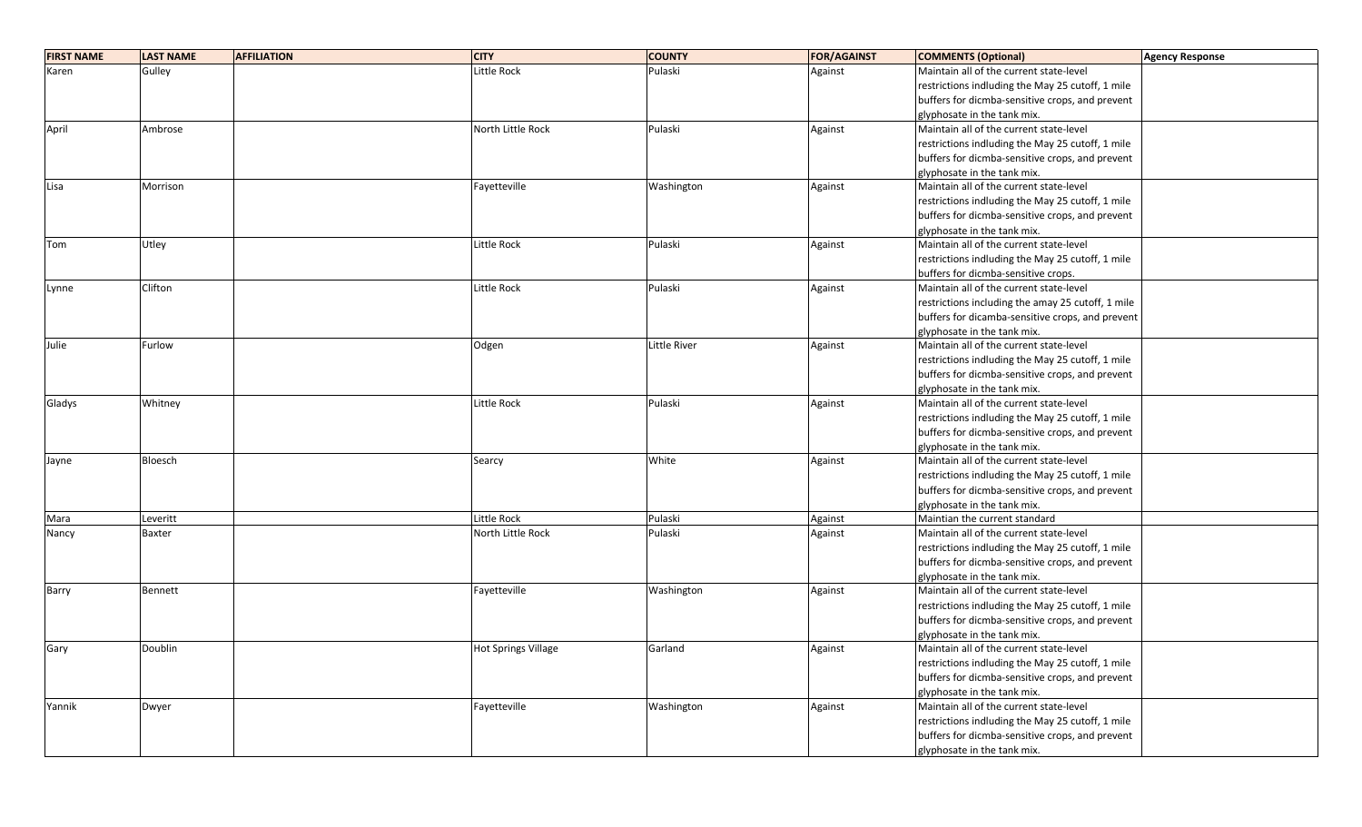| FIRST NAME | LAST NAME | AFFILIATION | CITY | COUNTY | FOR/AGAINST | COMMENTS (Optional) | Agency Response |
|---|---|---|---|---|---|---|---|
| Karen | Gulley | | Little Rock | Pulaski | Against | Maintain all of the current state-level restrictions indluding the May 25 cutoff, 1 mile buffers for dicmba-sensitive crops, and prevent glyphosate in the tank mix. | |
| April | Ambrose | | North Little Rock | Pulaski | Against | Maintain all of the current state-level restrictions indluding the May 25 cutoff, 1 mile buffers for dicmba-sensitive crops, and prevent glyphosate in the tank mix. | |
| Lisa | Morrison | | Fayetteville | Washington | Against | Maintain all of the current state-level restrictions indluding the May 25 cutoff, 1 mile buffers for dicmba-sensitive crops, and prevent glyphosate in the tank mix. | |
| Tom | Utley | | Little Rock | Pulaski | Against | Maintain all of the current state-level restrictions indluding the May 25 cutoff, 1 mile buffers for dicmba-sensitive crops. | |
| Lynne | Clifton | | Little Rock | Pulaski | Against | Maintain all of the current state-level restrictions including the amay 25 cutoff, 1 mile buffers for dicamba-sensitive crops, and prevent glyphosate in the tank mix. | |
| Julie | Furlow | | Odgen | Little River | Against | Maintain all of the current state-level restrictions indluding the May 25 cutoff, 1 mile buffers for dicmba-sensitive crops, and prevent glyphosate in the tank mix. | |
| Gladys | Whitney | | Little Rock | Pulaski | Against | Maintain all of the current state-level restrictions indluding the May 25 cutoff, 1 mile buffers for dicmba-sensitive crops, and prevent glyphosate in the tank mix. | |
| Jayne | Bloesch | | Searcy | White | Against | Maintain all of the current state-level restrictions indluding the May 25 cutoff, 1 mile buffers for dicmba-sensitive crops, and prevent glyphosate in the tank mix. | |
| Mara | Leveritt | | Little Rock | Pulaski | Against | Maintian the current standard | |
| Nancy | Baxter | | North Little Rock | Pulaski | Against | Maintain all of the current state-level restrictions indluding the May 25 cutoff, 1 mile buffers for dicmba-sensitive crops, and prevent glyphosate in the tank mix. | |
| Barry | Bennett | | Fayetteville | Washington | Against | Maintain all of the current state-level restrictions indluding the May 25 cutoff, 1 mile buffers for dicmba-sensitive crops, and prevent glyphosate in the tank mix. | |
| Gary | Doublin | | Hot Springs Village | Garland | Against | Maintain all of the current state-level restrictions indluding the May 25 cutoff, 1 mile buffers for dicmba-sensitive crops, and prevent glyphosate in the tank mix. | |
| Yannik | Dwyer | | Fayetteville | Washington | Against | Maintain all of the current state-level restrictions indluding the May 25 cutoff, 1 mile buffers for dicmba-sensitive crops, and prevent glyphosate in the tank mix. | |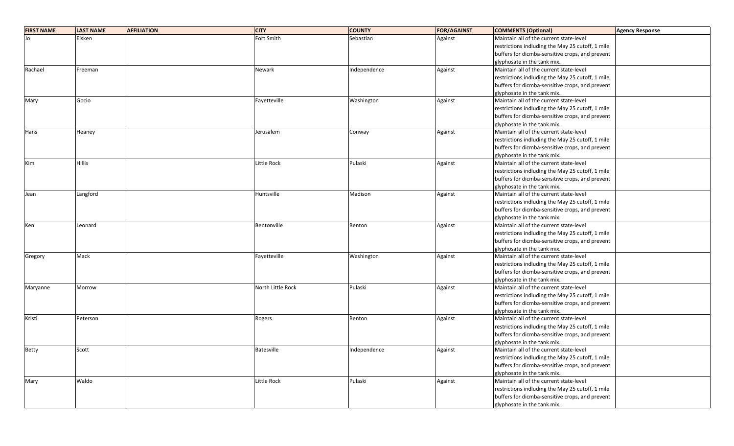| FIRST NAME | LAST NAME | AFFILIATION | CITY | COUNTY | FOR/AGAINST | COMMENTS (Optional) | Agency Response |
|---|---|---|---|---|---|---|---|
| Jo | Elsken | | Fort Smith | Sebastian | Against | Maintain all of the current state-level restrictions indluding the May 25 cutoff, 1 mile buffers for dicmba-sensitive crops, and prevent glyphosate in the tank mix. | |
| Rachael | Freeman | | Newark | Independence | Against | Maintain all of the current state-level restrictions indluding the May 25 cutoff, 1 mile buffers for dicmba-sensitive crops, and prevent glyphosate in the tank mix. | |
| Mary | Gocio | | Fayetteville | Washington | Against | Maintain all of the current state-level restrictions indluding the May 25 cutoff, 1 mile buffers for dicmba-sensitive crops, and prevent glyphosate in the tank mix. | |
| Hans | Heaney | | Jerusalem | Conway | Against | Maintain all of the current state-level restrictions indluding the May 25 cutoff, 1 mile buffers for dicmba-sensitive crops, and prevent glyphosate in the tank mix. | |
| Kim | Hillis | | Little Rock | Pulaski | Against | Maintain all of the current state-level restrictions indluding the May 25 cutoff, 1 mile buffers for dicmba-sensitive crops, and prevent glyphosate in the tank mix. | |
| Jean | Langford | | Huntsville | Madison | Against | Maintain all of the current state-level restrictions indluding the May 25 cutoff, 1 mile buffers for dicmba-sensitive crops, and prevent glyphosate in the tank mix. | |
| Ken | Leonard | | Bentonville | Benton | Against | Maintain all of the current state-level restrictions indluding the May 25 cutoff, 1 mile buffers for dicmba-sensitive crops, and prevent glyphosate in the tank mix. | |
| Gregory | Mack | | Fayetteville | Washington | Against | Maintain all of the current state-level restrictions indluding the May 25 cutoff, 1 mile buffers for dicmba-sensitive crops, and prevent glyphosate in the tank mix. | |
| Maryanne | Morrow | | North Little Rock | Pulaski | Against | Maintain all of the current state-level restrictions indluding the May 25 cutoff, 1 mile buffers for dicmba-sensitive crops, and prevent glyphosate in the tank mix. | |
| Kristi | Peterson | | Rogers | Benton | Against | Maintain all of the current state-level restrictions indluding the May 25 cutoff, 1 mile buffers for dicmba-sensitive crops, and prevent glyphosate in the tank mix. | |
| Betty | Scott | | Batesville | Independence | Against | Maintain all of the current state-level restrictions indluding the May 25 cutoff, 1 mile buffers for dicmba-sensitive crops, and prevent glyphosate in the tank mix. | |
| Mary | Waldo | | Little Rock | Pulaski | Against | Maintain all of the current state-level restrictions indluding the May 25 cutoff, 1 mile buffers for dicmba-sensitive crops, and prevent glyphosate in the tank mix. | |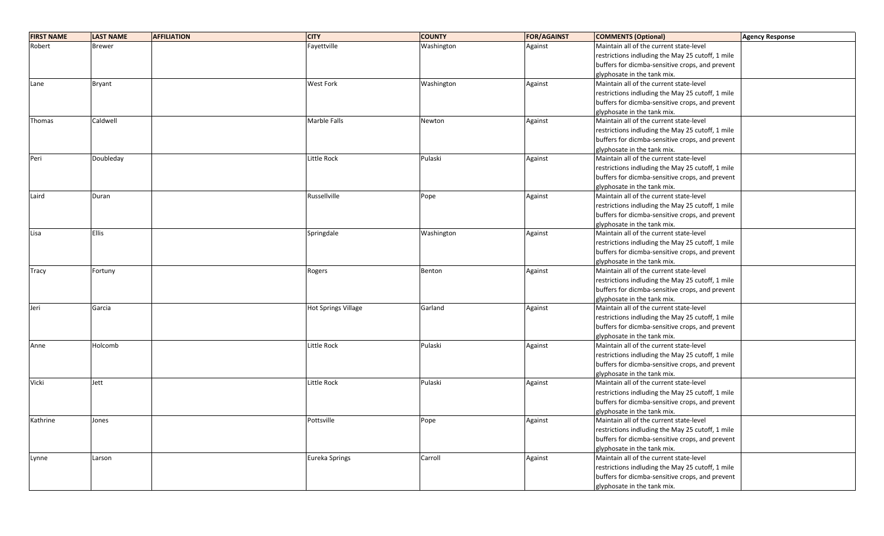| FIRST NAME | LAST NAME | AFFILIATION | CITY | COUNTY | FOR/AGAINST | COMMENTS (Optional) | Agency Response |
|---|---|---|---|---|---|---|---|
| Robert | Brewer | | Fayettville | Washington | Against | Maintain all of the current state-level restrictions indluding the May 25 cutoff, 1 mile buffers for dicmba-sensitive crops, and prevent glyphosate in the tank mix. | |
| Lane | Bryant | | West Fork | Washington | Against | Maintain all of the current state-level restrictions indluding the May 25 cutoff, 1 mile buffers for dicmba-sensitive crops, and prevent glyphosate in the tank mix. | |
| Thomas | Caldwell | | Marble Falls | Newton | Against | Maintain all of the current state-level restrictions indluding the May 25 cutoff, 1 mile buffers for dicmba-sensitive crops, and prevent glyphosate in the tank mix. | |
| Peri | Doubleday | | Little Rock | Pulaski | Against | Maintain all of the current state-level restrictions indluding the May 25 cutoff, 1 mile buffers for dicmba-sensitive crops, and prevent glyphosate in the tank mix. | |
| Laird | Duran | | Russellville | Pope | Against | Maintain all of the current state-level restrictions indluding the May 25 cutoff, 1 mile buffers for dicmba-sensitive crops, and prevent glyphosate in the tank mix. | |
| Lisa | Ellis | | Springdale | Washington | Against | Maintain all of the current state-level restrictions indluding the May 25 cutoff, 1 mile buffers for dicmba-sensitive crops, and prevent glyphosate in the tank mix. | |
| Tracy | Fortuny | | Rogers | Benton | Against | Maintain all of the current state-level restrictions indluding the May 25 cutoff, 1 mile buffers for dicmba-sensitive crops, and prevent glyphosate in the tank mix. | |
| Jeri | Garcia | | Hot Springs Village | Garland | Against | Maintain all of the current state-level restrictions indluding the May 25 cutoff, 1 mile buffers for dicmba-sensitive crops, and prevent glyphosate in the tank mix. | |
| Anne | Holcomb | | Little Rock | Pulaski | Against | Maintain all of the current state-level restrictions indluding the May 25 cutoff, 1 mile buffers for dicmba-sensitive crops, and prevent glyphosate in the tank mix. | |
| Vicki | Jett | | Little Rock | Pulaski | Against | Maintain all of the current state-level restrictions indluding the May 25 cutoff, 1 mile buffers for dicmba-sensitive crops, and prevent glyphosate in the tank mix. | |
| Kathrine | Jones | | Pottsville | Pope | Against | Maintain all of the current state-level restrictions indluding the May 25 cutoff, 1 mile buffers for dicmba-sensitive crops, and prevent glyphosate in the tank mix. | |
| Lynne | Larson | | Eureka Springs | Carroll | Against | Maintain all of the current state-level restrictions indluding the May 25 cutoff, 1 mile buffers for dicmba-sensitive crops, and prevent glyphosate in the tank mix. | |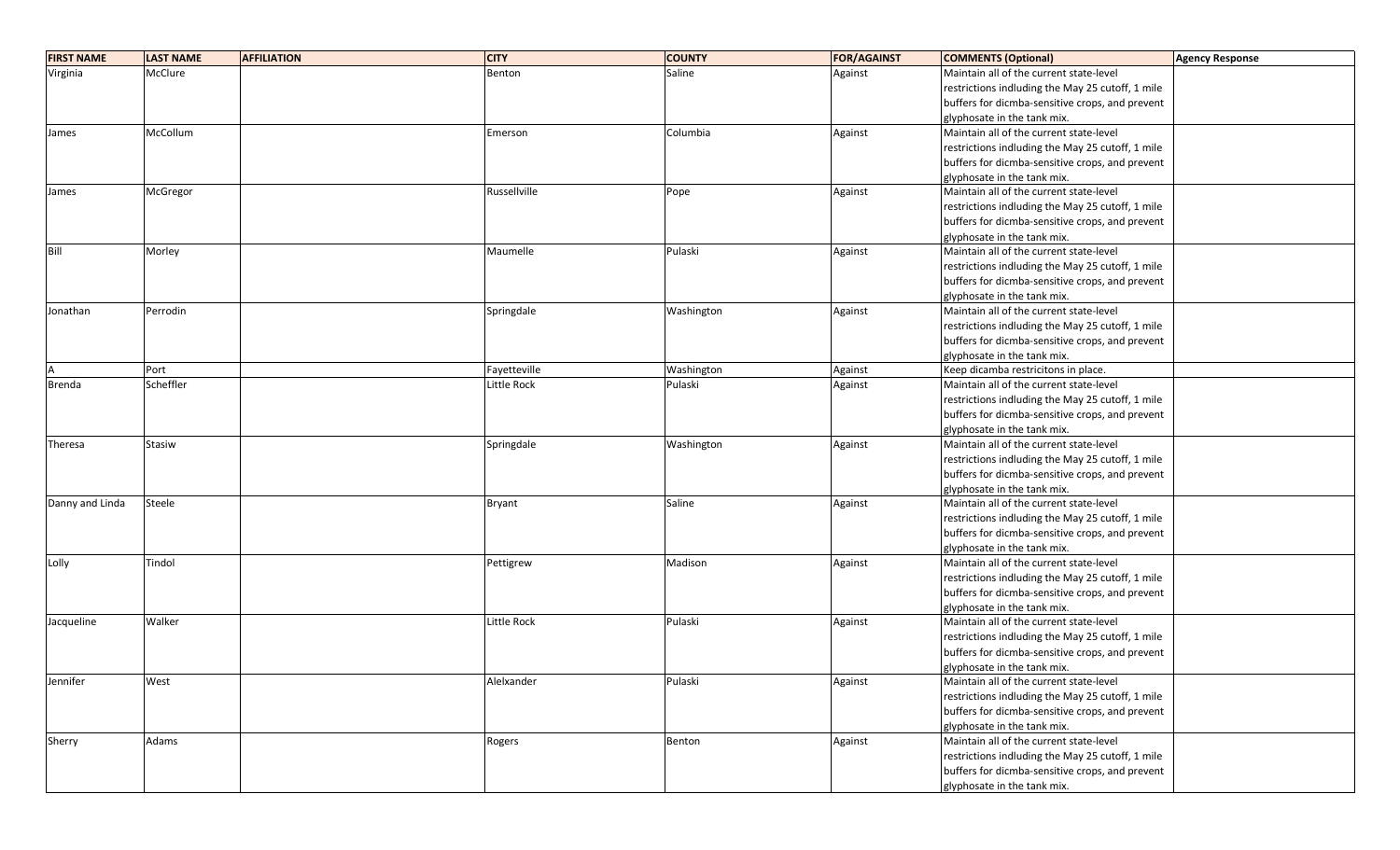| FIRST NAME | LAST NAME | AFFILIATION | CITY | COUNTY | FOR/AGAINST | COMMENTS (Optional) | Agency Response |
|---|---|---|---|---|---|---|---|
| Virginia | McClure | | Benton | Saline | Against | Maintain all of the current state-level restrictions indluding the May 25 cutoff, 1 mile buffers for dicmba-sensitive crops, and prevent glyphosate in the tank mix. | |
| James | McCollum | | Emerson | Columbia | Against | Maintain all of the current state-level restrictions indluding the May 25 cutoff, 1 mile buffers for dicmba-sensitive crops, and prevent glyphosate in the tank mix. | |
| James | McGregor | | Russellville | Pope | Against | Maintain all of the current state-level restrictions indluding the May 25 cutoff, 1 mile buffers for dicmba-sensitive crops, and prevent glyphosate in the tank mix. | |
| Bill | Morley | | Maumelle | Pulaski | Against | Maintain all of the current state-level restrictions indluding the May 25 cutoff, 1 mile buffers for dicmba-sensitive crops, and prevent glyphosate in the tank mix. | |
| Jonathan | Perrodin | | Springdale | Washington | Against | Maintain all of the current state-level restrictions indluding the May 25 cutoff, 1 mile buffers for dicmba-sensitive crops, and prevent glyphosate in the tank mix. | |
| A | Port | | Fayetteville | Washington | Against | Keep dicamba restricitons in place. | |
| Brenda | Scheffler | | Little Rock | Pulaski | Against | Maintain all of the current state-level restrictions indluding the May 25 cutoff, 1 mile buffers for dicmba-sensitive crops, and prevent glyphosate in the tank mix. | |
| Theresa | Stasiw | | Springdale | Washington | Against | Maintain all of the current state-level restrictions indluding the May 25 cutoff, 1 mile buffers for dicmba-sensitive crops, and prevent glyphosate in the tank mix. | |
| Danny and Linda | Steele | | Bryant | Saline | Against | Maintain all of the current state-level restrictions indluding the May 25 cutoff, 1 mile buffers for dicmba-sensitive crops, and prevent glyphosate in the tank mix. | |
| Lolly | Tindol | | Pettigrew | Madison | Against | Maintain all of the current state-level restrictions indluding the May 25 cutoff, 1 mile buffers for dicmba-sensitive crops, and prevent glyphosate in the tank mix. | |
| Jacqueline | Walker | | Little Rock | Pulaski | Against | Maintain all of the current state-level restrictions indluding the May 25 cutoff, 1 mile buffers for dicmba-sensitive crops, and prevent glyphosate in the tank mix. | |
| Jennifer | West | | Alelxander | Pulaski | Against | Maintain all of the current state-level restrictions indluding the May 25 cutoff, 1 mile buffers for dicmba-sensitive crops, and prevent glyphosate in the tank mix. | |
| Sherry | Adams | | Rogers | Benton | Against | Maintain all of the current state-level restrictions indluding the May 25 cutoff, 1 mile buffers for dicmba-sensitive crops, and prevent glyphosate in the tank mix. | |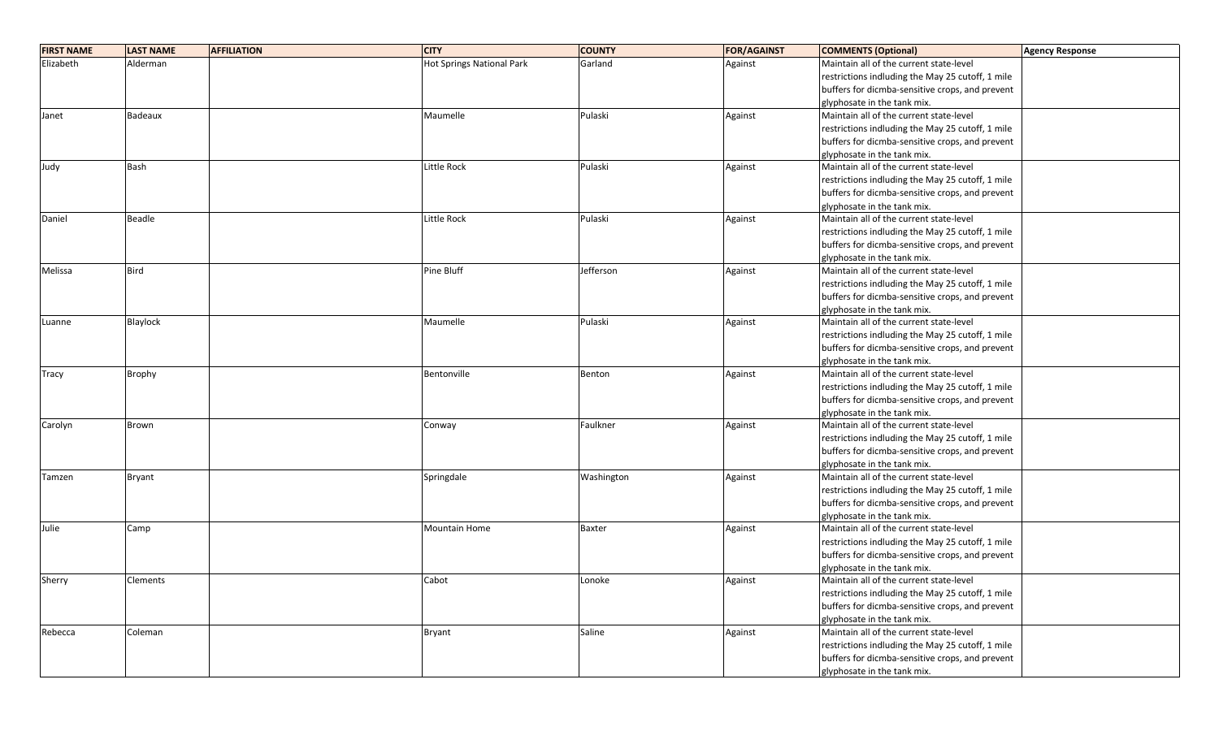| FIRST NAME | LAST NAME | AFFILIATION | CITY | COUNTY | FOR/AGAINST | COMMENTS (Optional) | Agency Response |
|---|---|---|---|---|---|---|---|
| Elizabeth | Alderman | | Hot Springs National Park | Garland | Against | Maintain all of the current state-level restrictions indluding the May 25 cutoff, 1 mile buffers for dicmba-sensitive crops, and prevent glyphosate in the tank mix. | |
| Janet | Badeaux | | Maumelle | Pulaski | Against | Maintain all of the current state-level restrictions indluding the May 25 cutoff, 1 mile buffers for dicmba-sensitive crops, and prevent glyphosate in the tank mix. | |
| Judy | Bash | | Little Rock | Pulaski | Against | Maintain all of the current state-level restrictions indluding the May 25 cutoff, 1 mile buffers for dicmba-sensitive crops, and prevent glyphosate in the tank mix. | |
| Daniel | Beadle | | Little Rock | Pulaski | Against | Maintain all of the current state-level restrictions indluding the May 25 cutoff, 1 mile buffers for dicmba-sensitive crops, and prevent glyphosate in the tank mix. | |
| Melissa | Bird | | Pine Bluff | Jefferson | Against | Maintain all of the current state-level restrictions indluding the May 25 cutoff, 1 mile buffers for dicmba-sensitive crops, and prevent glyphosate in the tank mix. | |
| Luanne | Blaylock | | Maumelle | Pulaski | Against | Maintain all of the current state-level restrictions indluding the May 25 cutoff, 1 mile buffers for dicmba-sensitive crops, and prevent glyphosate in the tank mix. | |
| Tracy | Brophy | | Bentonville | Benton | Against | Maintain all of the current state-level restrictions indluding the May 25 cutoff, 1 mile buffers for dicmba-sensitive crops, and prevent glyphosate in the tank mix. | |
| Carolyn | Brown | | Conway | Faulkner | Against | Maintain all of the current state-level restrictions indluding the May 25 cutoff, 1 mile buffers for dicmba-sensitive crops, and prevent glyphosate in the tank mix. | |
| Tamzen | Bryant | | Springdale | Washington | Against | Maintain all of the current state-level restrictions indluding the May 25 cutoff, 1 mile buffers for dicmba-sensitive crops, and prevent glyphosate in the tank mix. | |
| Julie | Camp | | Mountain Home | Baxter | Against | Maintain all of the current state-level restrictions indluding the May 25 cutoff, 1 mile buffers for dicmba-sensitive crops, and prevent glyphosate in the tank mix. | |
| Sherry | Clements | | Cabot | Lonoke | Against | Maintain all of the current state-level restrictions indluding the May 25 cutoff, 1 mile buffers for dicmba-sensitive crops, and prevent glyphosate in the tank mix. | |
| Rebecca | Coleman | | Bryant | Saline | Against | Maintain all of the current state-level restrictions indluding the May 25 cutoff, 1 mile buffers for dicmba-sensitive crops, and prevent glyphosate in the tank mix. | |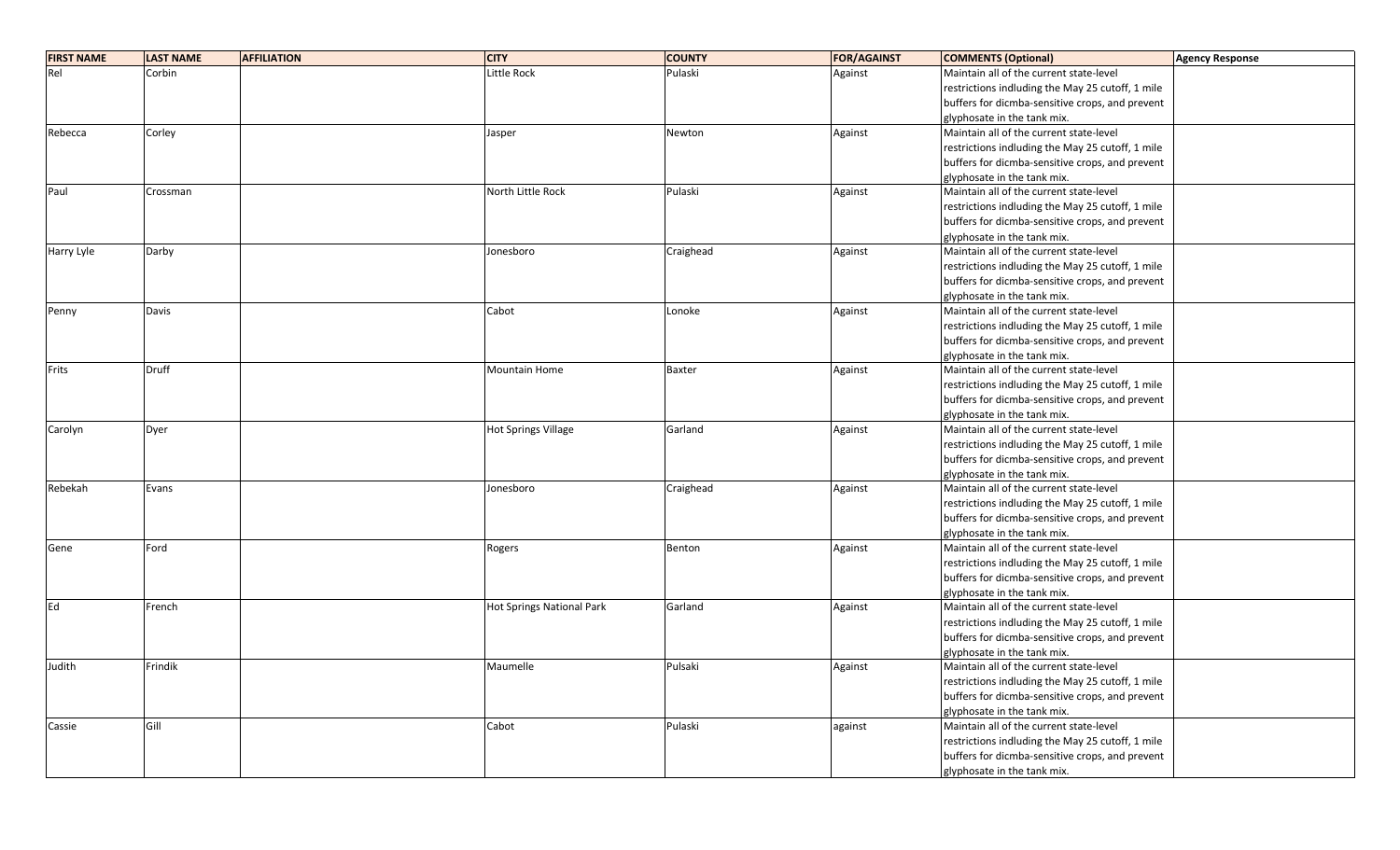| FIRST NAME | LAST NAME | AFFILIATION | CITY | COUNTY | FOR/AGAINST | COMMENTS (Optional) | Agency Response |
|---|---|---|---|---|---|---|---|
| Rel | Corbin | | Little Rock | Pulaski | Against | Maintain all of the current state-level restrictions indluding the May 25 cutoff, 1 mile buffers for dicmba-sensitive crops, and prevent glyphosate in the tank mix. | |
| Rebecca | Corley | | Jasper | Newton | Against | Maintain all of the current state-level restrictions indluding the May 25 cutoff, 1 mile buffers for dicmba-sensitive crops, and prevent glyphosate in the tank mix. | |
| Paul | Crossman | | North Little Rock | Pulaski | Against | Maintain all of the current state-level restrictions indluding the May 25 cutoff, 1 mile buffers for dicmba-sensitive crops, and prevent glyphosate in the tank mix. | |
| Harry Lyle | Darby | | Jonesboro | Craighead | Against | Maintain all of the current state-level restrictions indluding the May 25 cutoff, 1 mile buffers for dicmba-sensitive crops, and prevent glyphosate in the tank mix. | |
| Penny | Davis | | Cabot | Lonoke | Against | Maintain all of the current state-level restrictions indluding the May 25 cutoff, 1 mile buffers for dicmba-sensitive crops, and prevent glyphosate in the tank mix. | |
| Frits | Druff | | Mountain Home | Baxter | Against | Maintain all of the current state-level restrictions indluding the May 25 cutoff, 1 mile buffers for dicmba-sensitive crops, and prevent glyphosate in the tank mix. | |
| Carolyn | Dyer | | Hot Springs Village | Garland | Against | Maintain all of the current state-level restrictions indluding the May 25 cutoff, 1 mile buffers for dicmba-sensitive crops, and prevent glyphosate in the tank mix. | |
| Rebekah | Evans | | Jonesboro | Craighead | Against | Maintain all of the current state-level restrictions indluding the May 25 cutoff, 1 mile buffers for dicmba-sensitive crops, and prevent glyphosate in the tank mix. | |
| Gene | Ford | | Rogers | Benton | Against | Maintain all of the current state-level restrictions indluding the May 25 cutoff, 1 mile buffers for dicmba-sensitive crops, and prevent glyphosate in the tank mix. | |
| Ed | French | | Hot Springs National Park | Garland | Against | Maintain all of the current state-level restrictions indluding the May 25 cutoff, 1 mile buffers for dicmba-sensitive crops, and prevent glyphosate in the tank mix. | |
| Judith | Frindik | | Maumelle | Pulsaki | Against | Maintain all of the current state-level restrictions indluding the May 25 cutoff, 1 mile buffers for dicmba-sensitive crops, and prevent glyphosate in the tank mix. | |
| Cassie | Gill | | Cabot | Pulaski | against | Maintain all of the current state-level restrictions indluding the May 25 cutoff, 1 mile buffers for dicmba-sensitive crops, and prevent glyphosate in the tank mix. | |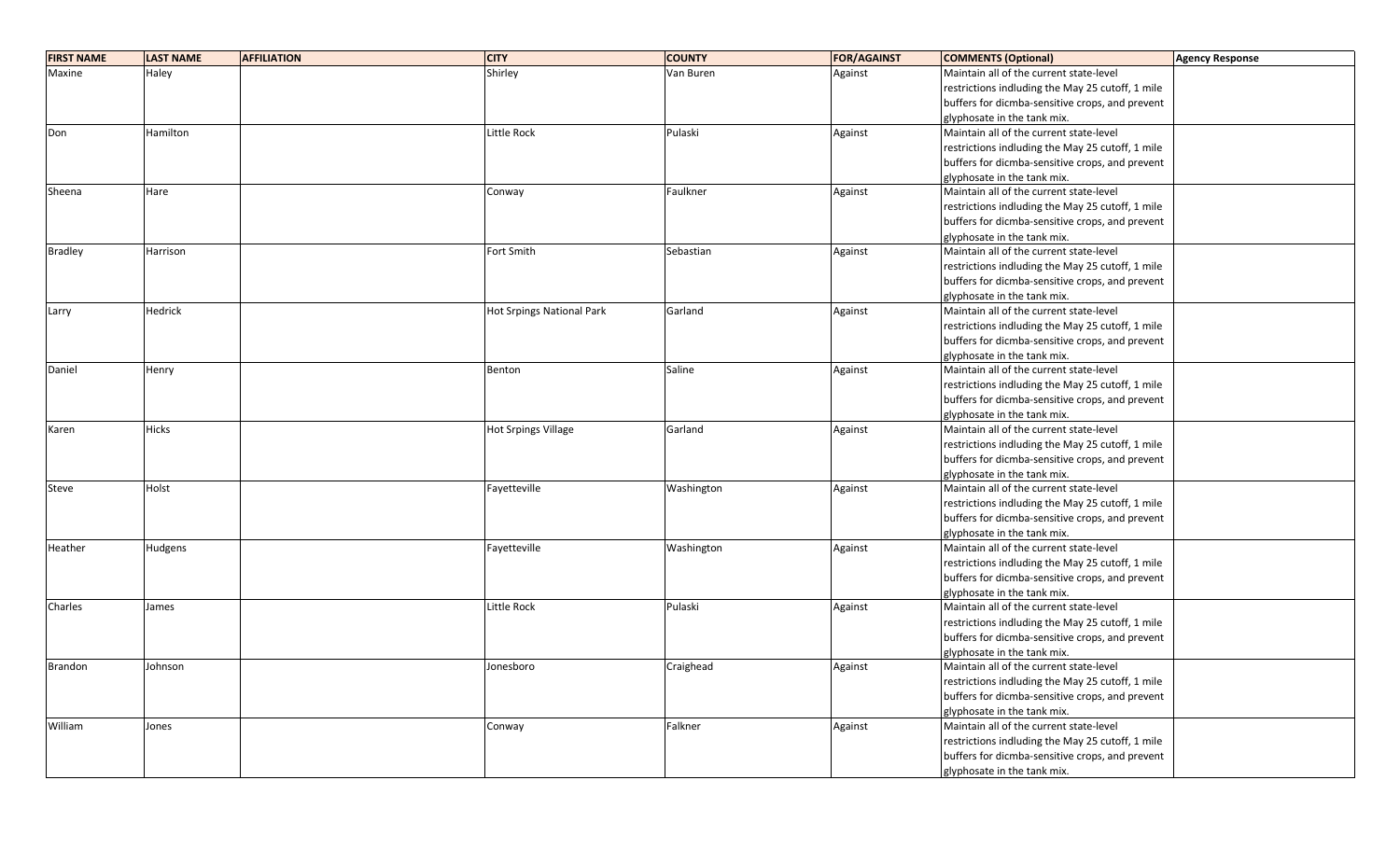| FIRST NAME | LAST NAME | AFFILIATION | CITY | COUNTY | FOR/AGAINST | COMMENTS (Optional) | Agency Response |
|---|---|---|---|---|---|---|---|
| Maxine | Haley | | Shirley | Van Buren | Against | Maintain all of the current state-level restrictions indluding the May 25 cutoff, 1 mile buffers for dicmba-sensitive crops, and prevent glyphosate in the tank mix. | |
| Don | Hamilton | | Little Rock | Pulaski | Against | Maintain all of the current state-level restrictions indluding the May 25 cutoff, 1 mile buffers for dicmba-sensitive crops, and prevent glyphosate in the tank mix. | |
| Sheena | Hare | | Conway | Faulkner | Against | Maintain all of the current state-level restrictions indluding the May 25 cutoff, 1 mile buffers for dicmba-sensitive crops, and prevent glyphosate in the tank mix. | |
| Bradley | Harrison | | Fort Smith | Sebastian | Against | Maintain all of the current state-level restrictions indluding the May 25 cutoff, 1 mile buffers for dicmba-sensitive crops, and prevent glyphosate in the tank mix. | |
| Larry | Hedrick | | Hot Srpings National Park | Garland | Against | Maintain all of the current state-level restrictions indluding the May 25 cutoff, 1 mile buffers for dicmba-sensitive crops, and prevent glyphosate in the tank mix. | |
| Daniel | Henry | | Benton | Saline | Against | Maintain all of the current state-level restrictions indluding the May 25 cutoff, 1 mile buffers for dicmba-sensitive crops, and prevent glyphosate in the tank mix. | |
| Karen | Hicks | | Hot Srpings Village | Garland | Against | Maintain all of the current state-level restrictions indluding the May 25 cutoff, 1 mile buffers for dicmba-sensitive crops, and prevent glyphosate in the tank mix. | |
| Steve | Holst | | Fayetteville | Washington | Against | Maintain all of the current state-level restrictions indluding the May 25 cutoff, 1 mile buffers for dicmba-sensitive crops, and prevent glyphosate in the tank mix. | |
| Heather | Hudgens | | Fayetteville | Washington | Against | Maintain all of the current state-level restrictions indluding the May 25 cutoff, 1 mile buffers for dicmba-sensitive crops, and prevent glyphosate in the tank mix. | |
| Charles | James | | Little Rock | Pulaski | Against | Maintain all of the current state-level restrictions indluding the May 25 cutoff, 1 mile buffers for dicmba-sensitive crops, and prevent glyphosate in the tank mix. | |
| Brandon | Johnson | | Jonesboro | Craighead | Against | Maintain all of the current state-level restrictions indluding the May 25 cutoff, 1 mile buffers for dicmba-sensitive crops, and prevent glyphosate in the tank mix. | |
| William | Jones | | Conway | Falkner | Against | Maintain all of the current state-level restrictions indluding the May 25 cutoff, 1 mile buffers for dicmba-sensitive crops, and prevent glyphosate in the tank mix. | |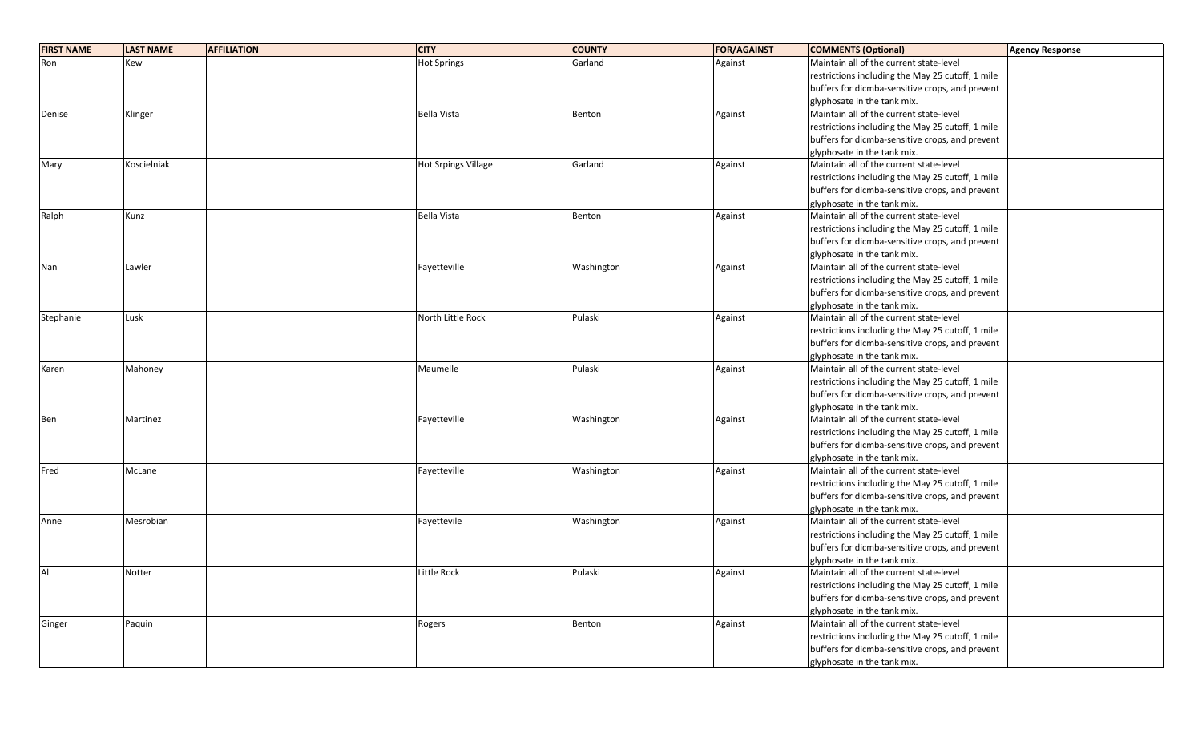| FIRST NAME | LAST NAME | AFFILIATION | CITY | COUNTY | FOR/AGAINST | COMMENTS (Optional) | Agency Response |
|---|---|---|---|---|---|---|---|
| Ron | Kew | | Hot Springs | Garland | Against | Maintain all of the current state-level restrictions indluding the May 25 cutoff, 1 mile buffers for dicmba-sensitive crops, and prevent glyphosate in the tank mix. | |
| Denise | Klinger | | Bella Vista | Benton | Against | Maintain all of the current state-level restrictions indluding the May 25 cutoff, 1 mile buffers for dicmba-sensitive crops, and prevent glyphosate in the tank mix. | |
| Mary | Koscielniak | | Hot Srpings Village | Garland | Against | Maintain all of the current state-level restrictions indluding the May 25 cutoff, 1 mile buffers for dicmba-sensitive crops, and prevent glyphosate in the tank mix. | |
| Ralph | Kunz | | Bella Vista | Benton | Against | Maintain all of the current state-level restrictions indluding the May 25 cutoff, 1 mile buffers for dicmba-sensitive crops, and prevent glyphosate in the tank mix. | |
| Nan | Lawler | | Fayetteville | Washington | Against | Maintain all of the current state-level restrictions indluding the May 25 cutoff, 1 mile buffers for dicmba-sensitive crops, and prevent glyphosate in the tank mix. | |
| Stephanie | Lusk | | North Little Rock | Pulaski | Against | Maintain all of the current state-level restrictions indluding the May 25 cutoff, 1 mile buffers for dicmba-sensitive crops, and prevent glyphosate in the tank mix. | |
| Karen | Mahoney | | Maumelle | Pulaski | Against | Maintain all of the current state-level restrictions indluding the May 25 cutoff, 1 mile buffers for dicmba-sensitive crops, and prevent glyphosate in the tank mix. | |
| Ben | Martinez | | Fayetteville | Washington | Against | Maintain all of the current state-level restrictions indluding the May 25 cutoff, 1 mile buffers for dicmba-sensitive crops, and prevent glyphosate in the tank mix. | |
| Fred | McLane | | Fayetteville | Washington | Against | Maintain all of the current state-level restrictions indluding the May 25 cutoff, 1 mile buffers for dicmba-sensitive crops, and prevent glyphosate in the tank mix. | |
| Anne | Mesrobian | | Fayettevile | Washington | Against | Maintain all of the current state-level restrictions indluding the May 25 cutoff, 1 mile buffers for dicmba-sensitive crops, and prevent glyphosate in the tank mix. | |
| Al | Notter | | Little Rock | Pulaski | Against | Maintain all of the current state-level restrictions indluding the May 25 cutoff, 1 mile buffers for dicmba-sensitive crops, and prevent glyphosate in the tank mix. | |
| Ginger | Paquin | | Rogers | Benton | Against | Maintain all of the current state-level restrictions indluding the May 25 cutoff, 1 mile buffers for dicmba-sensitive crops, and prevent glyphosate in the tank mix. | |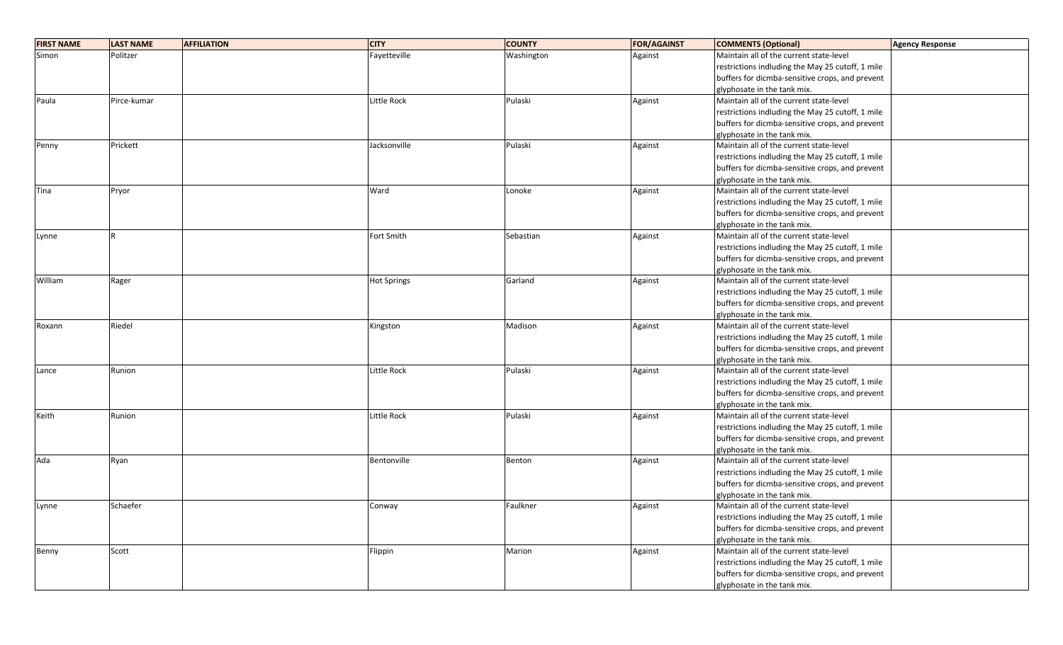| FIRST NAME | LAST NAME | AFFILIATION | CITY | COUNTY | FOR/AGAINST | COMMENTS (Optional) | Agency Response |
|---|---|---|---|---|---|---|---|
| Simon | Politzer | | Fayetteville | Washington | Against | Maintain all of the current state-level restrictions indluding the May 25 cutoff, 1 mile buffers for dicmba-sensitive crops, and prevent glyphosate in the tank mix. | |
| Paula | Pirce-kumar | | Little Rock | Pulaski | Against | Maintain all of the current state-level restrictions indluding the May 25 cutoff, 1 mile buffers for dicmba-sensitive crops, and prevent glyphosate in the tank mix. | |
| Penny | Prickett | | Jacksonville | Pulaski | Against | Maintain all of the current state-level restrictions indluding the May 25 cutoff, 1 mile buffers for dicmba-sensitive crops, and prevent glyphosate in the tank mix. | |
| Tina | Pryor | | Ward | Lonoke | Against | Maintain all of the current state-level restrictions indluding the May 25 cutoff, 1 mile buffers for dicmba-sensitive crops, and prevent glyphosate in the tank mix. | |
| Lynne | R | | Fort Smith | Sebastian | Against | Maintain all of the current state-level restrictions indluding the May 25 cutoff, 1 mile buffers for dicmba-sensitive crops, and prevent glyphosate in the tank mix. | |
| William | Rager | | Hot Springs | Garland | Against | Maintain all of the current state-level restrictions indluding the May 25 cutoff, 1 mile buffers for dicmba-sensitive crops, and prevent glyphosate in the tank mix. | |
| Roxann | Riedel | | Kingston | Madison | Against | Maintain all of the current state-level restrictions indluding the May 25 cutoff, 1 mile buffers for dicmba-sensitive crops, and prevent glyphosate in the tank mix. | |
| Lance | Runion | | Little Rock | Pulaski | Against | Maintain all of the current state-level restrictions indluding the May 25 cutoff, 1 mile buffers for dicmba-sensitive crops, and prevent glyphosate in the tank mix. | |
| Keith | Runion | | Little Rock | Pulaski | Against | Maintain all of the current state-level restrictions indluding the May 25 cutoff, 1 mile buffers for dicmba-sensitive crops, and prevent glyphosate in the tank mix. | |
| Ada | Ryan | | Bentonville | Benton | Against | Maintain all of the current state-level restrictions indluding the May 25 cutoff, 1 mile buffers for dicmba-sensitive crops, and prevent glyphosate in the tank mix. | |
| Lynne | Schaefer | | Conway | Faulkner | Against | Maintain all of the current state-level restrictions indluding the May 25 cutoff, 1 mile buffers for dicmba-sensitive crops, and prevent glyphosate in the tank mix. | |
| Benny | Scott | | Flippin | Marion | Against | Maintain all of the current state-level restrictions indluding the May 25 cutoff, 1 mile buffers for dicmba-sensitive crops, and prevent glyphosate in the tank mix. | |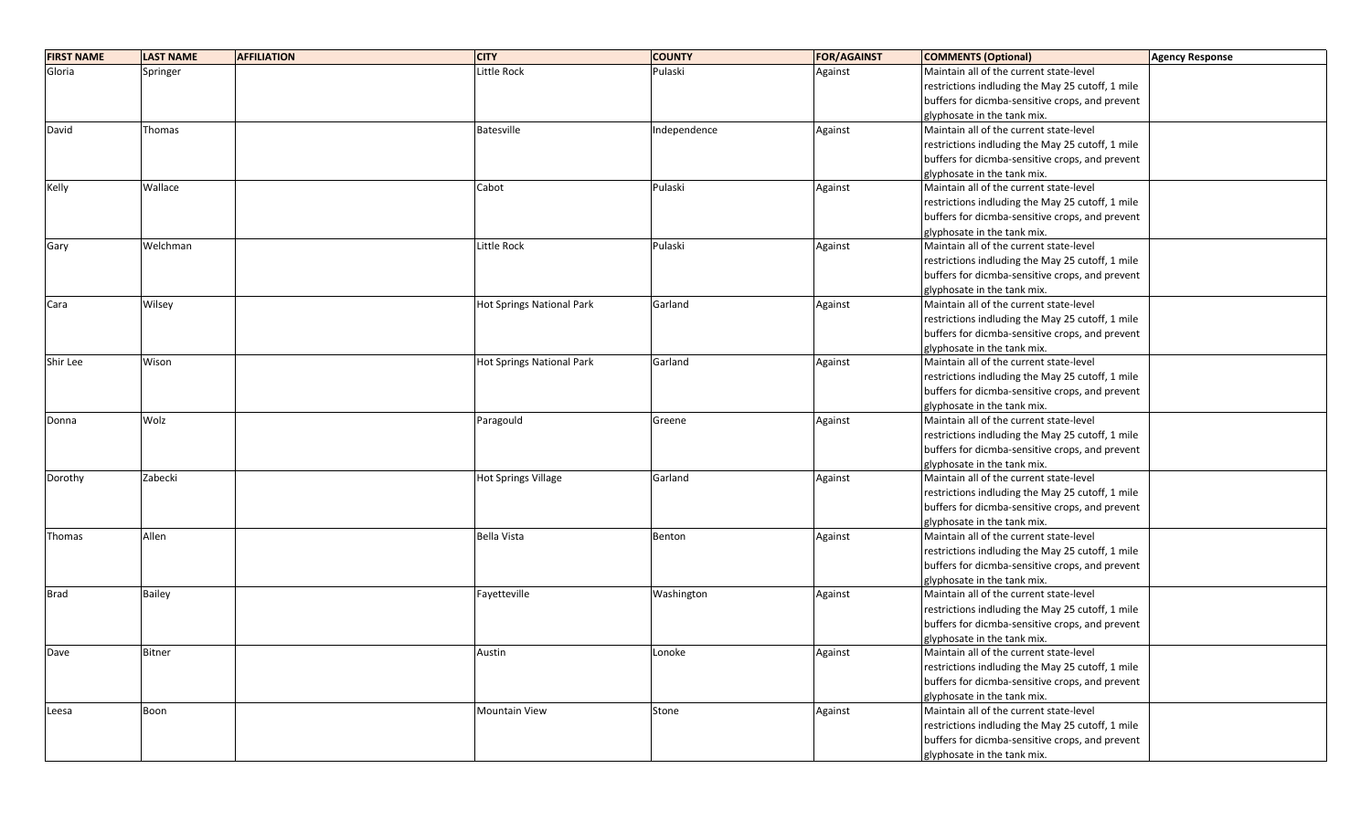| FIRST NAME | LAST NAME | AFFILIATION | CITY | COUNTY | FOR/AGAINST | COMMENTS (Optional) | Agency Response |
|---|---|---|---|---|---|---|---|
| Gloria | Springer | | Little Rock | Pulaski | Against | Maintain all of the current state-level restrictions indluding the May 25 cutoff, 1 mile buffers for dicmba-sensitive crops, and prevent glyphosate in the tank mix. | |
| David | Thomas | | Batesville | Independence | Against | Maintain all of the current state-level restrictions indluding the May 25 cutoff, 1 mile buffers for dicmba-sensitive crops, and prevent glyphosate in the tank mix. | |
| Kelly | Wallace | | Cabot | Pulaski | Against | Maintain all of the current state-level restrictions indluding the May 25 cutoff, 1 mile buffers for dicmba-sensitive crops, and prevent glyphosate in the tank mix. | |
| Gary | Welchman | | Little Rock | Pulaski | Against | Maintain all of the current state-level restrictions indluding the May 25 cutoff, 1 mile buffers for dicmba-sensitive crops, and prevent glyphosate in the tank mix. | |
| Cara | Wilsey | | Hot Springs National Park | Garland | Against | Maintain all of the current state-level restrictions indluding the May 25 cutoff, 1 mile buffers for dicmba-sensitive crops, and prevent glyphosate in the tank mix. | |
| Shir Lee | Wison | | Hot Springs National Park | Garland | Against | Maintain all of the current state-level restrictions indluding the May 25 cutoff, 1 mile buffers for dicmba-sensitive crops, and prevent glyphosate in the tank mix. | |
| Donna | Wolz | | Paragould | Greene | Against | Maintain all of the current state-level restrictions indluding the May 25 cutoff, 1 mile buffers for dicmba-sensitive crops, and prevent glyphosate in the tank mix. | |
| Dorothy | Zabecki | | Hot Springs Village | Garland | Against | Maintain all of the current state-level restrictions indluding the May 25 cutoff, 1 mile buffers for dicmba-sensitive crops, and prevent glyphosate in the tank mix. | |
| Thomas | Allen | | Bella Vista | Benton | Against | Maintain all of the current state-level restrictions indluding the May 25 cutoff, 1 mile buffers for dicmba-sensitive crops, and prevent glyphosate in the tank mix. | |
| Brad | Bailey | | Fayetteville | Washington | Against | Maintain all of the current state-level restrictions indluding the May 25 cutoff, 1 mile buffers for dicmba-sensitive crops, and prevent glyphosate in the tank mix. | |
| Dave | Bitner | | Austin | Lonoke | Against | Maintain all of the current state-level restrictions indluding the May 25 cutoff, 1 mile buffers for dicmba-sensitive crops, and prevent glyphosate in the tank mix. | |
| Leesa | Boon | | Mountain View | Stone | Against | Maintain all of the current state-level restrictions indluding the May 25 cutoff, 1 mile buffers for dicmba-sensitive crops, and prevent glyphosate in the tank mix. | |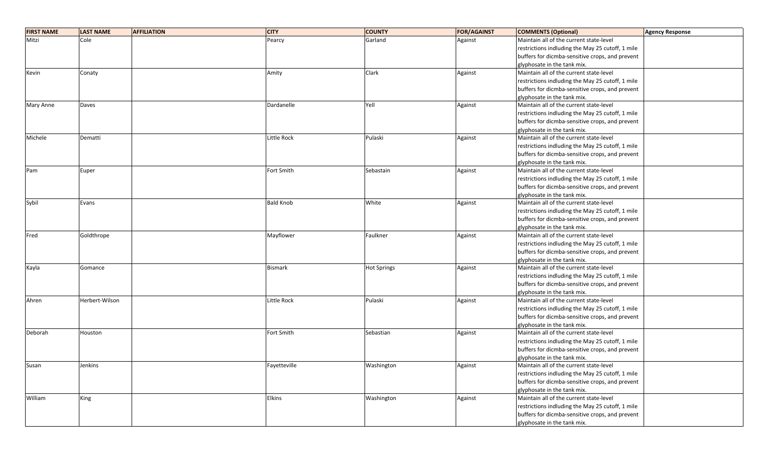| FIRST NAME | LAST NAME | AFFILIATION | CITY | COUNTY | FOR/AGAINST | COMMENTS (Optional) | Agency Response |
| --- | --- | --- | --- | --- | --- | --- | --- |
| Mitzi | Cole | | Pearcy | Garland | Against | Maintain all of the current state-level restrictions indluding the May 25 cutoff, 1 mile buffers for dicmba-sensitive crops, and prevent glyphosate in the tank mix. | |
| Kevin | Conaty | | Amity | Clark | Against | Maintain all of the current state-level restrictions indluding the May 25 cutoff, 1 mile buffers for dicmba-sensitive crops, and prevent glyphosate in the tank mix. | |
| Mary Anne | Daves | | Dardanelle | Yell | Against | Maintain all of the current state-level restrictions indluding the May 25 cutoff, 1 mile buffers for dicmba-sensitive crops, and prevent glyphosate in the tank mix. | |
| Michele | Dematti | | Little Rock | Pulaski | Against | Maintain all of the current state-level restrictions indluding the May 25 cutoff, 1 mile buffers for dicmba-sensitive crops, and prevent glyphosate in the tank mix. | |
| Pam | Euper | | Fort Smith | Sebastain | Against | Maintain all of the current state-level restrictions indluding the May 25 cutoff, 1 mile buffers for dicmba-sensitive crops, and prevent glyphosate in the tank mix. | |
| Sybil | Evans | | Bald Knob | White | Against | Maintain all of the current state-level restrictions indluding the May 25 cutoff, 1 mile buffers for dicmba-sensitive crops, and prevent glyphosate in the tank mix. | |
| Fred | Goldthrope | | Mayflower | Faulkner | Against | Maintain all of the current state-level restrictions indluding the May 25 cutoff, 1 mile buffers for dicmba-sensitive crops, and prevent glyphosate in the tank mix. | |
| Kayla | Gomance | | Bismark | Hot Springs | Against | Maintain all of the current state-level restrictions indluding the May 25 cutoff, 1 mile buffers for dicmba-sensitive crops, and prevent glyphosate in the tank mix. | |
| Ahren | Herbert-Wilson | | Little Rock | Pulaski | Against | Maintain all of the current state-level restrictions indluding the May 25 cutoff, 1 mile buffers for dicmba-sensitive crops, and prevent glyphosate in the tank mix. | |
| Deborah | Houston | | Fort Smith | Sebastian | Against | Maintain all of the current state-level restrictions indluding the May 25 cutoff, 1 mile buffers for dicmba-sensitive crops, and prevent glyphosate in the tank mix. | |
| Susan | Jenkins | | Fayetteville | Washington | Against | Maintain all of the current state-level restrictions indluding the May 25 cutoff, 1 mile buffers for dicmba-sensitive crops, and prevent glyphosate in the tank mix. | |
| William | King | | Elkins | Washington | Against | Maintain all of the current state-level restrictions indluding the May 25 cutoff, 1 mile buffers for dicmba-sensitive crops, and prevent glyphosate in the tank mix. | |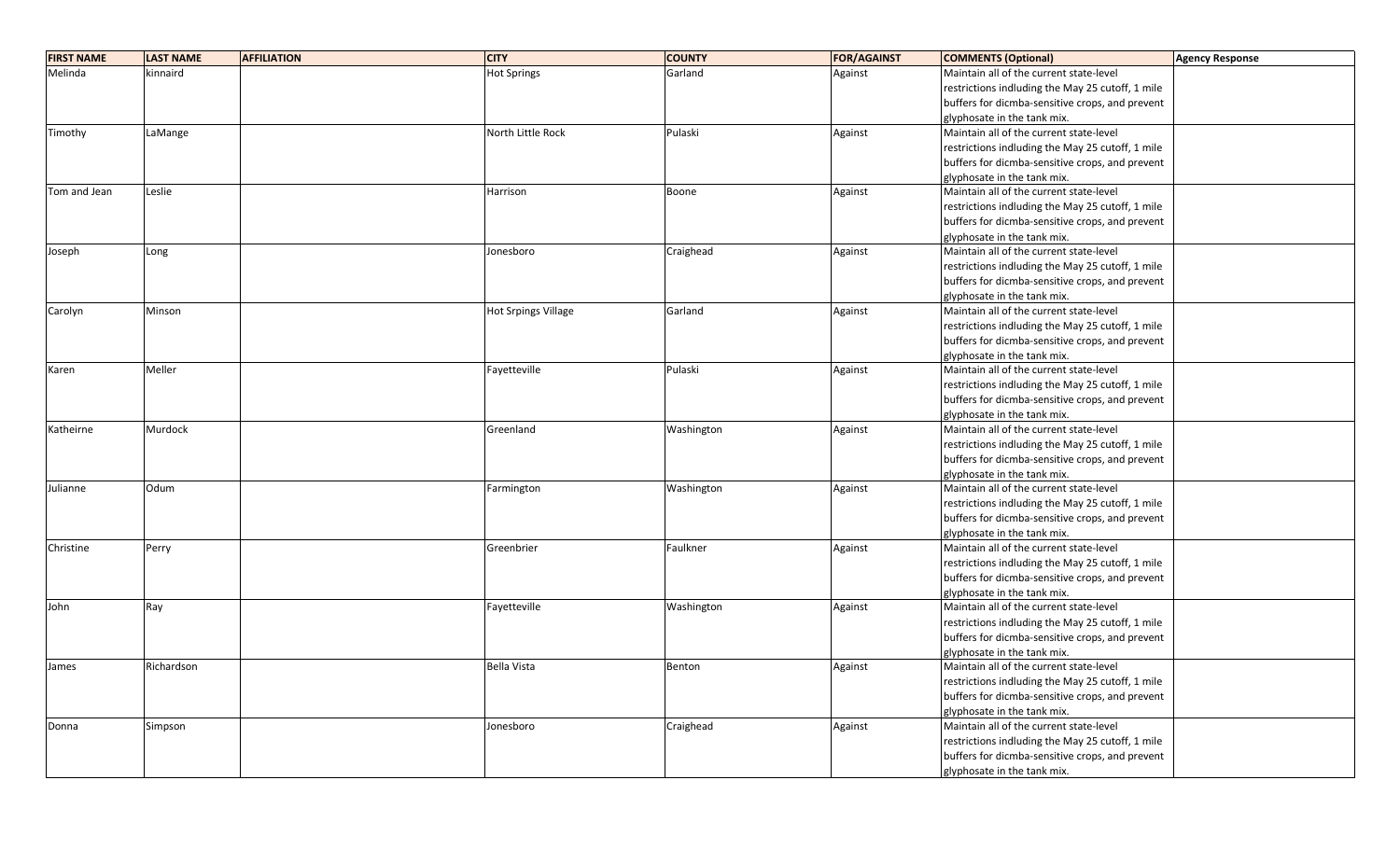| FIRST NAME | LAST NAME | AFFILIATION | CITY | COUNTY | FOR/AGAINST | COMMENTS (Optional) | Agency Response |
|---|---|---|---|---|---|---|---|
| Melinda | kinnaird | | Hot Springs | Garland | Against | Maintain all of the current state-level restrictions indluding the May 25 cutoff, 1 mile buffers for dicmba-sensitive crops, and prevent glyphosate in the tank mix. | |
| Timothy | LaMange | | North Little Rock | Pulaski | Against | Maintain all of the current state-level restrictions indluding the May 25 cutoff, 1 mile buffers for dicmba-sensitive crops, and prevent glyphosate in the tank mix. | |
| Tom and Jean | Leslie | | Harrison | Boone | Against | Maintain all of the current state-level restrictions indluding the May 25 cutoff, 1 mile buffers for dicmba-sensitive crops, and prevent glyphosate in the tank mix. | |
| Joseph | Long | | Jonesboro | Craighead | Against | Maintain all of the current state-level restrictions indluding the May 25 cutoff, 1 mile buffers for dicmba-sensitive crops, and prevent glyphosate in the tank mix. | |
| Carolyn | Minson | | Hot Srpings Village | Garland | Against | Maintain all of the current state-level restrictions indluding the May 25 cutoff, 1 mile buffers for dicmba-sensitive crops, and prevent glyphosate in the tank mix. | |
| Karen | Meller | | Fayetteville | Pulaski | Against | Maintain all of the current state-level restrictions indluding the May 25 cutoff, 1 mile buffers for dicmba-sensitive crops, and prevent glyphosate in the tank mix. | |
| Katheirne | Murdock | | Greenland | Washington | Against | Maintain all of the current state-level restrictions indluding the May 25 cutoff, 1 mile buffers for dicmba-sensitive crops, and prevent glyphosate in the tank mix. | |
| Julianne | Odum | | Farmington | Washington | Against | Maintain all of the current state-level restrictions indluding the May 25 cutoff, 1 mile buffers for dicmba-sensitive crops, and prevent glyphosate in the tank mix. | |
| Christine | Perry | | Greenbrier | Faulkner | Against | Maintain all of the current state-level restrictions indluding the May 25 cutoff, 1 mile buffers for dicmba-sensitive crops, and prevent glyphosate in the tank mix. | |
| John | Ray | | Fayetteville | Washington | Against | Maintain all of the current state-level restrictions indluding the May 25 cutoff, 1 mile buffers for dicmba-sensitive crops, and prevent glyphosate in the tank mix. | |
| James | Richardson | | Bella Vista | Benton | Against | Maintain all of the current state-level restrictions indluding the May 25 cutoff, 1 mile buffers for dicmba-sensitive crops, and prevent glyphosate in the tank mix. | |
| Donna | Simpson | | Jonesboro | Craighead | Against | Maintain all of the current state-level restrictions indluding the May 25 cutoff, 1 mile buffers for dicmba-sensitive crops, and prevent glyphosate in the tank mix. | |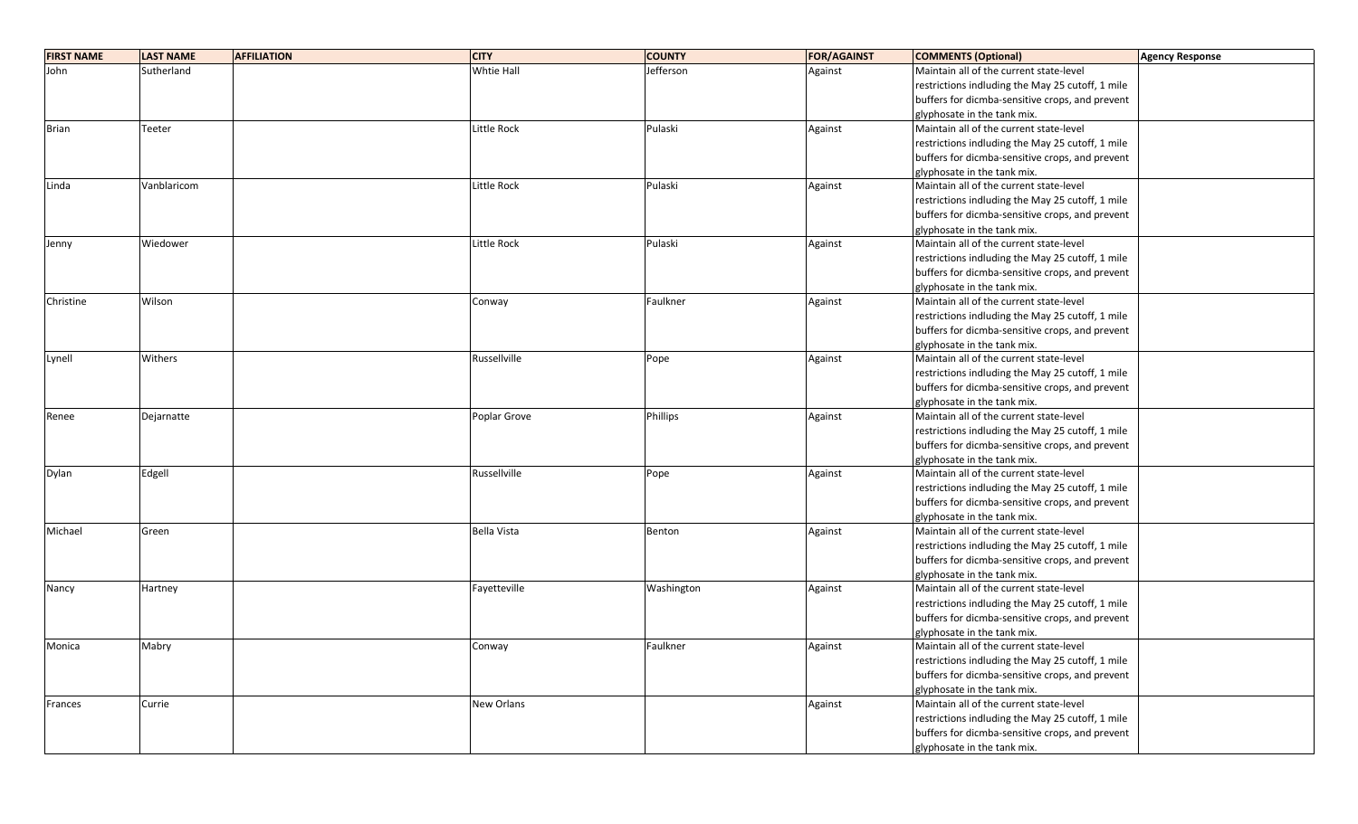| FIRST NAME | LAST NAME | AFFILIATION | CITY | COUNTY | FOR/AGAINST | COMMENTS (Optional) | Agency Response |
| --- | --- | --- | --- | --- | --- | --- | --- |
| John | Sutherland | | Whtie Hall | Jefferson | Against | Maintain all of the current state-level restrictions indluding the May 25 cutoff, 1 mile buffers for dicmba-sensitive crops, and prevent glyphosate in the tank mix. | |
| Brian | Teeter | | Little Rock | Pulaski | Against | Maintain all of the current state-level restrictions indluding the May 25 cutoff, 1 mile buffers for dicmba-sensitive crops, and prevent glyphosate in the tank mix. | |
| Linda | Vanblaricom | | Little Rock | Pulaski | Against | Maintain all of the current state-level restrictions indluding the May 25 cutoff, 1 mile buffers for dicmba-sensitive crops, and prevent glyphosate in the tank mix. | |
| Jenny | Wiedower | | Little Rock | Pulaski | Against | Maintain all of the current state-level restrictions indluding the May 25 cutoff, 1 mile buffers for dicmba-sensitive crops, and prevent glyphosate in the tank mix. | |
| Christine | Wilson | | Conway | Faulkner | Against | Maintain all of the current state-level restrictions indluding the May 25 cutoff, 1 mile buffers for dicmba-sensitive crops, and prevent glyphosate in the tank mix. | |
| Lynell | Withers | | Russellville | Pope | Against | Maintain all of the current state-level restrictions indluding the May 25 cutoff, 1 mile buffers for dicmba-sensitive crops, and prevent glyphosate in the tank mix. | |
| Renee | Dejarnatte | | Poplar Grove | Phillips | Against | Maintain all of the current state-level restrictions indluding the May 25 cutoff, 1 mile buffers for dicmba-sensitive crops, and prevent glyphosate in the tank mix. | |
| Dylan | Edgell | | Russellville | Pope | Against | Maintain all of the current state-level restrictions indluding the May 25 cutoff, 1 mile buffers for dicmba-sensitive crops, and prevent glyphosate in the tank mix. | |
| Michael | Green | | Bella Vista | Benton | Against | Maintain all of the current state-level restrictions indluding the May 25 cutoff, 1 mile buffers for dicmba-sensitive crops, and prevent glyphosate in the tank mix. | |
| Nancy | Hartney | | Fayetteville | Washington | Against | Maintain all of the current state-level restrictions indluding the May 25 cutoff, 1 mile buffers for dicmba-sensitive crops, and prevent glyphosate in the tank mix. | |
| Monica | Mabry | | Conway | Faulkner | Against | Maintain all of the current state-level restrictions indluding the May 25 cutoff, 1 mile buffers for dicmba-sensitive crops, and prevent glyphosate in the tank mix. | |
| Frances | Currie | | New Orlans | | Against | Maintain all of the current state-level restrictions indluding the May 25 cutoff, 1 mile buffers for dicmba-sensitive crops, and prevent glyphosate in the tank mix. | |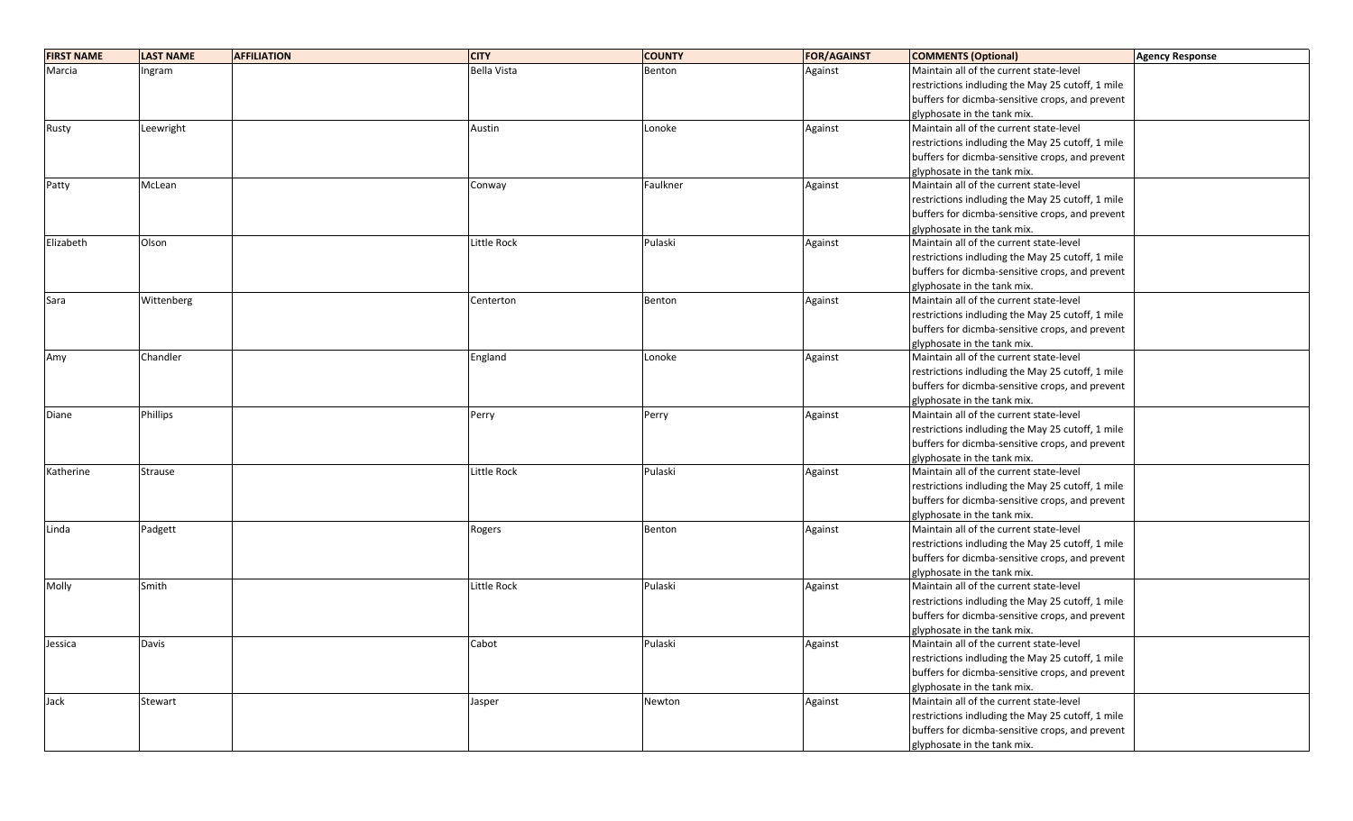| FIRST NAME | LAST NAME | AFFILIATION | CITY | COUNTY | FOR/AGAINST | COMMENTS (Optional) | Agency Response |
|---|---|---|---|---|---|---|---|
| Marcia | Ingram | | Bella Vista | Benton | Against | Maintain all of the current state-level restrictions indluding the May 25 cutoff, 1 mile buffers for dicmba-sensitive crops, and prevent glyphosate in the tank mix. | |
| Rusty | Leewright | | Austin | Lonoke | Against | Maintain all of the current state-level restrictions indluding the May 25 cutoff, 1 mile buffers for dicmba-sensitive crops, and prevent glyphosate in the tank mix. | |
| Patty | McLean | | Conway | Faulkner | Against | Maintain all of the current state-level restrictions indluding the May 25 cutoff, 1 mile buffers for dicmba-sensitive crops, and prevent glyphosate in the tank mix. | |
| Elizabeth | Olson | | Little Rock | Pulaski | Against | Maintain all of the current state-level restrictions indluding the May 25 cutoff, 1 mile buffers for dicmba-sensitive crops, and prevent glyphosate in the tank mix. | |
| Sara | Wittenberg | | Centerton | Benton | Against | Maintain all of the current state-level restrictions indluding the May 25 cutoff, 1 mile buffers for dicmba-sensitive crops, and prevent glyphosate in the tank mix. | |
| Amy | Chandler | | England | Lonoke | Against | Maintain all of the current state-level restrictions indluding the May 25 cutoff, 1 mile buffers for dicmba-sensitive crops, and prevent glyphosate in the tank mix. | |
| Diane | Phillips | | Perry | Perry | Against | Maintain all of the current state-level restrictions indluding the May 25 cutoff, 1 mile buffers for dicmba-sensitive crops, and prevent glyphosate in the tank mix. | |
| Katherine | Strause | | Little Rock | Pulaski | Against | Maintain all of the current state-level restrictions indluding the May 25 cutoff, 1 mile buffers for dicmba-sensitive crops, and prevent glyphosate in the tank mix. | |
| Linda | Padgett | | Rogers | Benton | Against | Maintain all of the current state-level restrictions indluding the May 25 cutoff, 1 mile buffers for dicmba-sensitive crops, and prevent glyphosate in the tank mix. | |
| Molly | Smith | | Little Rock | Pulaski | Against | Maintain all of the current state-level restrictions indluding the May 25 cutoff, 1 mile buffers for dicmba-sensitive crops, and prevent glyphosate in the tank mix. | |
| Jessica | Davis | | Cabot | Pulaski | Against | Maintain all of the current state-level restrictions indluding the May 25 cutoff, 1 mile buffers for dicmba-sensitive crops, and prevent glyphosate in the tank mix. | |
| Jack | Stewart | | Jasper | Newton | Against | Maintain all of the current state-level restrictions indluding the May 25 cutoff, 1 mile buffers for dicmba-sensitive crops, and prevent glyphosate in the tank mix. | |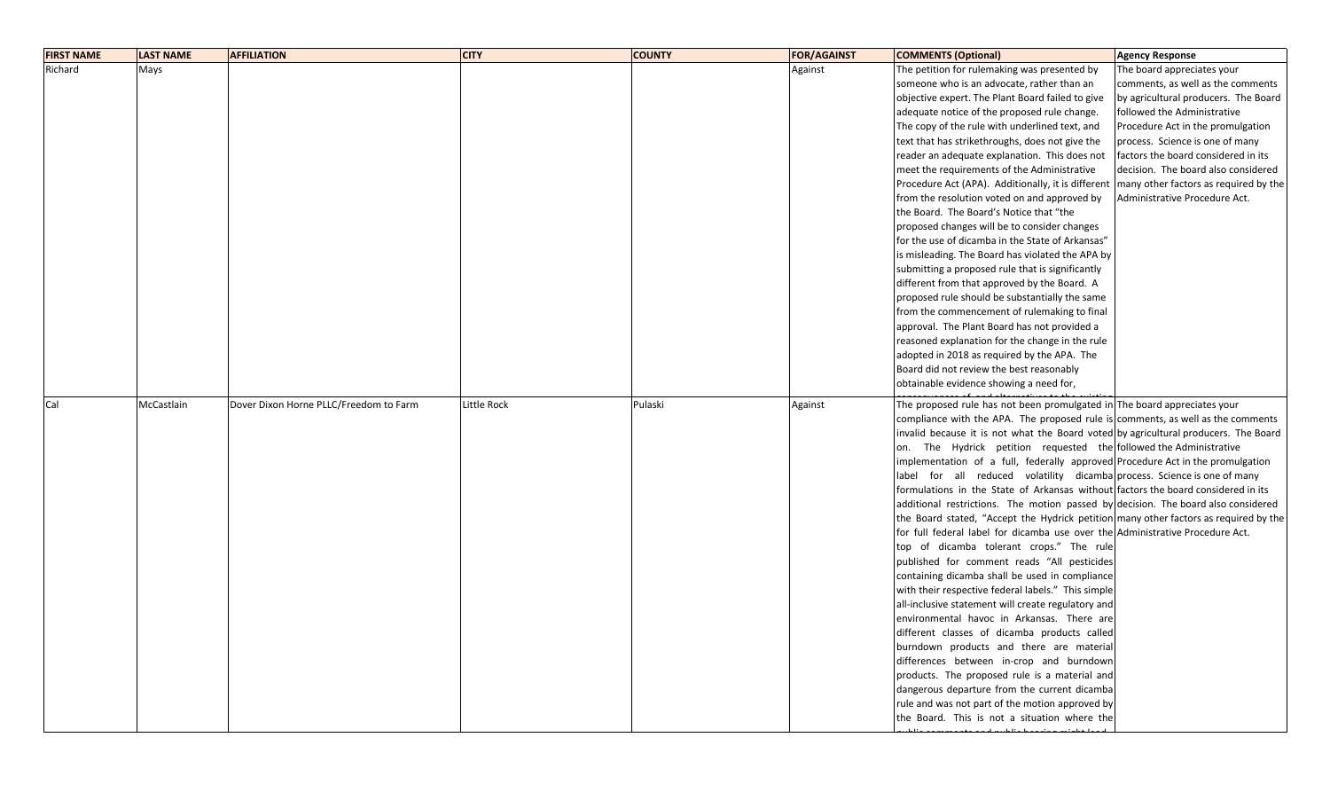| FIRST NAME | LAST NAME | AFFILIATION | CITY | COUNTY | FOR/AGAINST | COMMENTS (Optional) | Agency Response |
|---|---|---|---|---|---|---|---|
| Richard | Mays | | | | Against | The petition for rulemaking was presented by someone who is an advocate, rather than an objective expert. The Plant Board failed to give adequate notice of the proposed rule change. The copy of the rule with underlined text, and text that has strikethroughs, does not give the reader an adequate explanation. This does not meet the requirements of the Administrative Procedure Act (APA). Additionally, it is different from the resolution voted on and approved by the Board. The Board's Notice that "the proposed changes will be to consider changes for the use of dicamba in the State of Arkansas" is misleading. The Board has violated the APA by submitting a proposed rule that is significantly different from that approved by the Board. A proposed rule should be substantially the same from the commencement of rulemaking to final approval. The Plant Board has not provided a reasoned explanation for the change in the rule adopted in 2018 as required by the APA. The Board did not review the best reasonably obtainable evidence showing a need for, | The board appreciates your comments, as well as the comments by agricultural producers. The Board followed the Administrative Procedure Act in the promulgation process. Science is one of many factors the board considered in its decision. The board also considered many other factors as required by the Administrative Procedure Act. |
| Cal | McCastlain | Dover Dixon Horne PLLC/Freedom to Farm | Little Rock | Pulaski | Against | The proposed rule has not been promulgated in compliance with the APA. The proposed rule is invalid because it is not what the Board voted on. The Hydrick petition requested the implementation of a full, federally approved label for all reduced volatility dicamba formulations in the State of Arkansas without additional restrictions. The motion passed by the Board stated, "Accept the Hydrick petition for full federal label for dicamba use over the top of dicamba tolerant crops." The rule published for comment reads "All pesticides containing dicamba shall be used in compliance with their respective federal labels." This simple all-inclusive statement will create regulatory and environmental havoc in Arkansas. There are different classes of dicamba products called burndown products and there are material differences between in-crop and burndown products. The proposed rule is a material and dangerous departure from the current dicamba rule and was not part of the motion approved by the Board. This is not a situation where the | The board appreciates your comments, as well as the comments by agricultural producers. The Board followed the Administrative Procedure Act in the promulgation process. Science is one of many factors the board considered in its decision. The board also considered many other factors as required by the Administrative Procedure Act. |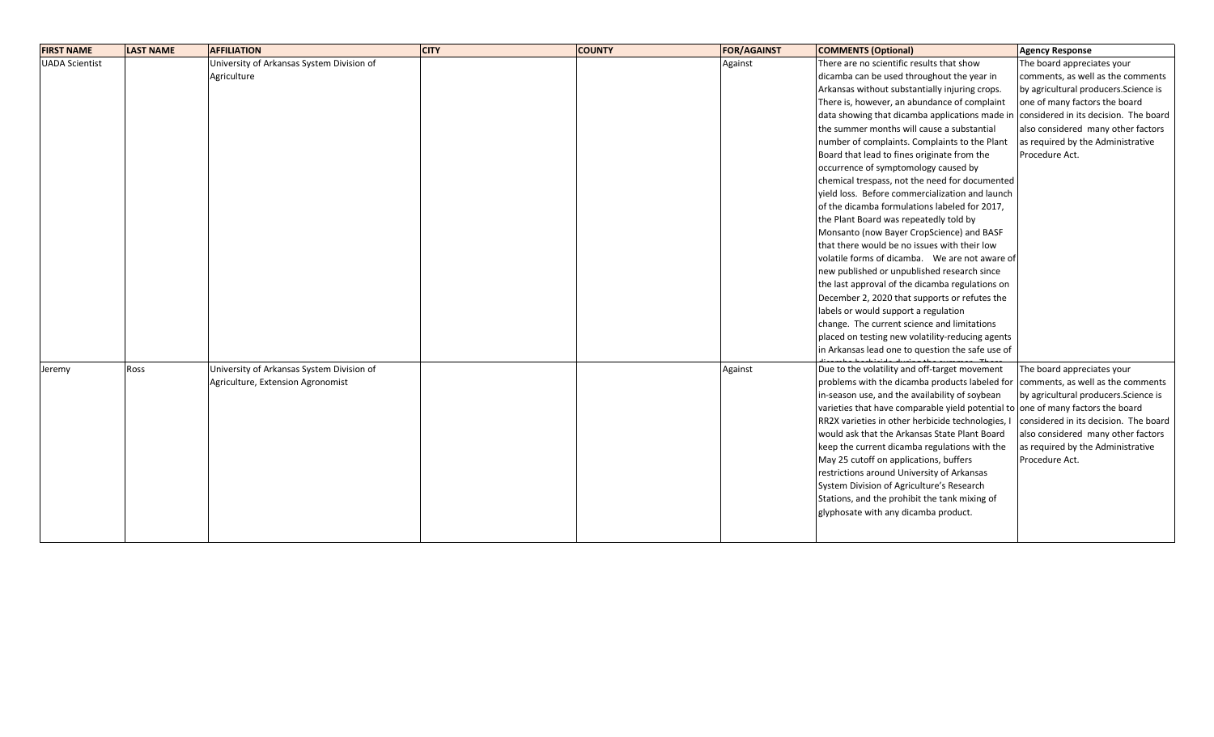| FIRST NAME | LAST NAME | AFFILIATION | CITY | COUNTY | FOR/AGAINST | COMMENTS (Optional) | Agency Response |
| --- | --- | --- | --- | --- | --- | --- | --- |
| UADA Scientist | | University of Arkansas System Division of Agriculture | | | Against | There are no scientific results that show dicamba can be used throughout the year in Arkansas without substantially injuring crops. There is, however, an abundance of complaint data showing that dicamba applications made in the summer months will cause a substantial number of complaints. Complaints to the Plant Board that lead to fines originate from the occurrence of symptomology caused by chemical trespass, not the need for documented yield loss. Before commercialization and launch of the dicamba formulations labeled for 2017, the Plant Board was repeatedly told by Monsanto (now Bayer CropScience) and BASF that there would be no issues with their low volatile forms of dicamba. We are not aware of new published or unpublished research since the last approval of the dicamba regulations on December 2, 2020 that supports or refutes the labels or would support a regulation change. The current science and limitations placed on testing new volatility-reducing agents in Arkansas lead one to question the safe use of | The board appreciates your comments, as well as the comments by agricultural producers.Science is one of many factors the board considered in its decision. The board also considered many other factors as required by the Administrative Procedure Act. |
| Jeremy | Ross | University of Arkansas System Division of Agriculture, Extension Agronomist | | | Against | Due to the volatility and off-target movement problems with the dicamba products labeled for in-season use, and the availability of soybean varieties that have comparable yield potential to RR2X varieties in other herbicide technologies, I would ask that the Arkansas State Plant Board keep the current dicamba regulations with the May 25 cutoff on applications, buffers restrictions around University of Arkansas System Division of Agriculture's Research Stations, and the prohibit the tank mixing of glyphosate with any dicamba product. | The board appreciates your comments, as well as the comments by agricultural producers.Science is one of many factors the board considered in its decision. The board also considered many other factors as required by the Administrative Procedure Act. |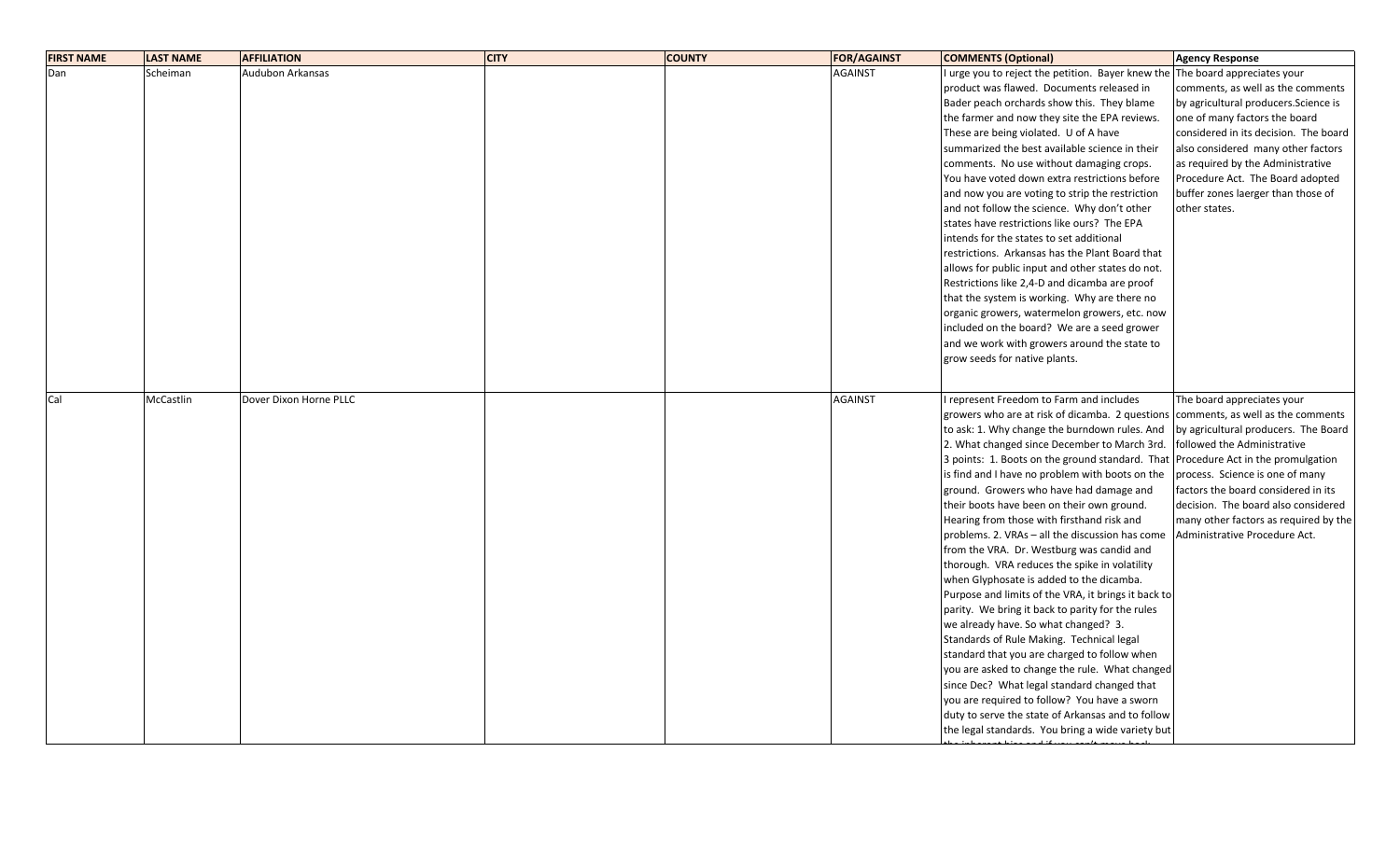| FIRST NAME | LAST NAME | AFFILIATION | CITY | COUNTY | FOR/AGAINST | COMMENTS (Optional) | Agency Response |
|---|---|---|---|---|---|---|---|
| Dan | Scheiman | Audubon Arkansas | | | AGAINST | I urge you to reject the petition. Bayer knew the product was flawed. Documents released in Bader peach orchards show this. They blame the farmer and now they site the EPA reviews. These are being violated. U of A have summarized the best available science in their comments. No use without damaging crops. You have voted down extra restrictions before and now you are voting to strip the restriction and not follow the science. Why don't other states have restrictions like ours? The EPA intends for the states to set additional restrictions. Arkansas has the Plant Board that allows for public input and other states do not. Restrictions like 2,4-D and dicamba are proof that the system is working. Why are there no organic growers, watermelon growers, etc. now included on the board? We are a seed grower and we work with growers around the state to grow seeds for native plants. | The board appreciates your comments, as well as the comments by agricultural producers.Science is one of many factors the board considered in its decision. The board also considered many other factors as required by the Administrative Procedure Act. The Board adopted buffer zones laerger than those of other states. |
| Cal | McCastlin | Dover Dixon Horne PLLC | | | AGAINST | I represent Freedom to Farm and includes growers who are at risk of dicamba. 2 questions to ask: 1. Why change the burndown rules. And 2. What changed since December to March 3rd. 3 points: 1. Boots on the ground standard. That is find and I have no problem with boots on the ground. Growers who have had damage and their boots have been on their own ground. Hearing from those with firsthand risk and problems. 2. VRAs – all the discussion has come from the VRA. Dr. Westburg was candid and thorough. VRA reduces the spike in volatility when Glyphosate is added to the dicamba. Purpose and limits of the VRA, it brings it back to parity. We bring it back to parity for the rules we already have. So what changed? 3. Standards of Rule Making. Technical legal standard that you are charged to follow when you are asked to change the rule. What changed since Dec? What legal standard changed that you are required to follow? You have a sworn duty to serve the state of Arkansas and to follow the legal standards. You bring a wide variety but | The board appreciates your comments, as well as the comments by agricultural producers. The Board followed the Administrative Procedure Act in the promulgation process. Science is one of many factors the board considered in its decision. The board also considered many other factors as required by the Administrative Procedure Act. |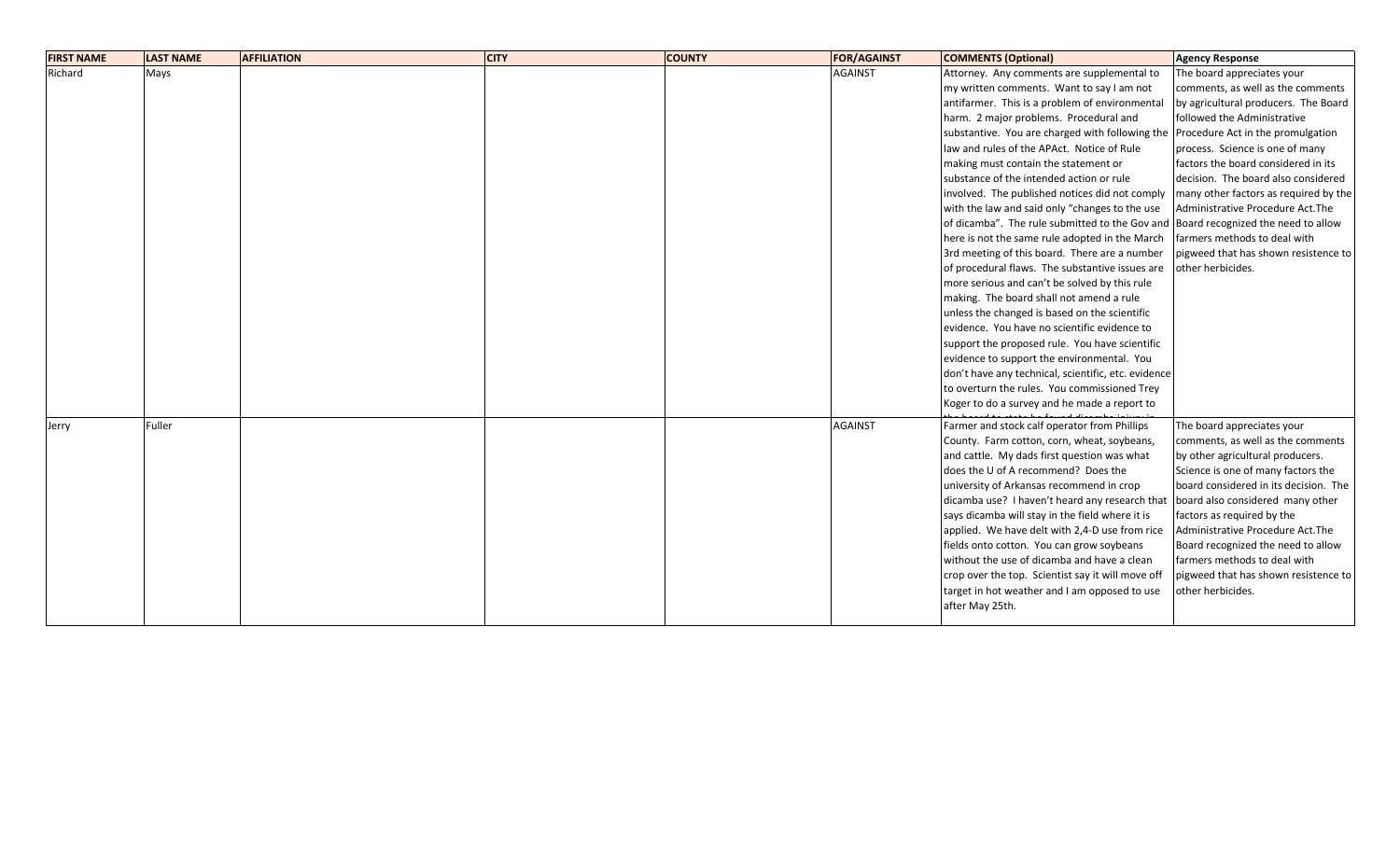| FIRST NAME | LAST NAME | AFFILIATION | CITY | COUNTY | FOR/AGAINST | COMMENTS (Optional) | Agency Response |
|---|---|---|---|---|---|---|---|
| Richard | Mays | | | | AGAINST | Attorney. Any comments are supplemental to my written comments. Want to say I am not antifarmer. This is a problem of environmental harm. 2 major problems. Procedural and substantive. You are charged with following the law and rules of the APAct. Notice of Rule making must contain the statement or substance of the intended action or rule involved. The published notices did not comply with the law and said only "changes to the use of dicamba". The rule submitted to the Gov and here is not the same rule adopted in the March 3rd meeting of this board. There are a number of procedural flaws. The substantive issues are more serious and can't be solved by this rule making. The board shall not amend a rule unless the changed is based on the scientific evidence. You have no scientific evidence to support the proposed rule. You have scientific evidence to support the environmental. You don't have any technical, scientific, etc. evidence to overturn the rules. You commissioned Trey Koger to do a survey and he made a report to the board to state he found dicamba injury in | The board appreciates your comments, as well as the comments by agricultural producers. The Board followed the Administrative Procedure Act in the promulgation process. Science is one of many factors the board considered in its decision. The board also considered many other factors as required by the Administrative Procedure Act.The Board recognized the need to allow farmers methods to deal with pigweed that has shown resistence to other herbicides. |
| Jerry | Fuller | | | | AGAINST | Farmer and stock calf operator from Phillips County. Farm cotton, corn, wheat, soybeans, and cattle. My dads first question was what does the U of A recommend? Does the university of Arkansas recommend in crop dicamba use? I haven't heard any research that says dicamba will stay in the field where it is applied. We have delt with 2,4-D use from rice fields onto cotton. You can grow soybeans without the use of dicamba and have a clean crop over the top. Scientist say it will move off target in hot weather and I am opposed to use after May 25th. | The board appreciates your comments, as well as the comments by other agricultural producers. Science is one of many factors the board considered in its decision. The board also considered many other factors as required by the Administrative Procedure Act.The Board recognized the need to allow farmers methods to deal with pigweed that has shown resistence to other herbicides. |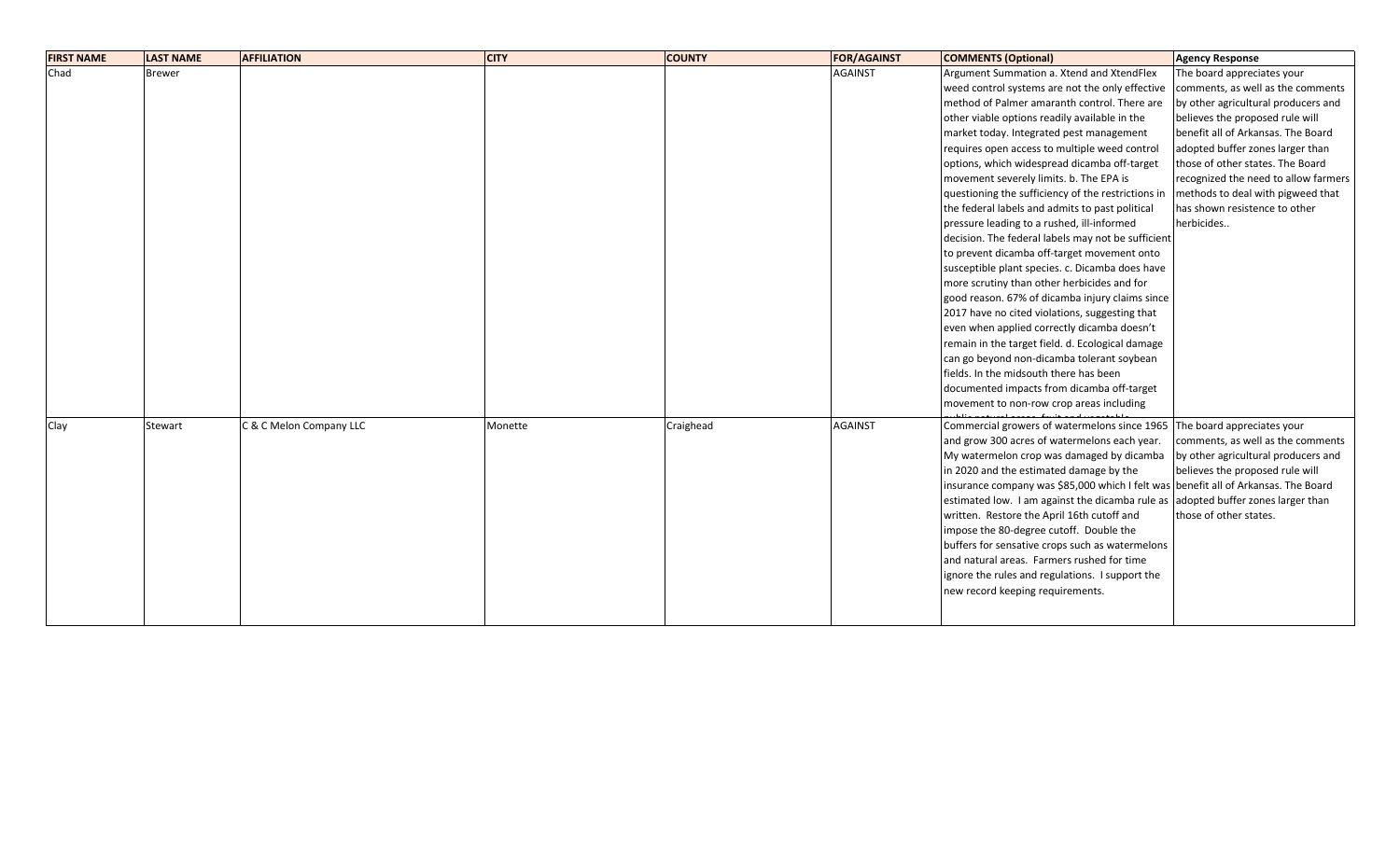| FIRST NAME | LAST NAME | AFFILIATION | CITY | COUNTY | FOR/AGAINST | COMMENTS (Optional) | Agency Response |
| --- | --- | --- | --- | --- | --- | --- | --- |
| Chad | Brewer | | | | AGAINST | Argument Summation a. Xtend and XtendFlex weed control systems are not the only effective method of Palmer amaranth control. There are other viable options readily available in the market today. Integrated pest management requires open access to multiple weed control options, which widespread dicamba off-target movement severely limits. b. The EPA is questioning the sufficiency of the restrictions in the federal labels and admits to past political pressure leading to a rushed, ill-informed decision. The federal labels may not be sufficient to prevent dicamba off-target movement onto susceptible plant species. c. Dicamba does have more scrutiny than other herbicides and for good reason. 67% of dicamba injury claims since 2017 have no cited violations, suggesting that even when applied correctly dicamba doesn't remain in the target field. d. Ecological damage can go beyond non-dicamba tolerant soybean fields. In the midsouth there has been documented impacts from dicamba off-target movement to non-row crop areas including public natural areas, fruit and vegetable | The board appreciates your comments, as well as the comments by other agricultural producers and believes the proposed rule will benefit all of Arkansas. The Board adopted buffer zones larger than those of other states. The Board recognized the need to allow farmers methods to deal with pigweed that has shown resistence to other herbicides.. |
| Clay | Stewart | C & C Melon Company LLC | Monette | Craighead | AGAINST | Commercial growers of watermelons since 1965 and grow 300 acres of watermelons each year. My watermelon crop was damaged by dicamba in 2020 and the estimated damage by the insurance company was $85,000 which I felt was estimated low. I am against the dicamba rule as written. Restore the April 16th cutoff and impose the 80-degree cutoff. Double the buffers for sensative crops such as watermelons and natural areas. Farmers rushed for time ignore the rules and regulations. I support the new record keeping requirements. | The board appreciates your comments, as well as the comments by other agricultural producers and believes the proposed rule will benefit all of Arkansas. The Board adopted buffer zones larger than those of other states. |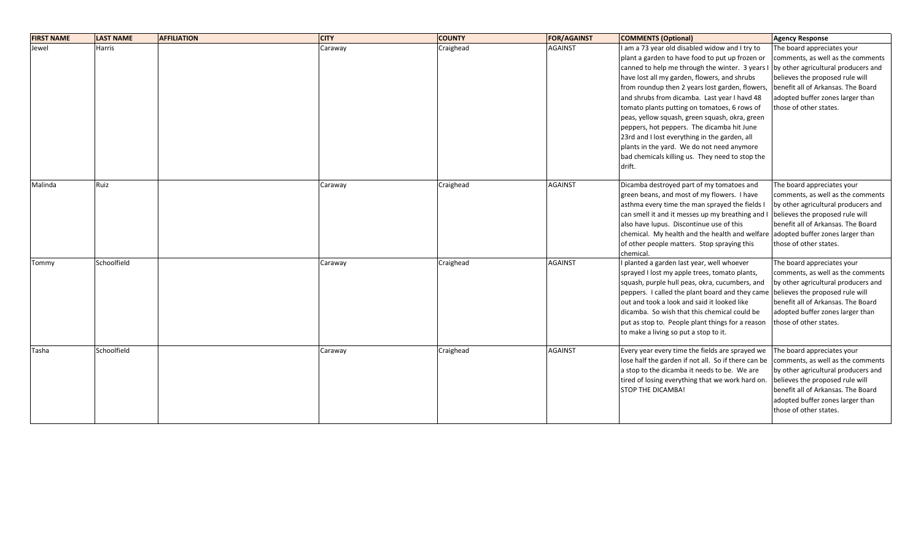| FIRST NAME | LAST NAME | AFFILIATION | CITY | COUNTY | FOR/AGAINST | COMMENTS (Optional) | Agency Response |
|---|---|---|---|---|---|---|---|
| Jewel | Harris | | Caraway | Craighead | AGAINST | I am a 73 year old disabled widow and I try to plant a garden to have food to put up frozen or canned to help me through the winter. 3 years I have lost all my garden, flowers, and shrubs from roundup then 2 years lost garden, flowers, and shrubs from dicamba. Last year I havd 48 tomato plants putting on tomatoes, 6 rows of peas, yellow squash, green squash, okra, green peppers, hot peppers. The dicamba hit June 23rd and I lost everything in the garden, all plants in the yard. We do not need anymore bad chemicals killing us. They need to stop the drift. | The board appreciates your comments, as well as the comments by other agricultural producers and believes the proposed rule will benefit all of Arkansas. The Board adopted buffer zones larger than those of other states. |
| Malinda | Ruiz | | Caraway | Craighead | AGAINST | Dicamba destroyed part of my tomatoes and green beans, and most of my flowers. I have asthma every time the man sprayed the fields I can smell it and it messes up my breathing and I also have lupus. Discontinue use of this chemical. My health and the health and welfare of other people matters. Stop spraying this chemical. | The board appreciates your comments, as well as the comments by other agricultural producers and believes the proposed rule will benefit all of Arkansas. The Board adopted buffer zones larger than those of other states. |
| Tommy | Schoolfield | | Caraway | Craighead | AGAINST | I planted a garden last year, well whoever sprayed I lost my apple trees, tomato plants, squash, purple hull peas, okra, cucumbers, and peppers. I called the plant board and they came out and took a look and said it looked like dicamba. So wish that this chemical could be put as stop to. People plant things for a reason to make a living so put a stop to it. | The board appreciates your comments, as well as the comments by other agricultural producers and believes the proposed rule will benefit all of Arkansas. The Board adopted buffer zones larger than those of other states. |
| Tasha | Schoolfield | | Caraway | Craighead | AGAINST | Every year every time the fields are sprayed we lose half the garden if not all. So if there can be a stop to the dicamba it needs to be. We are tired of losing everything that we work hard on. STOP THE DICAMBA! | The board appreciates your comments, as well as the comments by other agricultural producers and believes the proposed rule will benefit all of Arkansas. The Board adopted buffer zones larger than those of other states. |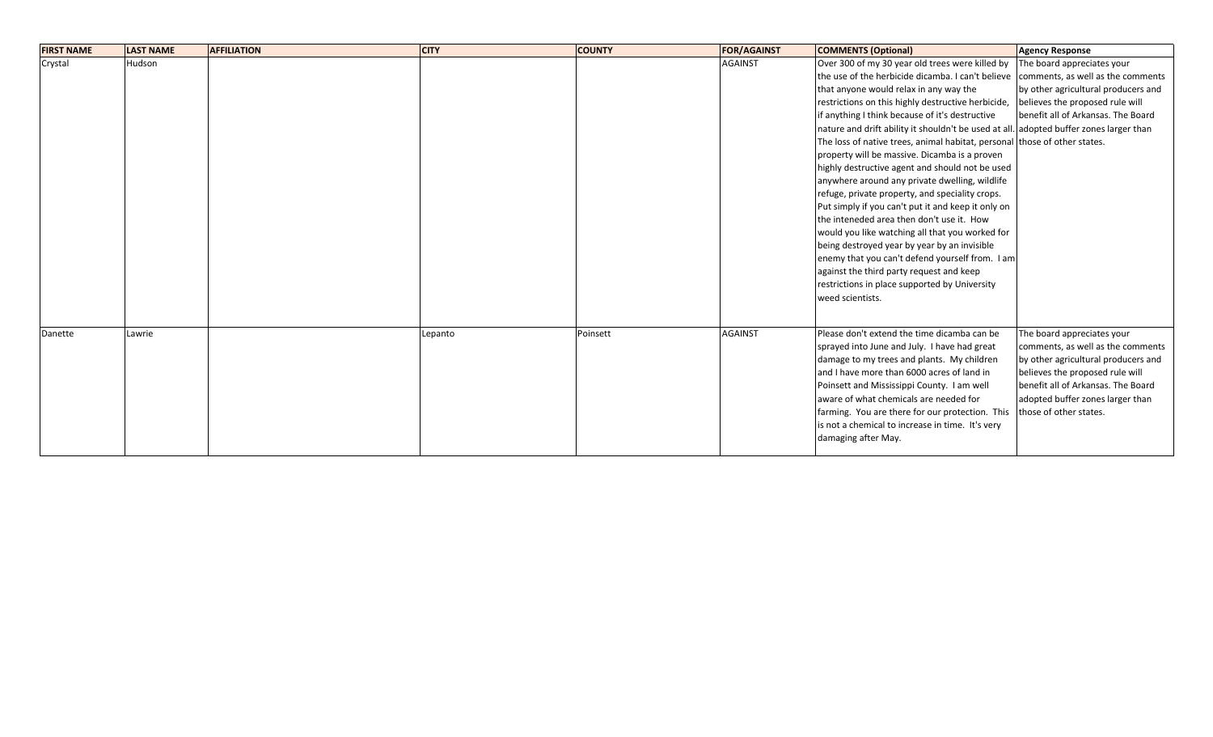| FIRST NAME | LAST NAME | AFFILIATION | CITY | COUNTY | FOR/AGAINST | COMMENTS (Optional) | Agency Response |
|---|---|---|---|---|---|---|---|
| Crystal | Hudson | | | | AGAINST | Over 300 of my 30 year old trees were killed by the use of the herbicide dicamba. I can't believe that anyone would relax in any way the restrictions on this highly destructive herbicide, if anything I think because of it's destructive nature and drift ability it shouldn't be used at all. The loss of native trees, animal habitat, personal property will be massive. Dicamba is a proven highly destructive agent and should not be used anywhere around any private dwelling, wildlife refuge, private property, and speciality crops. Put simply if you can't put it and keep it only on the inteneded area then don't use it. How would you like watching all that you worked for being destroyed year by year by an invisible enemy that you can't defend yourself from. I am against the third party request and keep restrictions in place supported by University weed scientists. | The board appreciates your comments, as well as the comments by other agricultural producers and believes the proposed rule will benefit all of Arkansas. The Board adopted buffer zones larger than those of other states. |
| Danette | Lawrie | | Lepanto | Poinsett | AGAINST | Please don't extend the time dicamba can be sprayed into June and July. I have had great damage to my trees and plants. My children and I have more than 6000 acres of land in Poinsett and Mississippi County. I am well aware of what chemicals are needed for farming. You are there for our protection. This is not a chemical to increase in time. It's very damaging after May. | The board appreciates your comments, as well as the comments by other agricultural producers and believes the proposed rule will benefit all of Arkansas. The Board adopted buffer zones larger than those of other states. |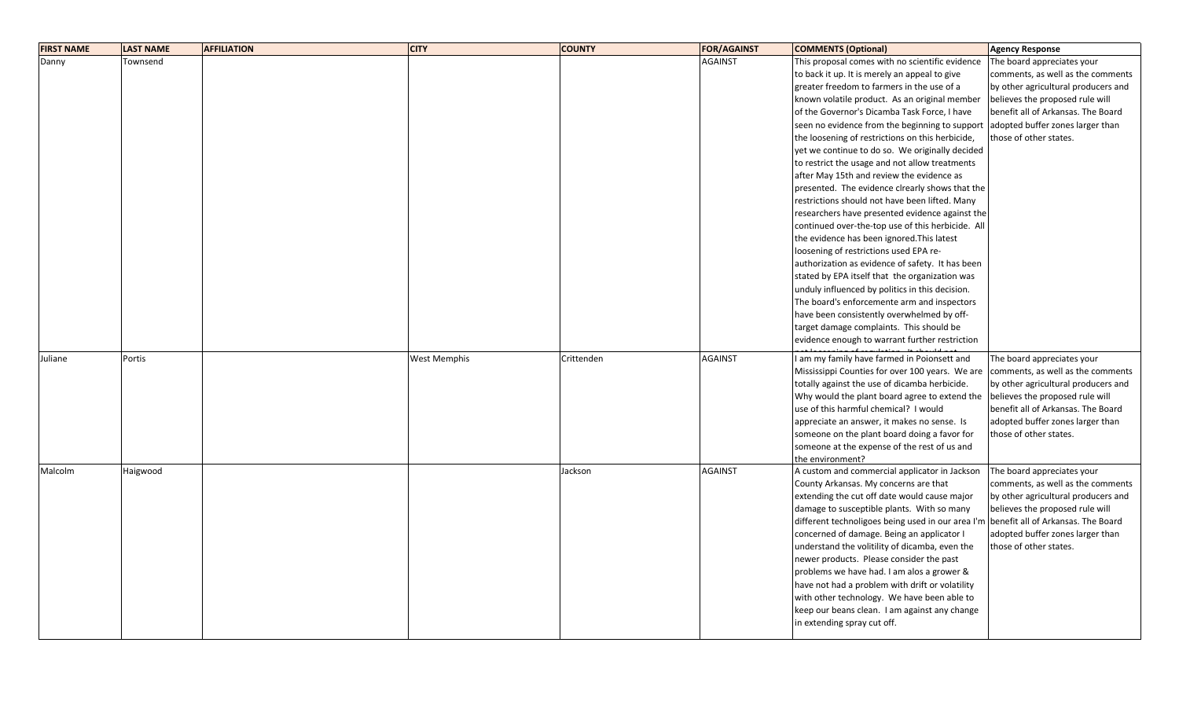| FIRST NAME | LAST NAME | AFFILIATION | CITY | COUNTY | FOR/AGAINST | COMMENTS (Optional) | Agency Response |
|---|---|---|---|---|---|---|---|
| Danny | Townsend | | | | AGAINST | This proposal comes with no scientific evidence to back it up. It is merely an appeal to give greater freedom to farmers in the use of a known volatile product. As an original member of the Governor's Dicamba Task Force, I have seen no evidence from the beginning to support the loosening of restrictions on this herbicide, yet we continue to do so. We originally decided to restrict the usage and not allow treatments after May 15th and review the evidence as presented. The evidence clrearly shows that the restrictions should not have been lifted. Many researchers have presented evidence against the continued over-the-top use of this herbicide. All the evidence has been ignored.This latest loosening of restrictions used EPA re-authorization as evidence of safety. It has been stated by EPA itself that the organization was unduly influenced by politics in this decision. The board's enforcemente arm and inspectors have been consistently overwhelmed by off-target damage complaints. This should be evidence enough to warrant further restriction | The board appreciates your comments, as well as the comments by other agricultural producers and believes the proposed rule will benefit all of Arkansas. The Board adopted buffer zones larger than those of other states. |
| Juliane | Portis | | West Memphis | Crittenden | AGAINST | I am my family have farmed in Poionsett and Mississippi Counties for over 100 years. We are totally against the use of dicamba herbicide. Why would the plant board agree to extend the use of this harmful chemical? I would appreciate an answer, it makes no sense. Is someone on the plant board doing a favor for someone at the expense of the rest of us and the environment? | The board appreciates your comments, as well as the comments by other agricultural producers and believes the proposed rule will benefit all of Arkansas. The Board adopted buffer zones larger than those of other states. |
| Malcolm | Haigwood | | | Jackson | AGAINST | A custom and commercial applicator in Jackson County Arkansas. My concerns are that extending the cut off date would cause major damage to susceptible plants. With so many different technoligoes being used in our area I'm concerned of damage. Being an applicator I understand the volitility of dicamba, even the newer products. Please consider the past problems we have had. I am alos a grower & have not had a problem with drift or volatility with other technology. We have been able to keep our beans clean. I am against any change in extending spray cut off. | The board appreciates your comments, as well as the comments by other agricultural producers and believes the proposed rule will benefit all of Arkansas. The Board adopted buffer zones larger than those of other states. |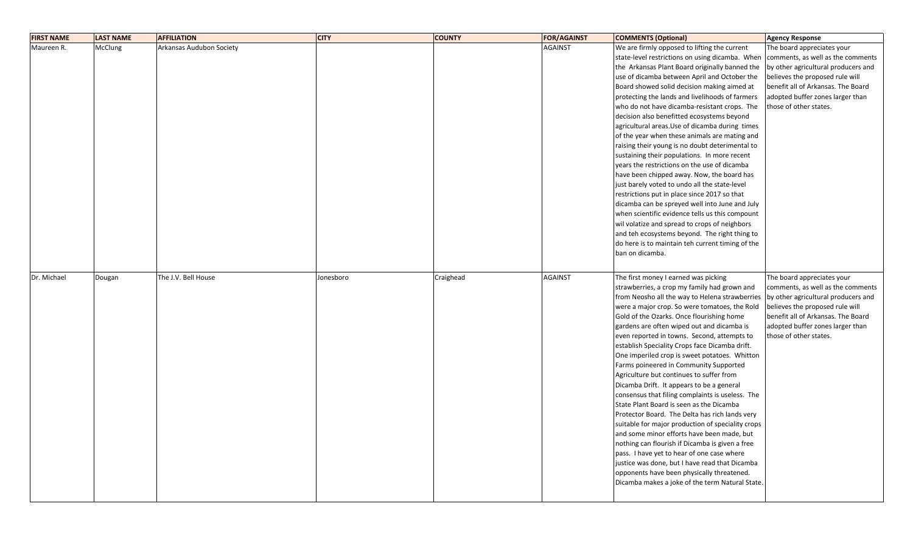| FIRST NAME | LAST NAME | AFFILIATION | CITY | COUNTY | FOR/AGAINST | COMMENTS (Optional) | Agency Response |
| --- | --- | --- | --- | --- | --- | --- | --- |
| Maureen R. | McClung | Arkansas Audubon Society | | | AGAINST | We are firmly opposed to lifting the current state-level restrictions on using dicamba. When the Arkansas Plant Board originally banned the use of dicamba between April and October the Board showed solid decision making aimed at protecting the lands and livelihoods of farmers who do not have dicamba-resistant crops. The decision also benefitted ecosystems beyond agricultural areas.Use of dicamba during times of the year when these animals are mating and raising their young is no doubt deterimental to sustaining their populations. In more recent years the restrictions on the use of dicamba have been chipped away. Now, the board has just barely voted to undo all the state-level restrictions put in place since 2017 so that dicamba can be spreyed well into June and July when scientific evidence tells us this compount wil volatize and spread to crops of neighbors and teh ecosystems beyond. The right thing to do here is to maintain teh current timing of the ban on dicamba. | The board appreciates your comments, as well as the comments by other agricultural producers and believes the proposed rule will benefit all of Arkansas. The Board adopted buffer zones larger than those of other states. |
| Dr. Michael | Dougan | The J.V. Bell House | Jonesboro | Craighead | AGAINST | The first money I earned was picking strawberries, a crop my family had grown and from Neosho all the way to Helena strawberries were a major crop. So were tomatoes, the Rold Gold of the Ozarks. Once flourishing home gardens are often wiped out and dicamba is even reported in towns. Second, attempts to establish Speciality Crops face Dicamba drift. One imperiled crop is sweet potatoes. Whitton Farms poineered in Community Supported Agriculture but continues to suffer from Dicamba Drift. It appears to be a general consensus that filing complaints is useless. The State Plant Board is seen as the Dicamba Protector Board. The Delta has rich lands very suitable for major production of speciality crops and some minor efforts have been made, but nothing can flourish if Dicamba is given a free pass. I have yet to hear of one case where justice was done, but I have read that Dicamba opponents have been physically threatened. Dicamba makes a joke of the term Natural State. | The board appreciates your comments, as well as the comments by other agricultural producers and believes the proposed rule will benefit all of Arkansas. The Board adopted buffer zones larger than those of other states. |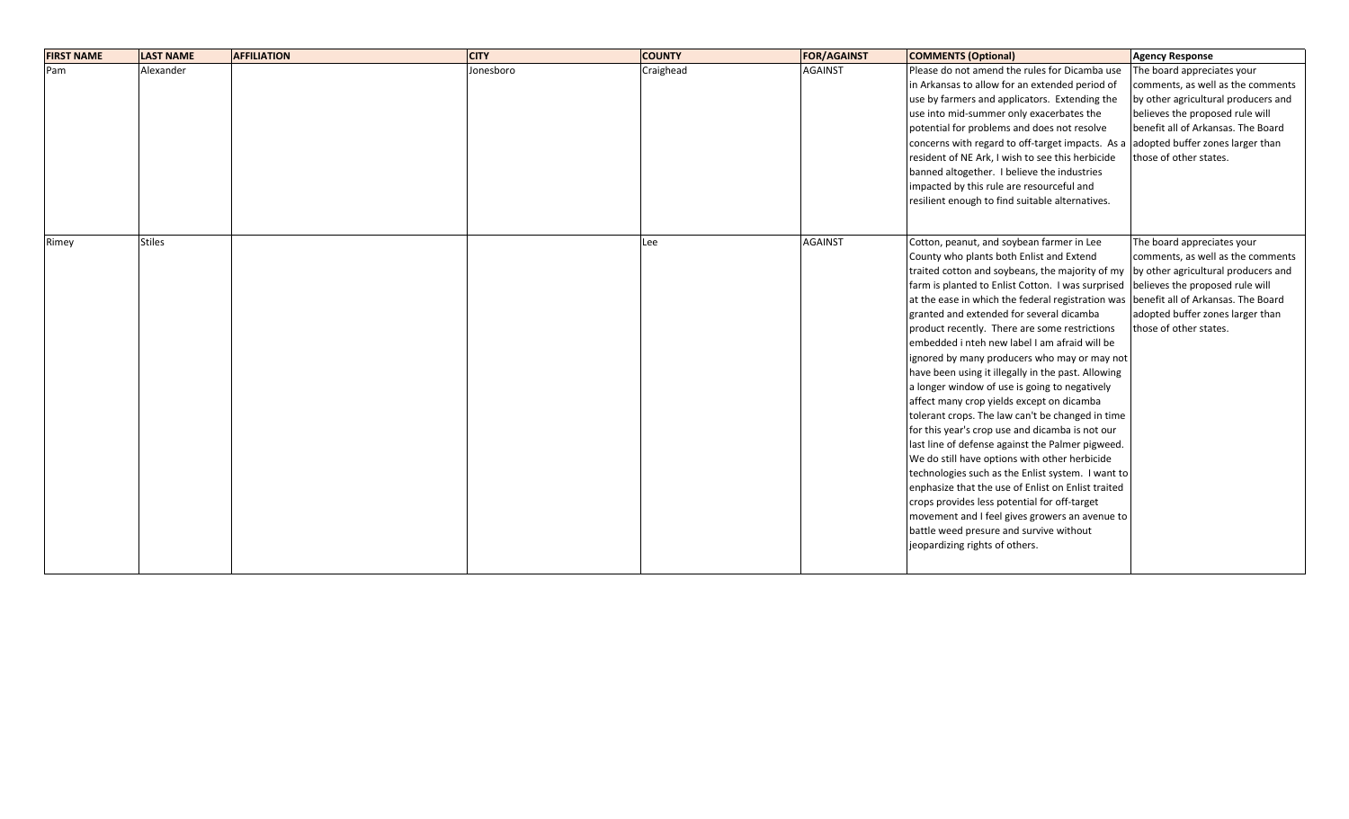| FIRST NAME | LAST NAME | AFFILIATION | CITY | COUNTY | FOR/AGAINST | COMMENTS (Optional) | Agency Response |
|---|---|---|---|---|---|---|---|
| Pam | Alexander | | Jonesboro | Craighead | AGAINST | Please do not amend the rules for Dicamba use in Arkansas to allow for an extended period of use by farmers and applicators. Extending the use into mid-summer only exacerbates the potential for problems and does not resolve concerns with regard to off-target impacts. As a resident of NE Ark, I wish to see this herbicide banned altogether. I believe the industries impacted by this rule are resourceful and resilient enough to find suitable alternatives. | The board appreciates your comments, as well as the comments by other agricultural producers and believes the proposed rule will benefit all of Arkansas. The Board adopted buffer zones larger than those of other states. |
| Rimey | Stiles | | | Lee | AGAINST | Cotton, peanut, and soybean farmer in Lee County who plants both Enlist and Extend traited cotton and soybeans, the majority of my farm is planted to Enlist Cotton. I was surprised at the ease in which the federal registration was granted and extended for several dicamba product recently. There are some restrictions embedded i nteh new label I am afraid will be ignored by many producers who may or may not have been using it illegally in the past. Allowing a longer window of use is going to negatively affect many crop yields except on dicamba tolerant crops. The law can't be changed in time for this year's crop use and dicamba is not our last line of defense against the Palmer pigweed. We do still have options with other herbicide technologies such as the Enlist system. I want to enphasize that the use of Enlist on Enlist traited crops provides less potential for off-target movement and I feel gives growers an avenue to battle weed presure and survive without jeopardizing rights of others. | The board appreciates your comments, as well as the comments by other agricultural producers and believes the proposed rule will benefit all of Arkansas. The Board adopted buffer zones larger than those of other states. |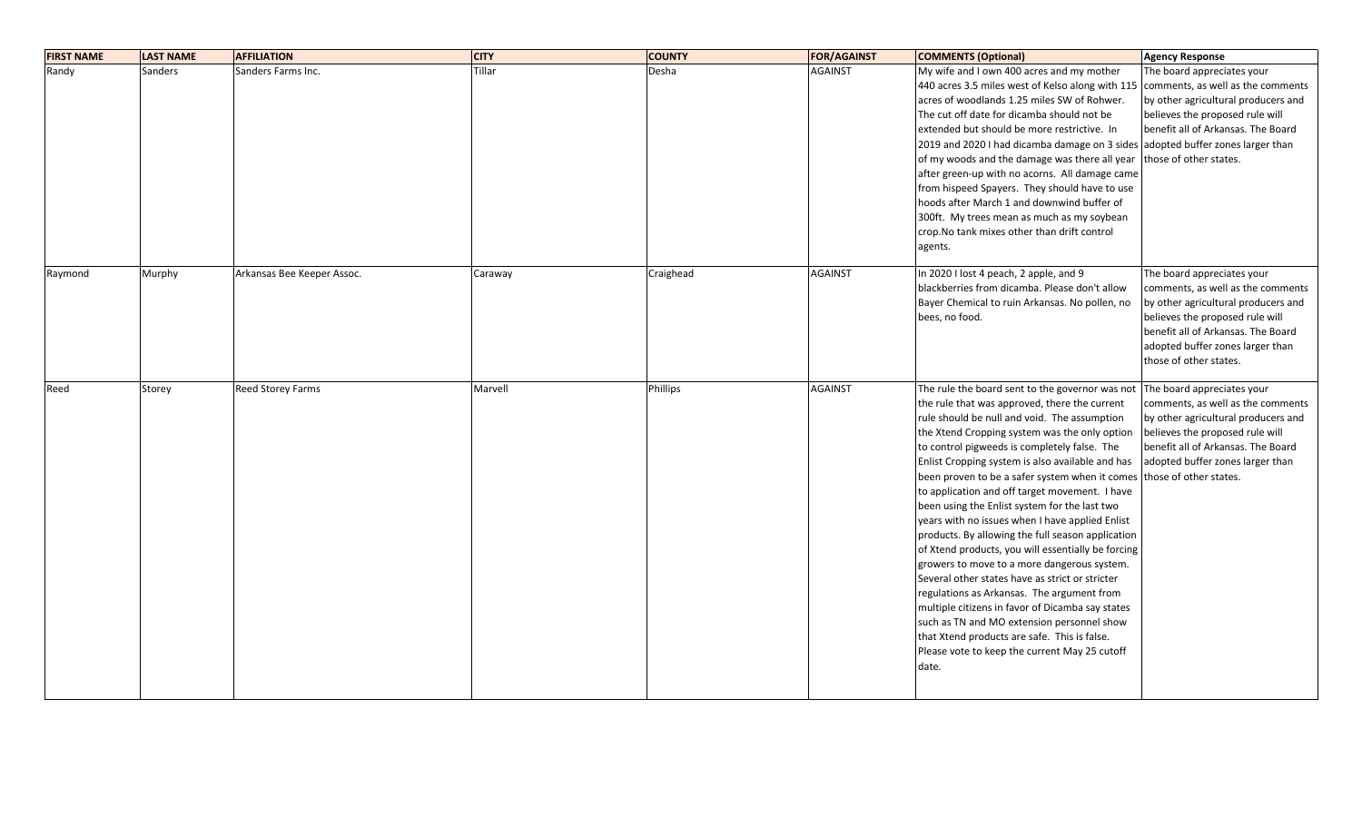| FIRST NAME | LAST NAME | AFFILIATION | CITY | COUNTY | FOR/AGAINST | COMMENTS (Optional) | Agency Response |
|---|---|---|---|---|---|---|---|
| Randy | Sanders | Sanders Farms Inc. | Tillar | Desha | AGAINST | My wife and I own 400 acres and my mother 440 acres 3.5 miles west of Kelso along with 115 acres of woodlands 1.25 miles SW of Rohwer. The cut off date for dicamba should not be extended but should be more restrictive. In 2019 and 2020 I had dicamba damage on 3 sides of my woods and the damage was there all year after green-up with no acorns. All damage came from hispeed Spayers. They should have to use hoods after March 1 and downwind buffer of 300ft. My trees mean as much as my soybean crop.No tank mixes other than drift control agents. | The board appreciates your comments, as well as the comments by other agricultural producers and believes the proposed rule will benefit all of Arkansas. The Board adopted buffer zones larger than those of other states. |
| Raymond | Murphy | Arkansas Bee Keeper Assoc. | Caraway | Craighead | AGAINST | In 2020 I lost 4 peach, 2 apple, and 9 blackberries from dicamba. Please don't allow Bayer Chemical to ruin Arkansas. No pollen, no bees, no food. | The board appreciates your comments, as well as the comments by other agricultural producers and believes the proposed rule will benefit all of Arkansas. The Board adopted buffer zones larger than those of other states. |
| Reed | Storey | Reed Storey Farms | Marvell | Phillips | AGAINST | The rule the board sent to the governor was not the rule that was approved, there the current rule should be null and void. The assumption the Xtend Cropping system was the only option to control pigweeds is completely false. The Enlist Cropping system is also available and has been proven to be a safer system when it comes to application and off target movement. I have been using the Enlist system for the last two years with no issues when I have applied Enlist products. By allowing the full season application of Xtend products, you will essentially be forcing growers to move to a more dangerous system. Several other states have as strict or stricter regulations as Arkansas. The argument from multiple citizens in favor of Dicamba say states such as TN and MO extension personnel show that Xtend products are safe. This is false. Please vote to keep the current May 25 cutoff date. | The board appreciates your comments, as well as the comments by other agricultural producers and believes the proposed rule will benefit all of Arkansas. The Board adopted buffer zones larger than those of other states. |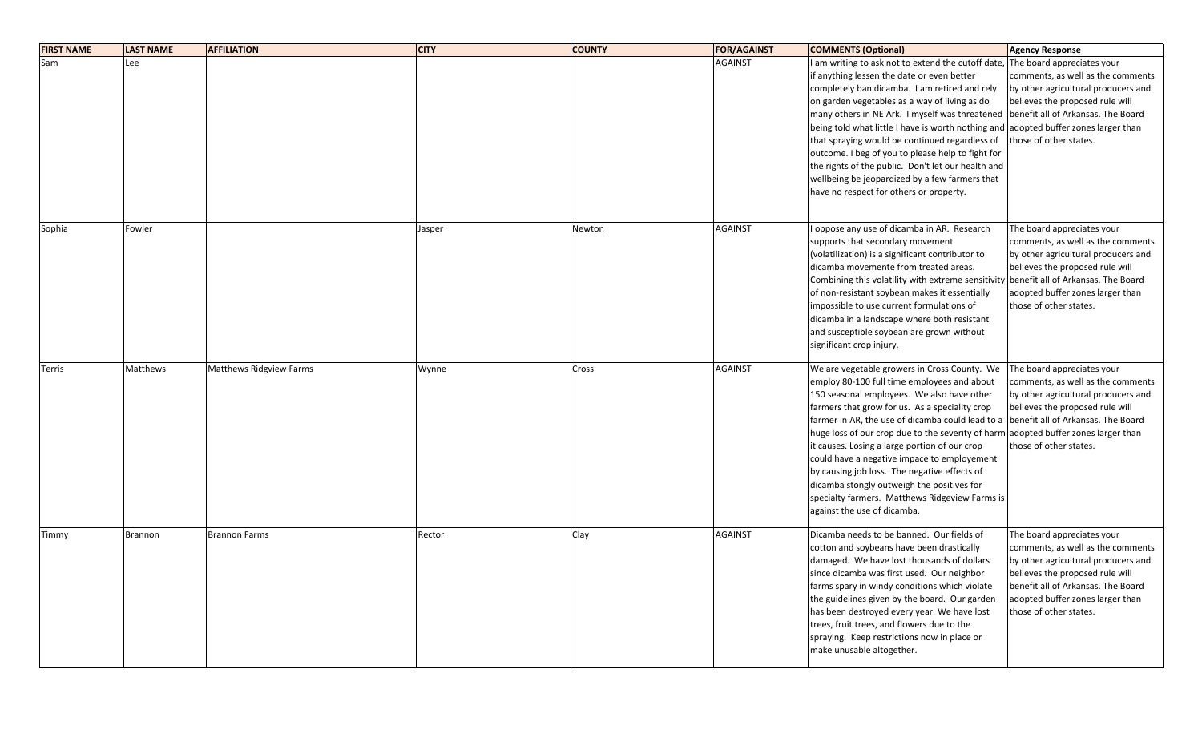| FIRST NAME | LAST NAME | AFFILIATION | CITY | COUNTY | FOR/AGAINST | COMMENTS (Optional) | Agency Response |
|---|---|---|---|---|---|---|---|
| Sam | Lee | | | | AGAINST | I am writing to ask not to extend the cutoff date, if anything lessen the date or even better completely ban dicamba. I am retired and rely on garden vegetables as a way of living as do many others in NE Ark. I myself was threatened being told what little I have is worth nothing and that spraying would be continued regardless of outcome. I beg of you to please help to fight for the rights of the public. Don't let our health and wellbeing be jeopardized by a few farmers that have no respect for others or property. | The board appreciates your comments, as well as the comments by other agricultural producers and believes the proposed rule will benefit all of Arkansas. The Board adopted buffer zones larger than those of other states. |
| Sophia | Fowler | | Jasper | Newton | AGAINST | I oppose any use of dicamba in AR. Research supports that secondary movement (volatilization) is a significant contributor to dicamba movemente from treated areas. Combining this volatility with extreme sensitivity of non-resistant soybean makes it essentially impossible to use current formulations of dicamba in a landscape where both resistant and susceptible soybean are grown without significant crop injury. | The board appreciates your comments, as well as the comments by other agricultural producers and believes the proposed rule will benefit all of Arkansas. The Board adopted buffer zones larger than those of other states. |
| Terris | Matthews | Matthews Ridgview Farms | Wynne | Cross | AGAINST | We are vegetable growers in Cross County. We employ 80-100 full time employees and about 150 seasonal employees. We also have other farmers that grow for us. As a speciality crop farmer in AR, the use of dicamba could lead to a huge loss of our crop due to the severity of harm it causes. Losing a large portion of our crop could have a negative impace to employement by causing job loss. The negative effects of dicamba stongly outweigh the positives for specialty farmers. Matthews Ridgeview Farms is against the use of dicamba. | The board appreciates your comments, as well as the comments by other agricultural producers and believes the proposed rule will benefit all of Arkansas. The Board adopted buffer zones larger than those of other states. |
| Timmy | Brannon | Brannon Farms | Rector | Clay | AGAINST | Dicamba needs to be banned. Our fields of cotton and soybeans have been drastically damaged. We have lost thousands of dollars since dicamba was first used. Our neighbor farms spary in windy conditions which violate the guidelines given by the board. Our garden has been destroyed every year. We have lost trees, fruit trees, and flowers due to the spraying. Keep restrictions now in place or make unusable altogether. | The board appreciates your comments, as well as the comments by other agricultural producers and believes the proposed rule will benefit all of Arkansas. The Board adopted buffer zones larger than those of other states. |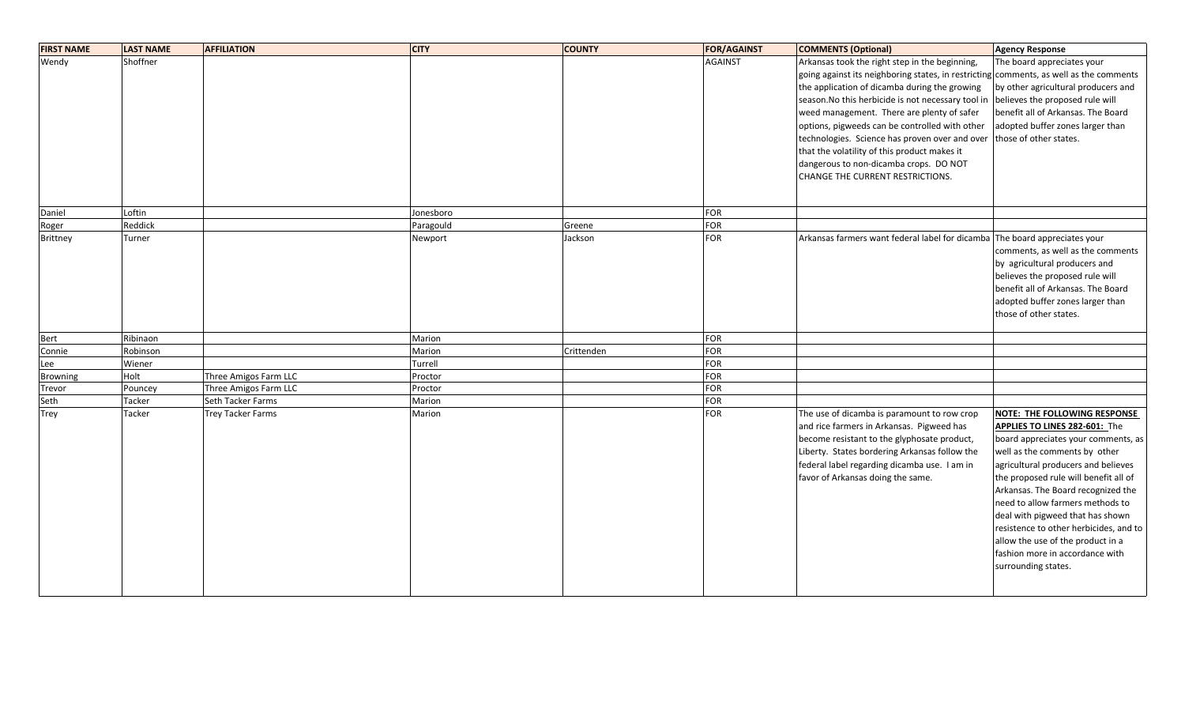| FIRST NAME | LAST NAME | AFFILIATION | CITY | COUNTY | FOR/AGAINST | COMMENTS (Optional) | Agency Response |
|---|---|---|---|---|---|---|---|
| Wendy | Shoffner | | | | AGAINST | Arkansas took the right step in the beginning, going against its neighboring states, in restricting the application of dicamba during the growing season.No this herbicide is not necessary tool in weed management. There are plenty of safer options, pigweeds can be controlled with other technologies. Science has proven over and over that the volatility of this product makes it dangerous to non-dicamba crops. DO NOT CHANGE THE CURRENT RESTRICTIONS. | The board appreciates your comments, as well as the comments by other agricultural producers and believes the proposed rule will benefit all of Arkansas. The Board adopted buffer zones larger than those of other states. |
| Daniel | Loftin | | Jonesboro | | FOR | | |
| Roger | Reddick | | Paragould | Greene | FOR | | |
| Brittney | Turner | | Newport | Jackson | FOR | Arkansas farmers want federal label for dicamba | The board appreciates your comments, as well as the comments by agricultural producers and believes the proposed rule will benefit all of Arkansas. The Board adopted buffer zones larger than those of other states. |
| Bert | Ribinaon | | Marion | | FOR | | |
| Connie | Robinson | | Marion | Crittenden | FOR | | |
| Lee | Wiener | | Turrell | | FOR | | |
| Browning | Holt | Three Amigos Farm LLC | Proctor | | FOR | | |
| Trevor | Pouncey | Three Amigos Farm LLC | Proctor | | FOR | | |
| Seth | Tacker | Seth Tacker Farms | Marion | | FOR | | |
| Trey | Tacker | Trey Tacker Farms | Marion | | FOR | The use of dicamba is paramount to row crop and rice farmers in Arkansas. Pigweed has become resistant to the glyphosate product, Liberty. States bordering Arkansas follow the federal label regarding dicamba use. I am in favor of Arkansas doing the same. | **NOTE: THE FOLLOWING RESPONSE APPLIES TO LINES 282-601:** The board appreciates your comments, as well as the comments by other agricultural producers and believes the proposed rule will benefit all of Arkansas. The Board recognized the need to allow farmers methods to deal with pigweed that has shown resistence to other herbicides, and to allow the use of the product in a fashion more in accordance with surrounding states. |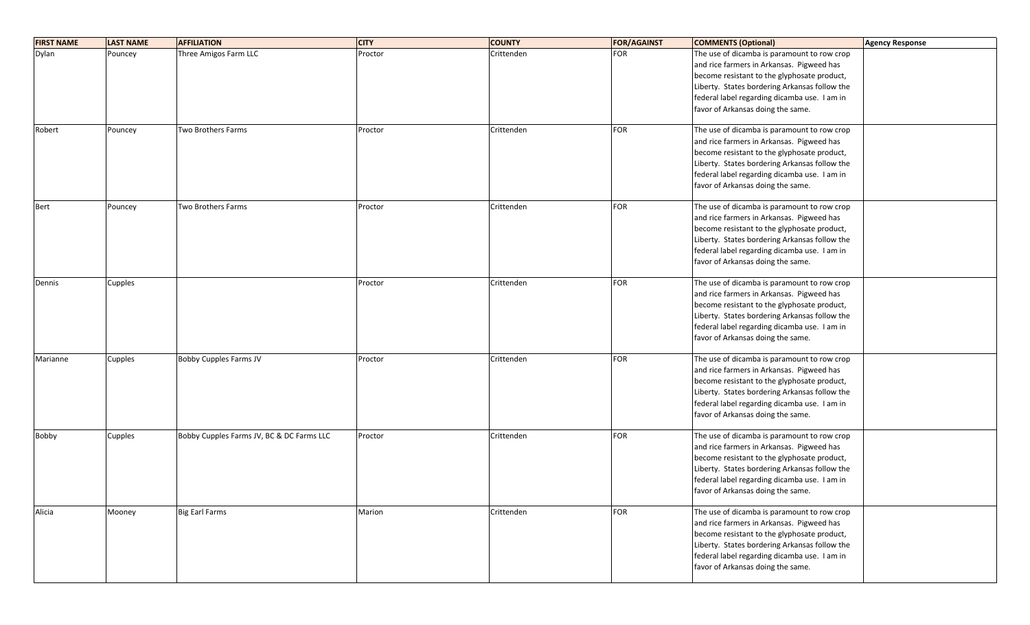| FIRST NAME | LAST NAME | AFFILIATION | CITY | COUNTY | FOR/AGAINST | COMMENTS (Optional) | Agency Response |
|---|---|---|---|---|---|---|---|
| Dylan | Pouncey | Three Amigos Farm LLC | Proctor | Crittenden | FOR | The use of dicamba is paramount to row crop and rice farmers in Arkansas. Pigweed has become resistant to the glyphosate product, Liberty. States bordering Arkansas follow the federal label regarding dicamba use. I am in favor of Arkansas doing the same. | |
| Robert | Pouncey | Two Brothers Farms | Proctor | Crittenden | FOR | The use of dicamba is paramount to row crop and rice farmers in Arkansas. Pigweed has become resistant to the glyphosate product, Liberty. States bordering Arkansas follow the federal label regarding dicamba use. I am in favor of Arkansas doing the same. | |
| Bert | Pouncey | Two Brothers Farms | Proctor | Crittenden | FOR | The use of dicamba is paramount to row crop and rice farmers in Arkansas. Pigweed has become resistant to the glyphosate product, Liberty. States bordering Arkansas follow the federal label regarding dicamba use. I am in favor of Arkansas doing the same. | |
| Dennis | Cupples | | Proctor | Crittenden | FOR | The use of dicamba is paramount to row crop and rice farmers in Arkansas. Pigweed has become resistant to the glyphosate product, Liberty. States bordering Arkansas follow the federal label regarding dicamba use. I am in favor of Arkansas doing the same. | |
| Marianne | Cupples | Bobby Cupples Farms JV | Proctor | Crittenden | FOR | The use of dicamba is paramount to row crop and rice farmers in Arkansas. Pigweed has become resistant to the glyphosate product, Liberty. States bordering Arkansas follow the federal label regarding dicamba use. I am in favor of Arkansas doing the same. | |
| Bobby | Cupples | Bobby Cupples Farms JV, BC & DC Farms LLC | Proctor | Crittenden | FOR | The use of dicamba is paramount to row crop and rice farmers in Arkansas. Pigweed has become resistant to the glyphosate product, Liberty. States bordering Arkansas follow the federal label regarding dicamba use. I am in favor of Arkansas doing the same. | |
| Alicia | Mooney | Big Earl Farms | Marion | Crittenden | FOR | The use of dicamba is paramount to row crop and rice farmers in Arkansas. Pigweed has become resistant to the glyphosate product, Liberty. States bordering Arkansas follow the federal label regarding dicamba use. I am in favor of Arkansas doing the same. | |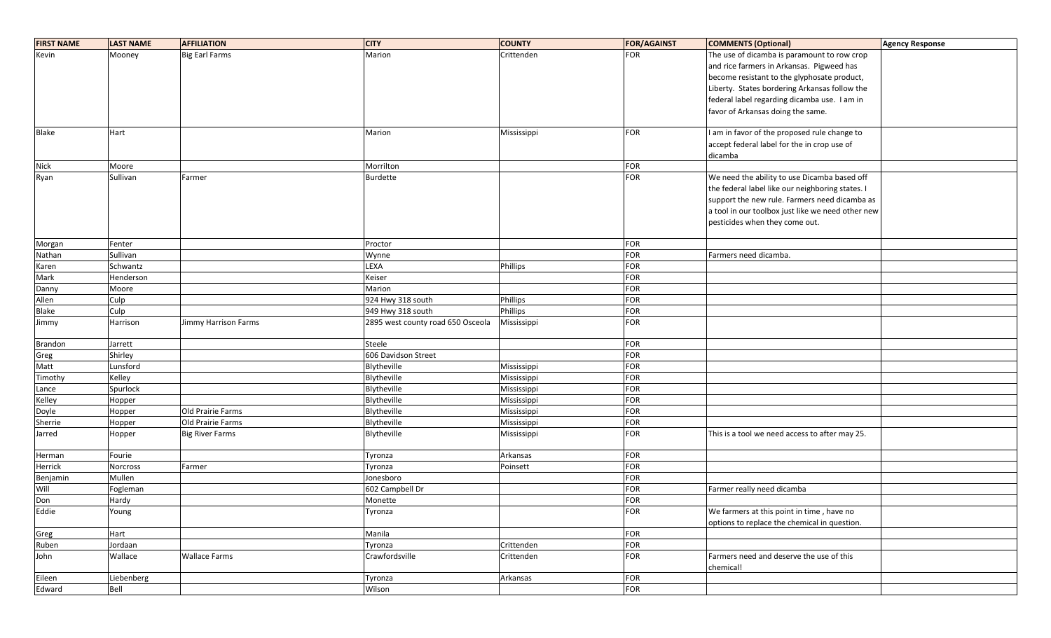| FIRST NAME | LAST NAME | AFFILIATION | CITY | COUNTY | FOR/AGAINST | COMMENTS (Optional) | Agency Response |
|---|---|---|---|---|---|---|---|
| Kevin | Mooney | Big Earl Farms | Marion | Crittenden | FOR | The use of dicamba is paramount to row crop and rice farmers in Arkansas. Pigweed has become resistant to the glyphosate product, Liberty. States bordering Arkansas follow the federal label regarding dicamba use. I am in favor of Arkansas doing the same. | |
| Blake | Hart | | Marion | Mississippi | FOR | I am in favor of the proposed rule change to accept federal label for the in crop use of dicamba | |
| Nick | Moore | | Morrilton | | FOR | | |
| Ryan | Sullivan | Farmer | Burdette | | FOR | We need the ability to use Dicamba based off the federal label like our neighboring states. I support the new rule. Farmers need dicamba as a tool in our toolbox just like we need other new pesticides when they come out. | |
| Morgan | Fenter | | Proctor | | FOR | | |
| Nathan | Sullivan | | Wynne | | FOR | Farmers need dicamba. | |
| Karen | Schwantz | | LEXA | Phillips | FOR | | |
| Mark | Henderson | | Keiser | | FOR | | |
| Danny | Moore | | Marion | | FOR | | |
| Allen | Culp | | 924 Hwy 318 south | Phillips | FOR | | |
| Blake | Culp | | 949 Hwy 318 south | Phillips | FOR | | |
| Jimmy | Harrison | Jimmy Harrison Farms | 2895 west county road 650 Osceola | Mississippi | FOR | | |
| Brandon | Jarrett | | Steele | | FOR | | |
| Greg | Shirley | | 606 Davidson Street | | FOR | | |
| Matt | Lunsford | | Blytheville | Mississippi | FOR | | |
| Timothy | Kelley | | Blytheville | Mississippi | FOR | | |
| Lance | Spurlock | | Blytheville | Mississippi | FOR | | |
| Kelley | Hopper | | Blytheville | Mississippi | FOR | | |
| Doyle | Hopper | Old Prairie Farms | Blytheville | Mississippi | FOR | | |
| Sherrie | Hopper | Old Prairie Farms | Blytheville | Mississippi | FOR | | |
| Jarred | Hopper | Big River Farms | Blytheville | Mississippi | FOR | This is a tool we need access to after may 25. | |
| Herman | Fourie | | Tyronza | Arkansas | FOR | | |
| Herrick | Norcross | Farmer | Tyronza | Poinsett | FOR | | |
| Benjamin | Mullen | | Jonesboro | | FOR | | |
| Will | Fogleman | | 602 Campbell Dr | | FOR | Farmer really need dicamba | |
| Don | Hardy | | Monette | | FOR | | |
| Eddie | Young | | Tyronza | | FOR | We farmers at this point in time , have no options to replace the chemical in question. | |
| Greg | Hart | | Manila | | FOR | | |
| Ruben | Jordaan | | Tyronza | Crittenden | FOR | | |
| John | Wallace | Wallace Farms | Crawfordsville | Crittenden | FOR | Farmers need and deserve the use of this chemical! | |
| Eileen | Liebenberg | | Tyronza | Arkansas | FOR | | |
| Edward | Bell | | Wilson | | FOR | | |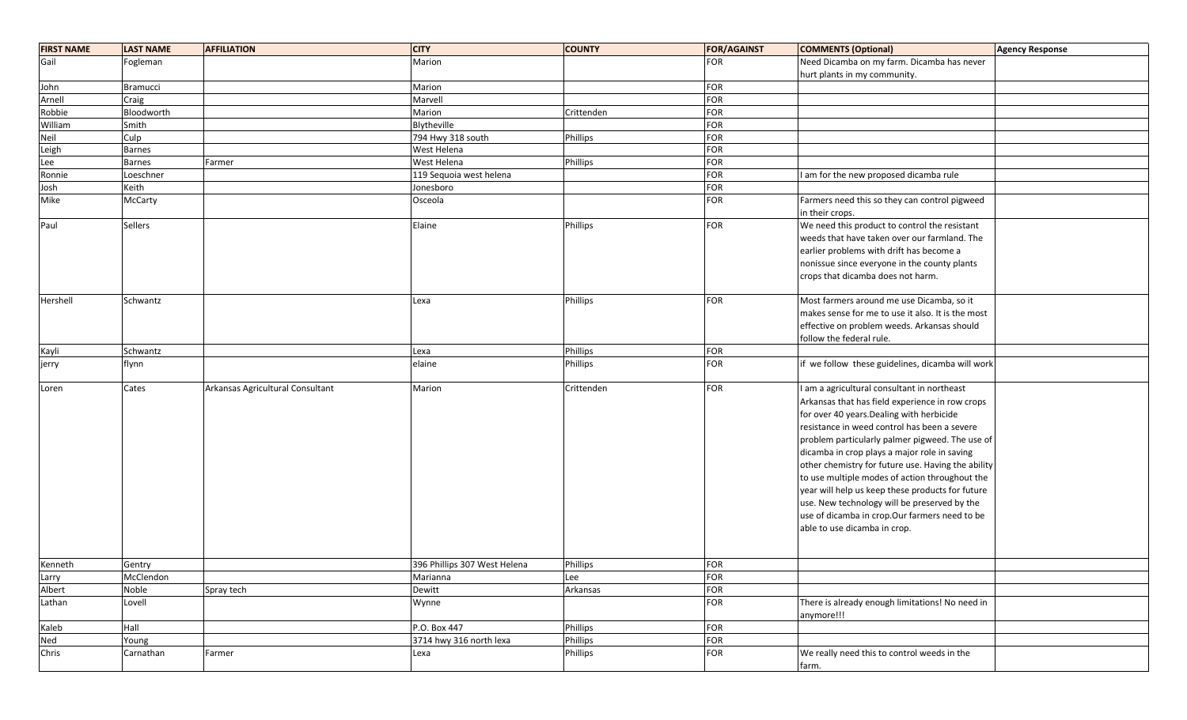| FIRST NAME | LAST NAME | AFFILIATION | CITY | COUNTY | FOR/AGAINST | COMMENTS (Optional) | Agency Response |
|---|---|---|---|---|---|---|---|
| Gail | Fogleman | | Marion | | FOR | Need Dicamba on my farm. Dicamba has never hurt plants in my community. | |
| John | Bramucci | | Marion | | FOR | | |
| Arnell | Craig | | Marvell | | FOR | | |
| Robbie | Bloodworth | | Marion | Crittenden | FOR | | |
| William | Smith | | Blytheville | | FOR | | |
| Neil | Culp | | 794 Hwy 318 south | Phillips | FOR | | |
| Leigh | Barnes | | West Helena | | FOR | | |
| Lee | Barnes | Farmer | West Helena | Phillips | FOR | | |
| Ronnie | Loeschner | | 119 Sequoia west helena | | FOR | I am for the new proposed dicamba rule | |
| Josh | Keith | | Jonesboro | | FOR | | |
| Mike | McCarty | | Osceola | | FOR | Farmers need this so they can control pigweed in their crops. | |
| Paul | Sellers | | Elaine | Phillips | FOR | We need this product to control the resistant weeds that have taken over our farmland. The earlier problems with drift has become a nonissue since everyone in the county plants crops that dicamba does not harm. | |
| Hershell | Schwantz | | Lexa | Phillips | FOR | Most farmers around me use Dicamba, so it makes sense for me to use it also. It is the most effective on problem weeds. Arkansas should follow the federal rule. | |
| Kayli | Schwantz | | Lexa | Phillips | FOR | | |
| jerry | flynn | | elaine | Phillips | FOR | if we follow these guidelines, dicamba will work | |
| Loren | Cates | Arkansas Agricultural Consultant | Marion | Crittenden | FOR | I am a agricultural consultant in northeast Arkansas that has field experience in row crops for over 40 years.Dealing with herbicide resistance in weed control has been a severe problem particularly palmer pigweed. The use of dicamba in crop plays a major role in saving other chemistry for future use. Having the ability to use multiple modes of action throughout the year will help us keep these products for future use. New technology will be preserved by the use of dicamba in crop.Our farmers need to be able to use dicamba in crop. | |
| Kenneth | Gentry | | 396 Phillips 307 West Helena | Phillips | FOR | | |
| Larry | McClendon | | Marianna | Lee | FOR | | |
| Albert | Noble | Spray tech | Dewitt | Arkansas | FOR | | |
| Lathan | Lovell | | Wynne | | FOR | There is already enough limitations! No need in anymore!!! | |
| Kaleb | Hall | | P.O. Box 447 | Phillips | FOR | | |
| Ned | Young | | 3714 hwy 316 north lexa | Phillips | FOR | | |
| Chris | Carnathan | Farmer | Lexa | Phillips | FOR | We really need this to control weeds in the farm. | |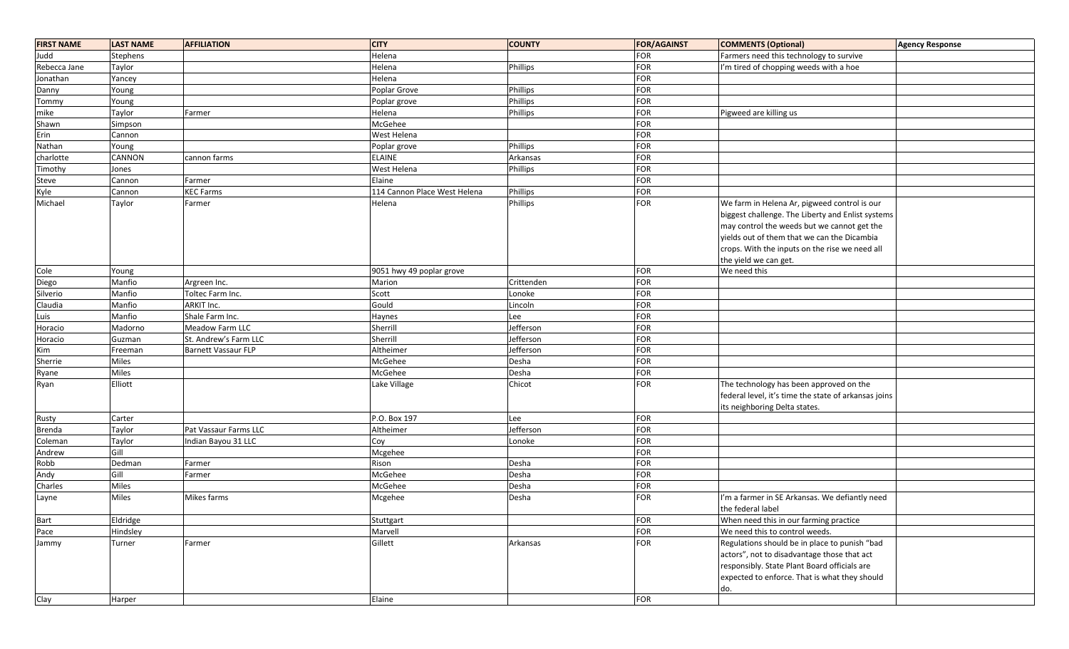| FIRST NAME | LAST NAME | AFFILIATION | CITY | COUNTY | FOR/AGAINST | COMMENTS (Optional) | Agency Response |
|---|---|---|---|---|---|---|---|
| Judd | Stephens | | Helena | | FOR | Farmers need this technology to survive | |
| Rebecca Jane | Taylor | | Helena | Phillips | FOR | I'm tired of chopping weeds with a hoe | |
| Jonathan | Yancey | | Helena | | FOR | | |
| Danny | Young | | Poplar Grove | Phillips | FOR | | |
| Tommy | Young | | Poplar grove | Phillips | FOR | | |
| mike | Taylor | Farmer | Helena | Phillips | FOR | Pigweed are killing us | |
| Shawn | Simpson | | McGehee | | FOR | | |
| Erin | Cannon | | West Helena | | FOR | | |
| Nathan | Young | | Poplar grove | Phillips | FOR | | |
| charlotte | CANNON | cannon farms | ELAINE | Arkansas | FOR | | |
| Timothy | Jones | | West Helena | Phillips | FOR | | |
| Steve | Cannon | Farmer | Elaine | | FOR | | |
| Kyle | Cannon | KEC Farms | 114 Cannon Place West Helena | Phillips | FOR | | |
| Michael | Taylor | Farmer | Helena | Phillips | FOR | We farm in Helena Ar, pigweed control is our biggest challenge. The Liberty and Enlist systems may control the weeds but we cannot get the yields out of them that we can the Dicambia crops. With the inputs on the rise we need all the yield we can get. | |
| Cole | Young | | 9051 hwy 49 poplar grove | | FOR | We need this | |
| Diego | Manfio | Argreen Inc. | Marion | Crittenden | FOR | | |
| Silverio | Manfio | Toltec Farm Inc. | Scott | Lonoke | FOR | | |
| Claudia | Manfio | ARKIT Inc. | Gould | Lincoln | FOR | | |
| Luis | Manfio | Shale Farm Inc. | Haynes | Lee | FOR | | |
| Horacio | Madorno | Meadow Farm LLC | Sherrill | Jefferson | FOR | | |
| Horacio | Guzman | St. Andrew's Farm LLC | Sherrill | Jefferson | FOR | | |
| Kim | Freeman | Barnett Vassaur FLP | Altheimer | Jefferson | FOR | | |
| Sherrie | Miles | | McGehee | Desha | FOR | | |
| Ryane | Miles | | McGehee | Desha | FOR | | |
| Ryan | Elliott | | Lake Village | Chicot | FOR | The technology has been approved on the federal level, it's time the state of arkansas joins its neighboring Delta states. | |
| Rusty | Carter | | P.O. Box 197 | Lee | FOR | | |
| Brenda | Taylor | Pat Vassaur Farms LLC | Altheimer | Jefferson | FOR | | |
| Coleman | Taylor | Indian Bayou 31 LLC | Coy | Lonoke | FOR | | |
| Andrew | Gill | | Mcgehee | | FOR | | |
| Robb | Dedman | Farmer | Rison | Desha | FOR | | |
| Andy | Gill | Farmer | McGehee | Desha | FOR | | |
| Charles | Miles | | McGehee | Desha | FOR | | |
| Layne | Miles | Mikes farms | Mcgehee | Desha | FOR | I'm a farmer in SE Arkansas. We defiantly need the federal label | |
| Bart | Eldridge | | Stuttgart | | FOR | When need this in our farming practice | |
| Pace | Hindsley | | Marvell | | FOR | We need this to control weeds. | |
| Jammy | Turner | Farmer | Gillett | Arkansas | FOR | Regulations should be in place to punish "bad actors", not to disadvantage those that act responsibly. State Plant Board officials are expected to enforce. That is what they should do. | |
| Clay | Harper | | Elaine | | FOR | | |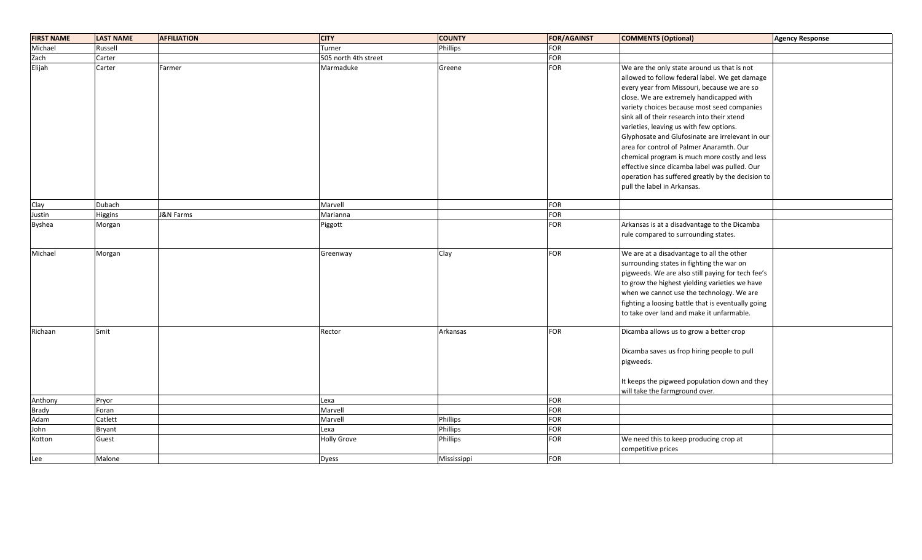| FIRST NAME | LAST NAME | AFFILIATION | CITY | COUNTY | FOR/AGAINST | COMMENTS (Optional) | Agency Response |
|---|---|---|---|---|---|---|---|
| Michael | Russell | | Turner | Phillips | FOR | | |
| Zach | Carter | | 505 north 4th street | | FOR | | |
| Elijah | Carter | Farmer | Marmaduke | Greene | FOR | We are the only state around us that is not allowed to follow federal label. We get damage every year from Missouri, because we are so close. We are extremely handicapped with variety choices because most seed companies sink all of their research into their xtend varieties, leaving us with few options. Glyphosate and Glufosinate are irrelevant in our area for control of Palmer Anaramth. Our chemical program is much more costly and less effective since dicamba label was pulled. Our operation has suffered greatly by the decision to pull the label in Arkansas. | |
| Clay | Dubach | | Marvell | | FOR | | |
| Justin | Higgins | J&N Farms | Marianna | | FOR | | |
| Byshea | Morgan | | Piggott | | FOR | Arkansas is at a disadvantage to the Dicamba rule compared to surrounding states. | |
| Michael | Morgan | | Greenway | Clay | FOR | We are at a disadvantage to all the other surrounding states in fighting the war on pigweeds. We are also still paying for tech fee's to grow the highest yielding varieties we have when we cannot use the technology. We are fighting a loosing battle that is eventually going to take over land and make it unfarmable. | |
| Richaan | Smit | | Rector | Arkansas | FOR | Dicamba allows us to grow a better crop<br><br>Dicamba saves us frop hiring people to pull pigweeds.<br><br>It keeps the pigweed population down and they will take the farmground over. | |
| Anthony | Pryor | | Lexa | | FOR | | |
| Brady | Foran | | Marvell | | FOR | | |
| Adam | Catlett | | Marvell | Phillips | FOR | | |
| John | Bryant | | Lexa | Phillips | FOR | | |
| Kotton | Guest | | Holly Grove | Phillips | FOR | We need this to keep producing crop at competitive prices | |
| Lee | Malone | | Dyess | Mississippi | FOR | | |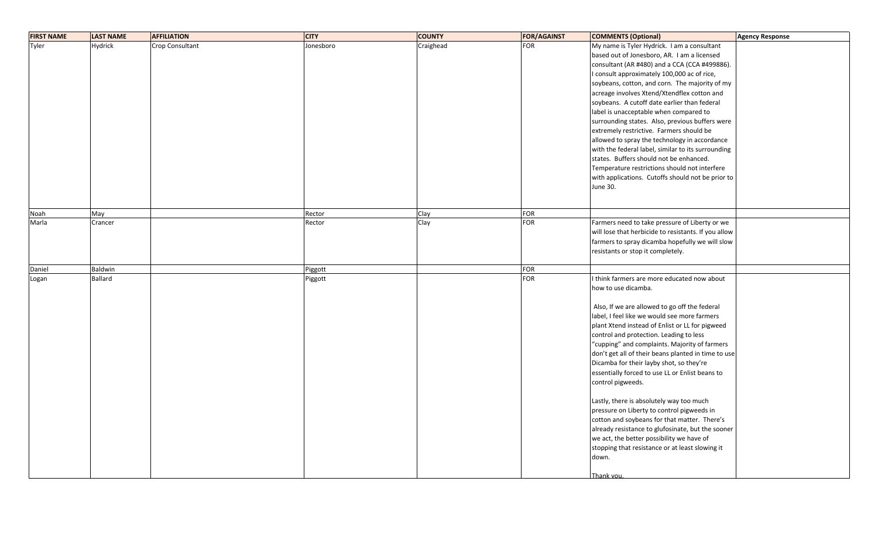| FIRST NAME | LAST NAME | AFFILIATION | CITY | COUNTY | FOR/AGAINST | COMMENTS (Optional) | Agency Response |
|---|---|---|---|---|---|---|---|
| Tyler | Hydrick | Crop Consultant | Jonesboro | Craighead | FOR | My name is Tyler Hydrick. I am a consultant based out of Jonesboro, AR. I am a licensed consultant (AR #480) and a CCA (CCA #499886). I consult approximately 100,000 ac of rice, soybeans, cotton, and corn. The majority of my acreage involves Xtend/Xtendflex cotton and soybeans. A cutoff date earlier than federal label is unacceptable when compared to surrounding states. Also, previous buffers were extremely restrictive. Farmers should be allowed to spray the technology in accordance with the federal label, similar to its surrounding states. Buffers should not be enhanced. Temperature restrictions should not interfere with applications. Cutoffs should not be prior to June 30. | |
| Noah | May | | Rector | Clay | FOR | | |
| Marla | Crancer | | Rector | Clay | FOR | Farmers need to take pressure of Liberty or we will lose that herbicide to resistants. If you allow farmers to spray dicamba hopefully we will slow resistants or stop it completely. | |
| Daniel | Baldwin | | Piggott | | FOR | | |
| Logan | Ballard | | Piggott | | FOR | I think farmers are more educated now about how to use dicamba.<br><br>Also, If we are allowed to go off the federal label, I feel like we would see more farmers plant Xtend instead of Enlist or LL for pigweed control and protection. Leading to less "cupping" and complaints. Majority of farmers don't get all of their beans planted in time to use Dicamba for their layby shot, so they're essentially forced to use LL or Enlist beans to control pigweeds.<br><br>Lastly, there is absolutely way too much pressure on Liberty to control pigweeds in cotton and soybeans for that matter. There's already resistance to glufosinate, but the sooner we act, the better possibility we have of stopping that resistance or at least slowing it down.<br><br>Thank you. | |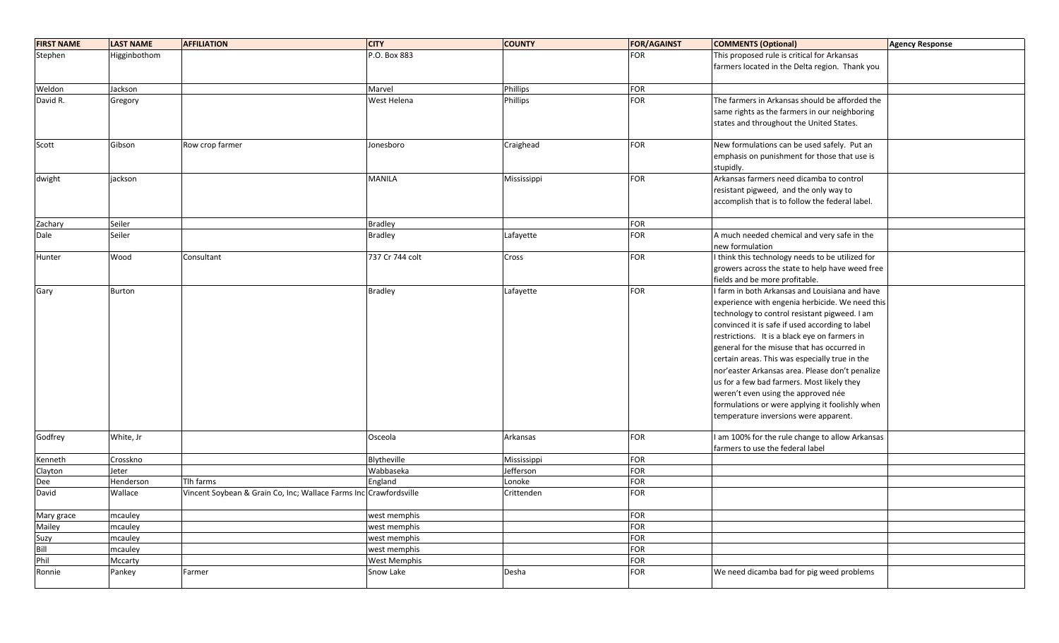| FIRST NAME | LAST NAME | AFFILIATION | CITY | COUNTY | FOR/AGAINST | COMMENTS (Optional) | Agency Response |
|---|---|---|---|---|---|---|---|
| Stephen | Higginbothom | | P.O. Box 883 | | FOR | This proposed rule is critical for Arkansas farmers located in the Delta region. Thank you | |
| Weldon | Jackson | | Marvel | Phillips | FOR | | |
| David R. | Gregory | | West Helena | Phillips | FOR | The farmers in Arkansas should be afforded the same rights as the farmers in our neighboring states and throughout the United States. | |
| Scott | Gibson | Row crop farmer | Jonesboro | Craighead | FOR | New formulations can be used safely. Put an emphasis on punishment for those that use is stupidly. | |
| dwight | jackson | | MANILA | Mississippi | FOR | Arkansas farmers need dicamba to control resistant pigweed, and the only way to accomplish that is to follow the federal label. | |
| Zachary | Seiler | | Bradley | | FOR | | |
| Dale | Seiler | | Bradley | Lafayette | FOR | A much needed chemical and very safe in the new formulation | |
| Hunter | Wood | Consultant | 737 Cr 744 colt | Cross | FOR | I think this technology needs to be utilized for growers across the state to help have weed free fields and be more profitable. | |
| Gary | Burton | | Bradley | Lafayette | FOR | I farm in both Arkansas and Louisiana and have experience with engenia herbicide. We need this technology to control resistant pigweed. I am convinced it is safe if used according to label restrictions. It is a black eye on farmers in general for the misuse that has occurred in certain areas. This was especially true in the nor'easter Arkansas area. Please don't penalize us for a few bad farmers. Most likely they weren't even using the approved née formulations or were applying it foolishly when temperature inversions were apparent. | |
| Godfrey | White, Jr | | Osceola | Arkansas | FOR | I am 100% for the rule change to allow Arkansas farmers to use the federal label | |
| Kenneth | Crosskno | | Blytheville | Mississippi | FOR | | |
| Clayton | Jeter | | Wabbaseka | Jefferson | FOR | | |
| Dee | Henderson | Tlh farms | England | Lonoke | FOR | | |
| David | Wallace | Vincent Soybean & Grain Co, Inc; Wallace Farms Inc | Crawfordsville | Crittenden | FOR | | |
| Mary grace | mcauley | | west memphis | | FOR | | |
| Mailey | mcauley | | west memphis | | FOR | | |
| Suzy | mcauley | | west memphis | | FOR | | |
| Bill | mcauley | | west memphis | | FOR | | |
| Phil | Mccarty | | West Memphis | | FOR | | |
| Ronnie | Pankey | Farmer | Snow Lake | Desha | FOR | We need dicamba bad for pig weed problems | |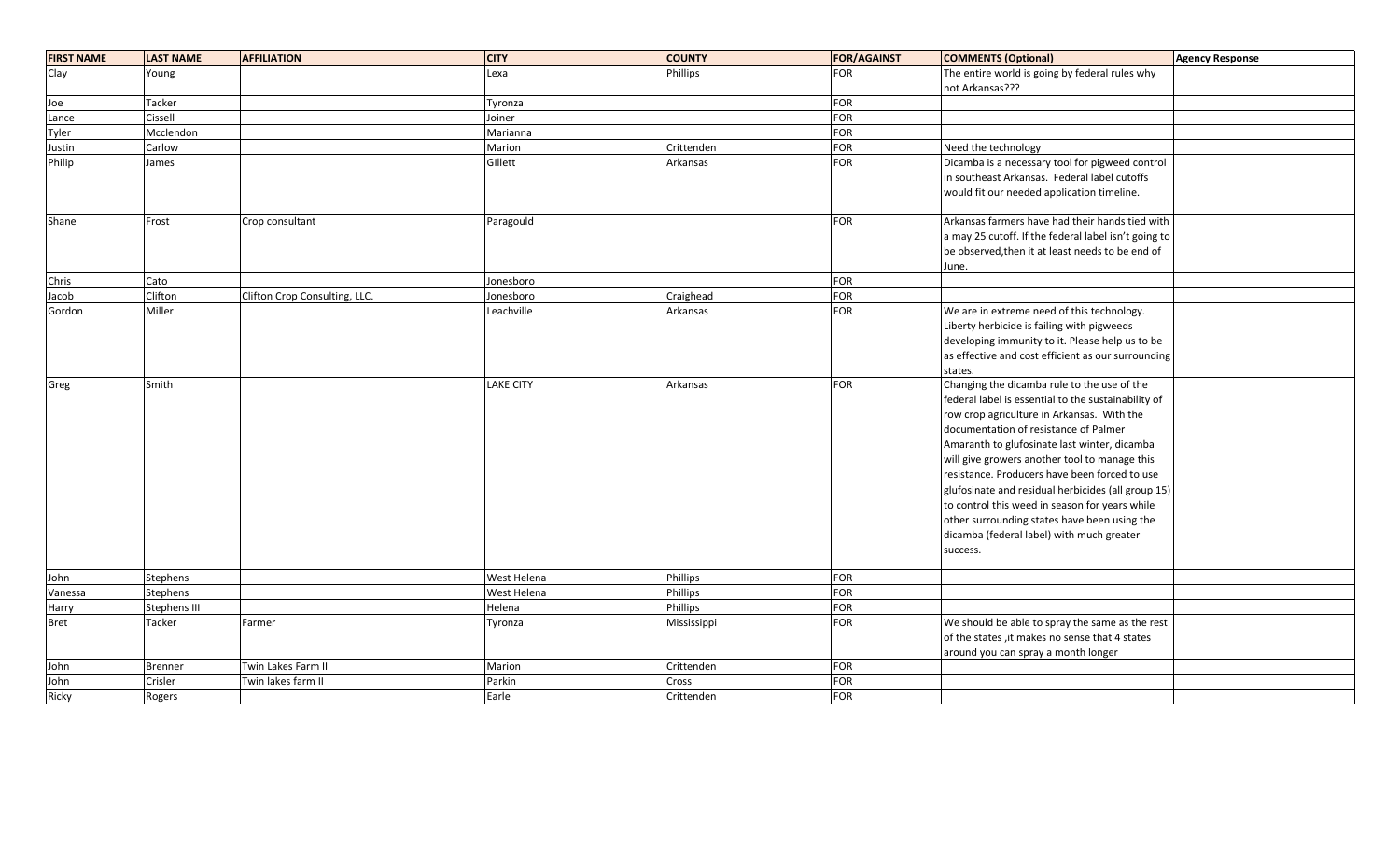| FIRST NAME | LAST NAME | AFFILIATION | CITY | COUNTY | FOR/AGAINST | COMMENTS (Optional) | Agency Response |
|---|---|---|---|---|---|---|---|
| Clay | Young | | Lexa | Phillips | FOR | The entire world is going by federal rules why not Arkansas??? | |
| Joe | Tacker | | Tyronza | | FOR | | |
| Lance | Cissell | | Joiner | | FOR | | |
| Tyler | Mcclendon | | Marianna | | FOR | | |
| Justin | Carlow | | Marion | Crittenden | FOR | Need the technology | |
| Philip | James | | GIllett | Arkansas | FOR | Dicamba is a necessary tool for pigweed control in southeast Arkansas. Federal label cutoffs would fit our needed application timeline. | |
| Shane | Frost | Crop consultant | Paragould | | FOR | Arkansas farmers have had their hands tied with a may 25 cutoff. If the federal label isn't going to be observed,then it at least needs to be end of June. | |
| Chris | Cato | | Jonesboro | | FOR | | |
| Jacob | Clifton | Clifton Crop Consulting, LLC. | Jonesboro | Craighead | FOR | | |
| Gordon | Miller | | Leachville | Arkansas | FOR | We are in extreme need of this technology. Liberty herbicide is failing with pigweeds developing immunity to it. Please help us to be as effective and cost efficient as our surrounding states. | |
| Greg | Smith | | LAKE CITY | Arkansas | FOR | Changing the dicamba rule to the use of the federal label is essential to the sustainability of row crop agriculture in Arkansas. With the documentation of resistance of Palmer Amaranth to glufosinate last winter, dicamba will give growers another tool to manage this resistance. Producers have been forced to use glufosinate and residual herbicides (all group 15) to control this weed in season for years while other surrounding states have been using the dicamba (federal label) with much greater success. | |
| John | Stephens | | West Helena | Phillips | FOR | | |
| Vanessa | Stephens | | West Helena | Phillips | FOR | | |
| Harry | Stephens III | | Helena | Phillips | FOR | | |
| Bret | Tacker | Farmer | Tyronza | Mississippi | FOR | We should be able to spray the same as the rest of the states ,it makes no sense that 4 states around you can spray a month longer | |
| John | Brenner | Twin Lakes Farm II | Marion | Crittenden | FOR | | |
| John | Crisler | Twin lakes farm II | Parkin | Cross | FOR | | |
| Ricky | Rogers | | Earle | Crittenden | FOR | | |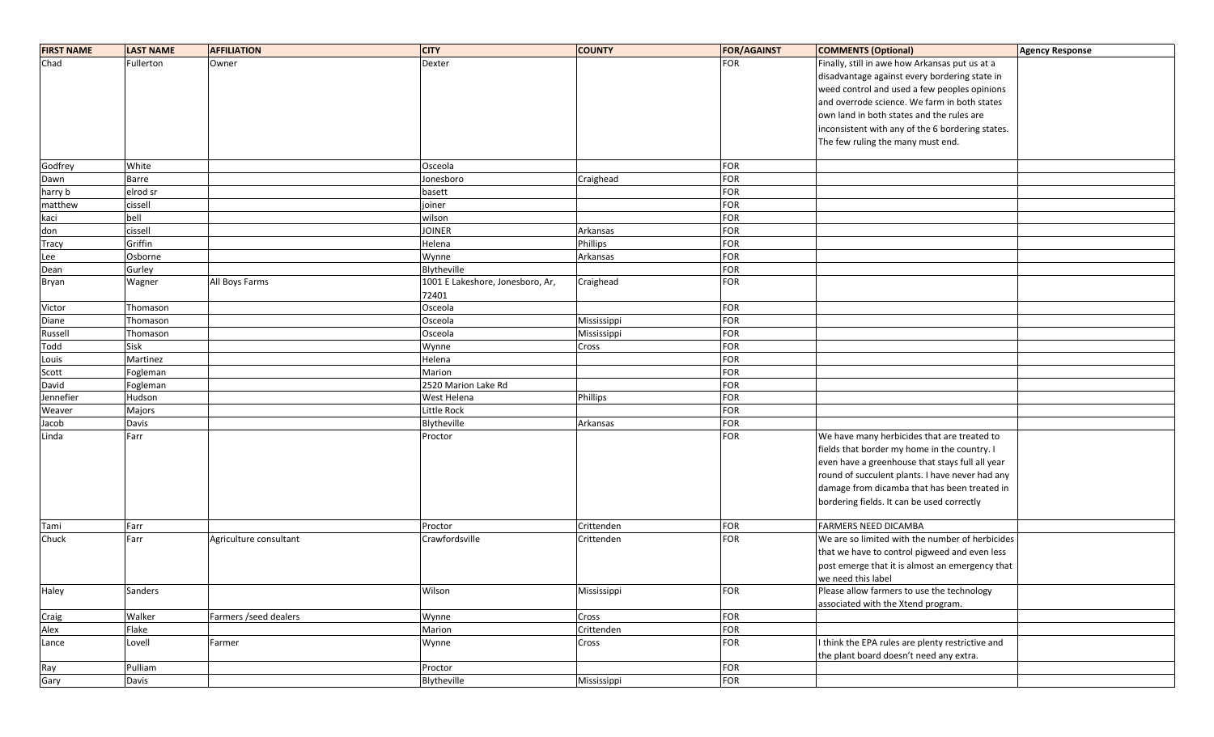| FIRST NAME | LAST NAME | AFFILIATION | CITY | COUNTY | FOR/AGAINST | COMMENTS (Optional) | Agency Response |
|---|---|---|---|---|---|---|---|
| Chad | Fullerton | Owner | Dexter | | FOR | Finally, still in awe how Arkansas put us at a disadvantage against every bordering state in weed control and used a few peoples opinions and overrode science. We farm in both states own land in both states and the rules are inconsistent with any of the 6 bordering states. The few ruling the many must end. | |
| Godfrey | White | | Osceola | | FOR | | |
| Dawn | Barre | | Jonesboro | Craighead | FOR | | |
| harry b | elrod sr | | basett | | FOR | | |
| matthew | cissell | | joiner | | FOR | | |
| kaci | bell | | wilson | | FOR | | |
| don | cissell | | JOINER | Arkansas | FOR | | |
| Tracy | Griffin | | Helena | Phillips | FOR | | |
| Lee | Osborne | | Wynne | Arkansas | FOR | | |
| Dean | Gurley | | Blytheville | | FOR | | |
| Bryan | Wagner | All Boys Farms | 1001 E Lakeshore, Jonesboro, Ar, 72401 | Craighead | FOR | | |
| Victor | Thomason | | Osceola | | FOR | | |
| Diane | Thomason | | Osceola | Mississippi | FOR | | |
| Russell | Thomason | | Osceola | Mississippi | FOR | | |
| Todd | Sisk | | Wynne | Cross | FOR | | |
| Louis | Martinez | | Helena | | FOR | | |
| Scott | Fogleman | | Marion | | FOR | | |
| David | Fogleman | | 2520 Marion Lake Rd | | FOR | | |
| Jennefier | Hudson | | West Helena | Phillips | FOR | | |
| Weaver | Majors | | Little Rock | | FOR | | |
| Jacob | Davis | | Blytheville | Arkansas | FOR | | |
| Linda | Farr | | Proctor | | FOR | We have many herbicides that are treated to fields that border my home in the country. I even have a greenhouse that stays full all year round of succulent plants. I have never had any damage from dicamba that has been treated in bordering fields. It can be used correctly | |
| Tami | Farr | | Proctor | Crittenden | FOR | FARMERS NEED DICAMBA | |
| Chuck | Farr | Agriculture consultant | Crawfordsville | Crittenden | FOR | We are so limited with the number of herbicides that we have to control pigweed and even less post emerge that it is almost an emergency that we need this label | |
| Haley | Sanders | | Wilson | Mississippi | FOR | Please allow farmers to use the technology associated with the Xtend program. | |
| Craig | Walker | Farmers /seed dealers | Wynne | Cross | FOR | | |
| Alex | Flake | | Marion | Crittenden | FOR | | |
| Lance | Lovell | Farmer | Wynne | Cross | FOR | I think the EPA rules are plenty restrictive and the plant board doesn't need any extra. | |
| Ray | Pulliam | | Proctor | | FOR | | |
| Gary | Davis | | Blytheville | Mississippi | FOR | | |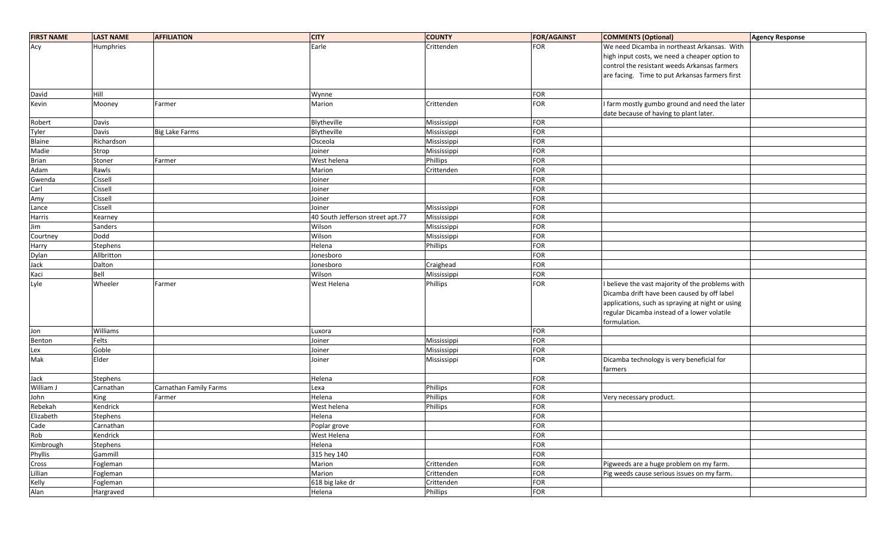| FIRST NAME | LAST NAME | AFFILIATION | CITY | COUNTY | FOR/AGAINST | COMMENTS (Optional) | Agency Response |
|---|---|---|---|---|---|---|---|
| Acy | Humphries | | Earle | Crittenden | FOR | We need Dicamba in northeast Arkansas. With high input costs, we need a cheaper option to control the resistant weeds Arkansas farmers are facing. Time to put Arkansas farmers first | |
| David | Hill | | Wynne | | FOR | | |
| Kevin | Mooney | Farmer | Marion | Crittenden | FOR | I farm mostly gumbo ground and need the later date because of having to plant later. | |
| Robert | Davis | | Blytheville | Mississippi | FOR | | |
| Tyler | Davis | Big Lake Farms | Blytheville | Mississippi | FOR | | |
| Blaine | Richardson | | Osceola | Mississippi | FOR | | |
| Madie | Strop | | Joiner | Mississippi | FOR | | |
| Brian | Stoner | Farmer | West helena | Phillips | FOR | | |
| Adam | Rawls | | Marion | Crittenden | FOR | | |
| Gwenda | Cissell | | Joiner | | FOR | | |
| Carl | Cissell | | Joiner | | FOR | | |
| Amy | Cissell | | Joiner | | FOR | | |
| Lance | Cissell | | Joiner | Mississippi | FOR | | |
| Harris | Kearney | | 40 South Jefferson street apt.77 | Mississippi | FOR | | |
| Jim | Sanders | | Wilson | Mississippi | FOR | | |
| Courtney | Dodd | | Wilson | Mississippi | FOR | | |
| Harry | Stephens | | Helena | Phillips | FOR | | |
| Dylan | Allbritton | | Jonesboro | | FOR | | |
| Jack | Dalton | | Jonesboro | Craighead | FOR | | |
| Kaci | Bell | | Wilson | Mississippi | FOR | | |
| Lyle | Wheeler | Farmer | West Helena | Phillips | FOR | I believe the vast majority of the problems with Dicamba drift have been caused by off label applications, such as spraying at night or using regular Dicamba instead of a lower volatile formulation. | |
| Jon | Williams | | Luxora | | FOR | | |
| Benton | Felts | | Joiner | Mississippi | FOR | | |
| Lex | Goble | | Joiner | Mississippi | FOR | | |
| Mak | Elder | | Joiner | Mississippi | FOR | Dicamba technology is very beneficial for farmers | |
| Jack | Stephens | | Helena | | FOR | | |
| William J | Carnathan | Carnathan Family Farms | Lexa | Phillips | FOR | | |
| John | King | Farmer | Helena | Phillips | FOR | Very necessary product. | |
| Rebekah | Kendrick | | West helena | Phillips | FOR | | |
| Elizabeth | Stephens | | Helena | | FOR | | |
| Cade | Carnathan | | Poplar grove | | FOR | | |
| Rob | Kendrick | | West Helena | | FOR | | |
| Kimbrough | Stephens | | Helena | | FOR | | |
| Phyllis | Gammill | | 315 hey 140 | | FOR | | |
| Cross | Fogleman | | Marion | Crittenden | FOR | Pigweeds are a huge problem on my farm. | |
| Lillian | Fogleman | | Marion | Crittenden | FOR | Pig weeds cause serious issues on my farm. | |
| Kelly | Fogleman | | 618 big lake dr | Crittenden | FOR | | |
| Alan | Hargraved | | Helena | Phillips | FOR | | |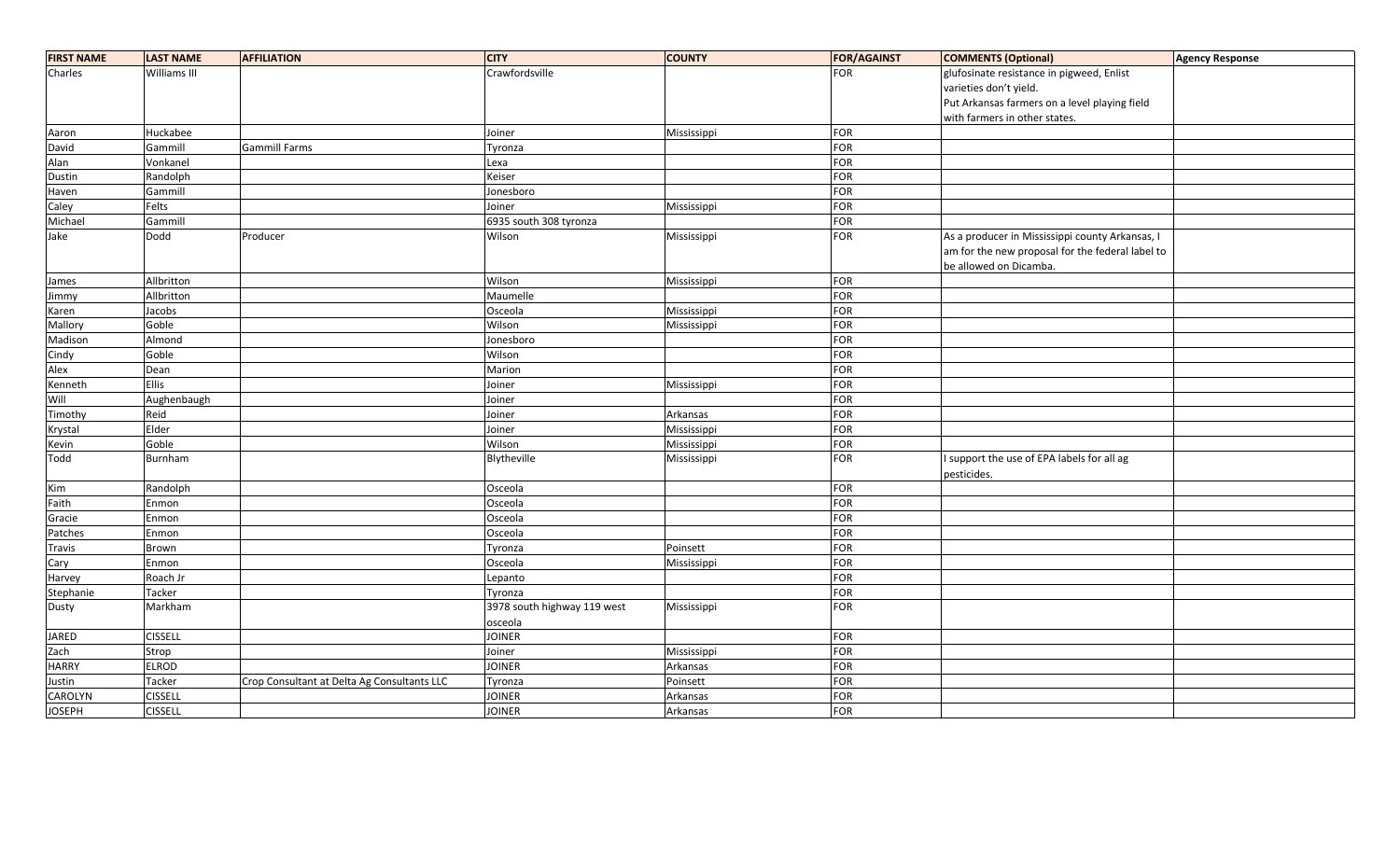| FIRST NAME | LAST NAME | AFFILIATION | CITY | COUNTY | FOR/AGAINST | COMMENTS (Optional) | Agency Response |
|---|---|---|---|---|---|---|---|
| Charles | Williams III | | Crawfordsville | | FOR | glufosinate resistance in pigweed, Enlist varieties don't yield. Put Arkansas farmers on a level playing field with farmers in other states. | |
| Aaron | Huckabee | | Joiner | Mississippi | FOR | | |
| David | Gammill | Gammill Farms | Tyronza | | FOR | | |
| Alan | Vonkanel | | Lexa | | FOR | | |
| Dustin | Randolph | | Keiser | | FOR | | |
| Haven | Gammill | | Jonesboro | | FOR | | |
| Caley | Felts | | Joiner | Mississippi | FOR | | |
| Michael | Gammill | | 6935 south 308 tyronza | | FOR | | |
| Jake | Dodd | Producer | Wilson | Mississippi | FOR | As a producer in Mississippi county Arkansas, I am for the new proposal for the federal label to be allowed on Dicamba. | |
| James | Allbritton | | Wilson | Mississippi | FOR | | |
| Jimmy | Allbritton | | Maumelle | | FOR | | |
| Karen | Jacobs | | Osceola | Mississippi | FOR | | |
| Mallory | Goble | | Wilson | Mississippi | FOR | | |
| Madison | Almond | | Jonesboro | | FOR | | |
| Cindy | Goble | | Wilson | | FOR | | |
| Alex | Dean | | Marion | | FOR | | |
| Kenneth | Ellis | | Joiner | Mississippi | FOR | | |
| Will | Aughenbaugh | | Joiner | | FOR | | |
| Timothy | Reid | | Joiner | Arkansas | FOR | | |
| Krystal | Elder | | Joiner | Mississippi | FOR | | |
| Kevin | Goble | | Wilson | Mississippi | FOR | | |
| Todd | Burnham | | Blytheville | Mississippi | FOR | I support the use of EPA labels for all ag pesticides. | |
| Kim | Randolph | | Osceola | | FOR | | |
| Faith | Enmon | | Osceola | | FOR | | |
| Gracie | Enmon | | Osceola | | FOR | | |
| Patches | Enmon | | Osceola | | FOR | | |
| Travis | Brown | | Tyronza | Poinsett | FOR | | |
| Cary | Enmon | | Osceola | Mississippi | FOR | | |
| Harvey | Roach Jr | | Lepanto | | FOR | | |
| Stephanie | Tacker | | Tyronza | | FOR | | |
| Dusty | Markham | | 3978 south highway 119 west osceola | Mississippi | FOR | | |
| JARED | CISSELL | | JOINER | | FOR | | |
| Zach | Strop | | Joiner | Mississippi | FOR | | |
| HARRY | ELROD | | JOINER | Arkansas | FOR | | |
| Justin | Tacker | Crop Consultant at Delta Ag Consultants LLC | Tyronza | Poinsett | FOR | | |
| CAROLYN | CISSELL | | JOINER | Arkansas | FOR | | |
| JOSEPH | CISSELL | | JOINER | Arkansas | FOR | | |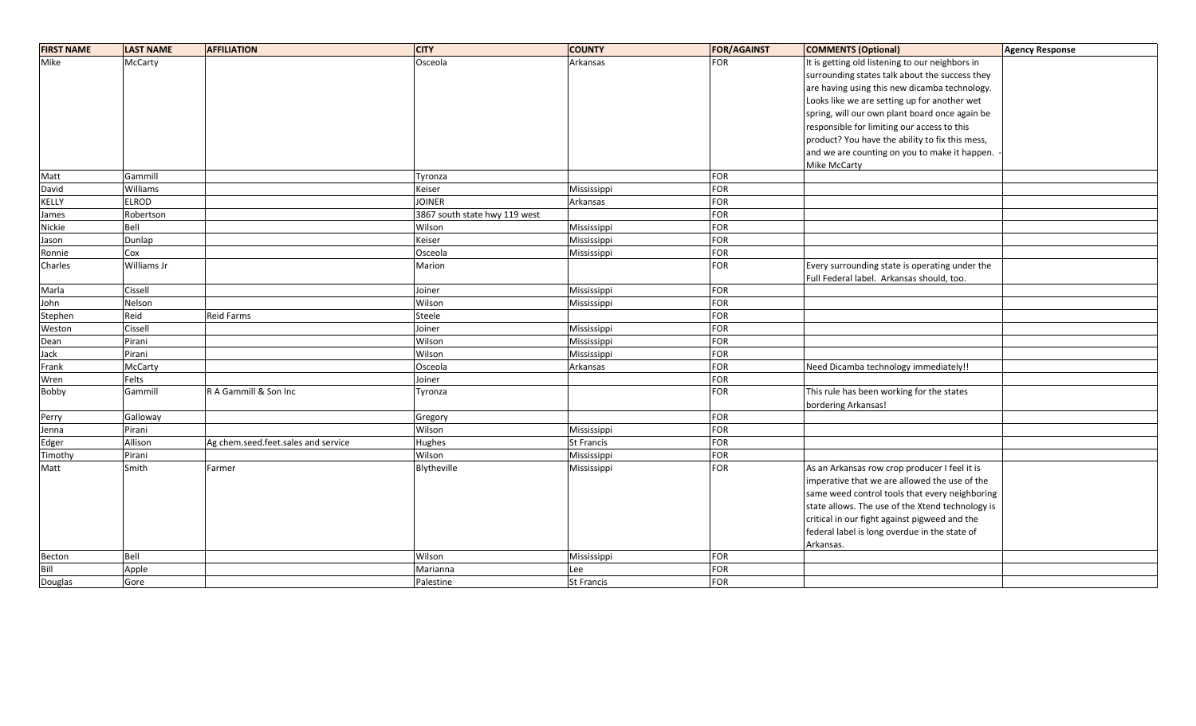| FIRST NAME | LAST NAME | AFFILIATION | CITY | COUNTY | FOR/AGAINST | COMMENTS (Optional) | Agency Response |
| --- | --- | --- | --- | --- | --- | --- | --- |
| Mike | McCarty | | Osceola | Arkansas | FOR | It is getting old listening to our neighbors in surrounding states talk about the success they are having using this new dicamba technology. Looks like we are setting up for another wet spring, will our own plant board once again be responsible for limiting our access to this product? You have the ability to fix this mess, and we are counting on you to make it happen. -Mike McCarty | |
| Matt | Gammill | | Tyronza | | FOR | | |
| David | Williams | | Keiser | Mississippi | FOR | | |
| KELLY | ELROD | | JOINER | Arkansas | FOR | | |
| James | Robertson | | 3867 south state hwy 119 west | | FOR | | |
| Nickie | Bell | | Wilson | Mississippi | FOR | | |
| Jason | Dunlap | | Keiser | Mississippi | FOR | | |
| Ronnie | Cox | | Osceola | Mississippi | FOR | | |
| Charles | Williams Jr | | Marion | | FOR | Every surrounding state is operating under the Full Federal label. Arkansas should, too. | |
| Marla | Cissell | | Joiner | Mississippi | FOR | | |
| John | Nelson | | Wilson | Mississippi | FOR | | |
| Stephen | Reid | Reid Farms | Steele | | FOR | | |
| Weston | Cissell | | Joiner | Mississippi | FOR | | |
| Dean | Pirani | | Wilson | Mississippi | FOR | | |
| Jack | Pirani | | Wilson | Mississippi | FOR | | |
| Frank | McCarty | | Osceola | Arkansas | FOR | Need Dicamba technology immediately!! | |
| Wren | Felts | | Joiner | | FOR | | |
| Bobby | Gammill | R A Gammill & Son Inc | Tyronza | | FOR | This rule has been working for the states bordering Arkansas! | |
| Perry | Galloway | | Gregory | | FOR | | |
| Jenna | Pirani | | Wilson | Mississippi | FOR | | |
| Edger | Allison | Ag chem.seed.feet.sales and service | Hughes | St Francis | FOR | | |
| Timothy | Pirani | | Wilson | Mississippi | FOR | | |
| Matt | Smith | Farmer | Blytheville | Mississippi | FOR | As an Arkansas row crop producer I feel it is imperative that we are allowed the use of the same weed control tools that every neighboring state allows. The use of the Xtend technology is critical in our fight against pigweed and the federal label is long overdue in the state of Arkansas. | |
| Becton | Bell | | Wilson | Mississippi | FOR | | |
| Bill | Apple | | Marianna | Lee | FOR | | |
| Douglas | Gore | | Palestine | St Francis | FOR | | |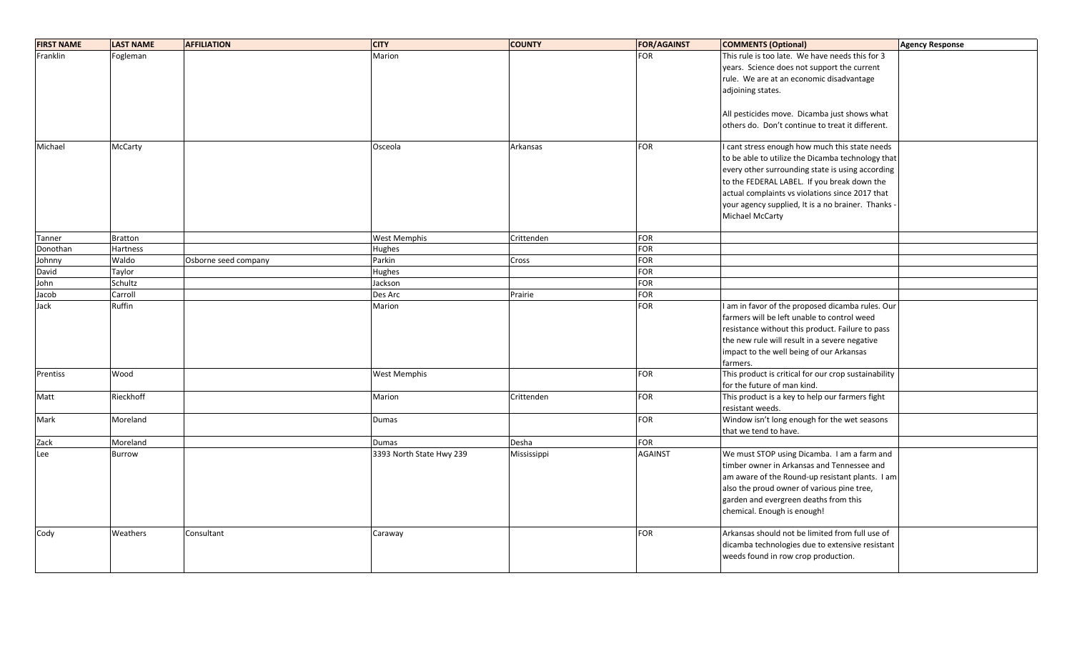| FIRST NAME | LAST NAME | AFFILIATION | CITY | COUNTY | FOR/AGAINST | COMMENTS (Optional) | Agency Response |
| --- | --- | --- | --- | --- | --- | --- | --- |
| Franklin | Fogleman | | Marion | | FOR | This rule is too late. We have needs this for 3 years. Science does not support the current rule. We are at an economic disadvantage adjoining states. All pesticides move. Dicamba just shows what others do. Don't continue to treat it different. | |
| Michael | McCarty | | Osceola | Arkansas | FOR | I cant stress enough how much this state needs to be able to utilize the Dicamba technology that every other surrounding state is using according to the FEDERAL LABEL. If you break down the actual complaints vs violations since 2017 that your agency supplied, It is a no brainer. Thanks - Michael McCarty | |
| Tanner | Bratton | | West Memphis | Crittenden | FOR | | |
| Donothan | Hartness | | Hughes | | FOR | | |
| Johnny | Waldo | Osborne seed company | Parkin | Cross | FOR | | |
| David | Taylor | | Hughes | | FOR | | |
| John | Schultz | | Jackson | | FOR | | |
| Jacob | Carroll | | Des Arc | Prairie | FOR | | |
| Jack | Ruffin | | Marion | | FOR | I am in favor of the proposed dicamba rules. Our farmers will be left unable to control weed resistance without this product. Failure to pass the new rule will result in a severe negative impact to the well being of our Arkansas farmers. | |
| Prentiss | Wood | | West Memphis | | FOR | This product is critical for our crop sustainability for the future of man kind. | |
| Matt | Rieckhoff | | Marion | Crittenden | FOR | This product is a key to help our farmers fight resistant weeds. | |
| Mark | Moreland | | Dumas | | FOR | Window isn't long enough for the wet seasons that we tend to have. | |
| Zack | Moreland | | Dumas | Desha | FOR | | |
| Lee | Burrow | | 3393 North State Hwy 239 | Mississippi | AGAINST | We must STOP using Dicamba. I am a farm and timber owner in Arkansas and Tennessee and am aware of the Round-up resistant plants. I am also the proud owner of various pine tree, garden and evergreen deaths from this chemical. Enough is enough! | |
| Cody | Weathers | Consultant | Caraway | | FOR | Arkansas should not be limited from full use of dicamba technologies due to extensive resistant weeds found in row crop production. | |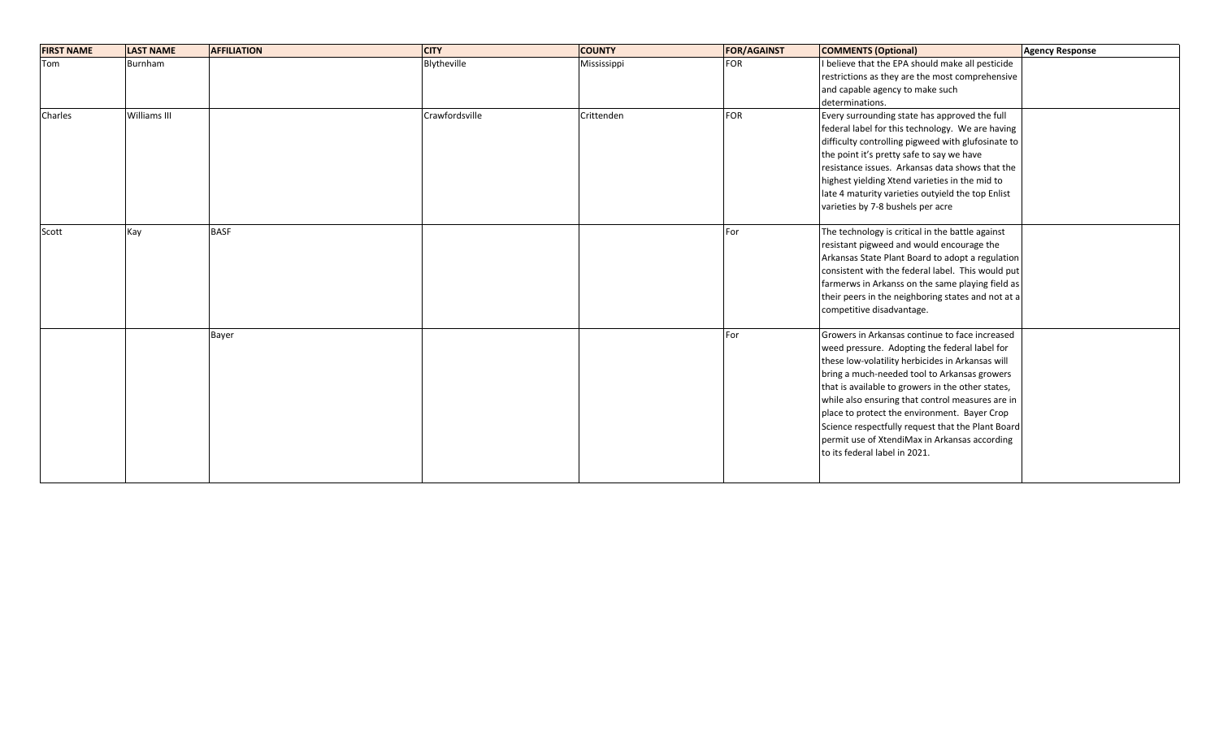| FIRST NAME | LAST NAME | AFFILIATION | CITY | COUNTY | FOR/AGAINST | COMMENTS (Optional) | Agency Response |
|---|---|---|---|---|---|---|---|
| Tom | Burnham | | Blytheville | Mississippi | FOR | I believe that the EPA should make all pesticide restrictions as they are the most comprehensive and capable agency to make such determinations. | |
| Charles | Williams III | | Crawfordsville | Crittenden | FOR | Every surrounding state has approved the full federal label for this technology. We are having difficulty controlling pigweed with glufosinate to the point it's pretty safe to say we have resistance issues. Arkansas data shows that the highest yielding Xtend varieties in the mid to late 4 maturity varieties outyield the top Enlist varieties by 7-8 bushels per acre | |
| Scott | Kay | BASF | | | For | The technology is critical in the battle against resistant pigweed and would encourage the Arkansas State Plant Board to adopt a regulation consistent with the federal label. This would put farmerws in Arkanss on the same playing field as their peers in the neighboring states and not at a competitive disadvantage. | |
| | | Bayer | | | For | Growers in Arkansas continue to face increased weed pressure. Adopting the federal label for these low-volatility herbicides in Arkansas will bring a much-needed tool to Arkansas growers that is available to growers in the other states, while also ensuring that control measures are in place to protect the environment. Bayer Crop Science respectfully request that the Plant Board permit use of XtendiMax in Arkansas according to its federal label in 2021. | |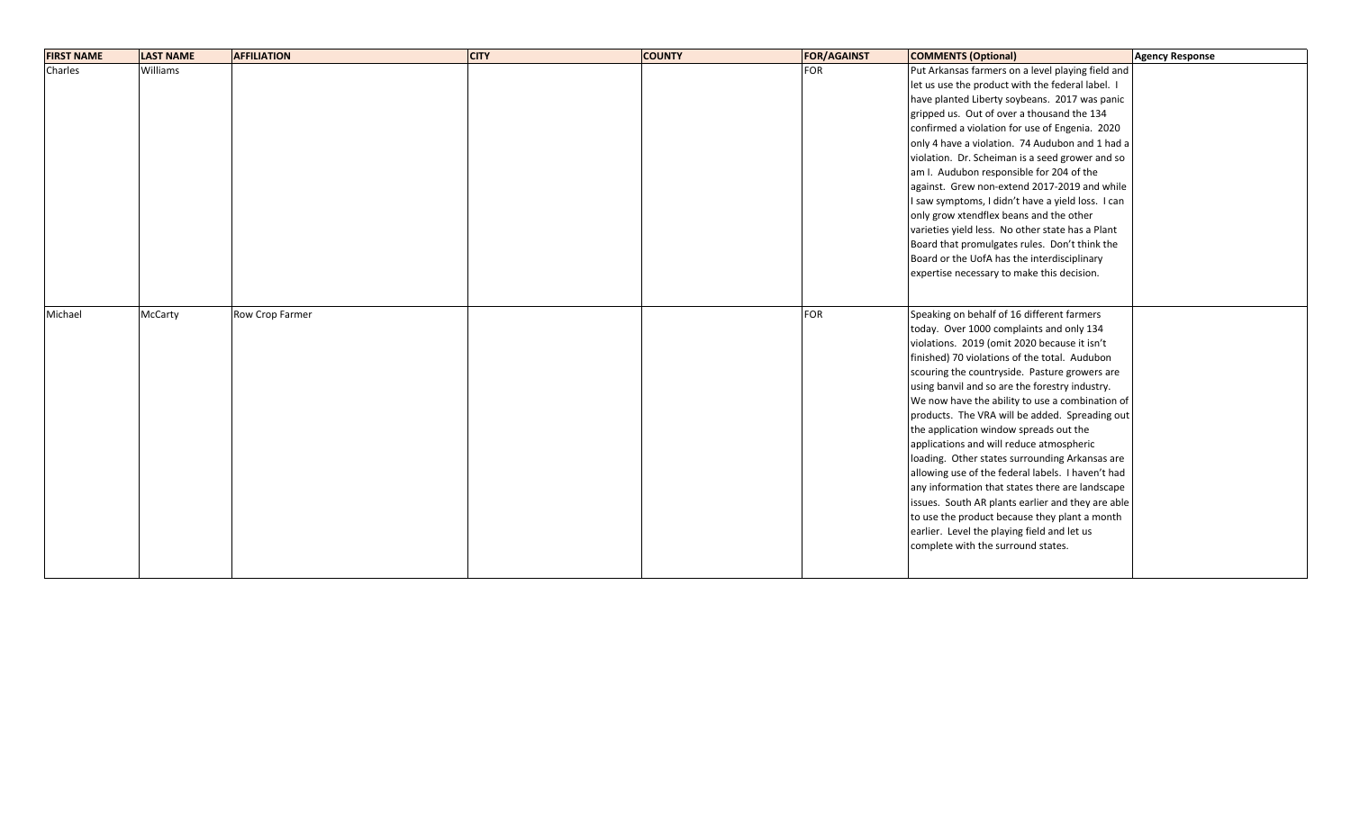| FIRST NAME | LAST NAME | AFFILIATION | CITY | COUNTY | FOR/AGAINST | COMMENTS (Optional) | Agency Response |
|---|---|---|---|---|---|---|---|
| Charles | Williams | | | | FOR | Put Arkansas farmers on a level playing field and let us use the product with the federal label. I have planted Liberty soybeans. 2017 was panic gripped us. Out of over a thousand the 134 confirmed a violation for use of Engenia. 2020 only 4 have a violation. 74 Audubon and 1 had a violation. Dr. Scheiman is a seed grower and so am I. Audubon responsible for 204 of the against. Grew non-extend 2017-2019 and while I saw symptoms, I didn't have a yield loss. I can only grow xtendflex beans and the other varieties yield less. No other state has a Plant Board that promulgates rules. Don't think the Board or the UofA has the interdisciplinary expertise necessary to make this decision. | |
| Michael | McCarty | Row Crop Farmer | | | FOR | Speaking on behalf of 16 different farmers today. Over 1000 complaints and only 134 violations. 2019 (omit 2020 because it isn't finished) 70 violations of the total. Audubon scouring the countryside. Pasture growers are using banvil and so are the forestry industry. We now have the ability to use a combination of products. The VRA will be added. Spreading out the application window spreads out the applications and will reduce atmospheric loading. Other states surrounding Arkansas are allowing use of the federal labels. I haven't had any information that states there are landscape issues. South AR plants earlier and they are able to use the product because they plant a month earlier. Level the playing field and let us complete with the surround states. | |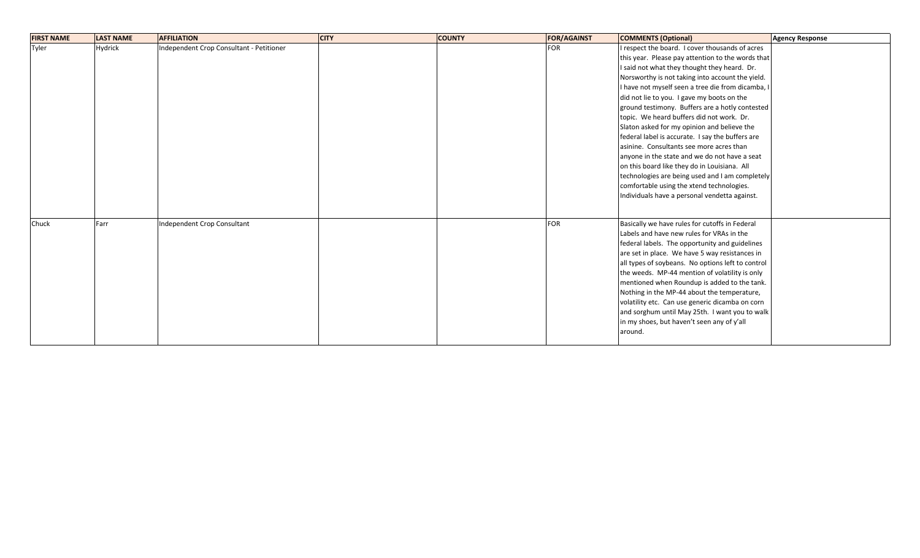| FIRST NAME | LAST NAME | AFFILIATION | CITY | COUNTY | FOR/AGAINST | COMMENTS (Optional) | Agency Response |
|---|---|---|---|---|---|---|---|
| Tyler | Hydrick | Independent Crop Consultant - Petitioner | | | FOR | I respect the board. I cover thousands of acres this year. Please pay attention to the words that I said not what they thought they heard. Dr. Norsworthy is not taking into account the yield. I have not myself seen a tree die from dicamba, I did not lie to you. I gave my boots on the ground testimony. Buffers are a hotly contested topic. We heard buffers did not work. Dr. Slaton asked for my opinion and believe the federal label is accurate. I say the buffers are asinine. Consultants see more acres than anyone in the state and we do not have a seat on this board like they do in Louisiana. All technologies are being used and I am completely comfortable using the xtend technologies. Individuals have a personal vendetta against. | |
| Chuck | Farr | Independent Crop Consultant | | | FOR | Basically we have rules for cutoffs in Federal Labels and have new rules for VRAs in the federal labels. The opportunity and guidelines are set in place. We have 5 way resistances in all types of soybeans. No options left to control the weeds. MP-44 mention of volatility is only mentioned when Roundup is added to the tank. Nothing in the MP-44 about the temperature, volatility etc. Can use generic dicamba on corn and sorghum until May 25th. I want you to walk in my shoes, but haven't seen any of y'all around. | |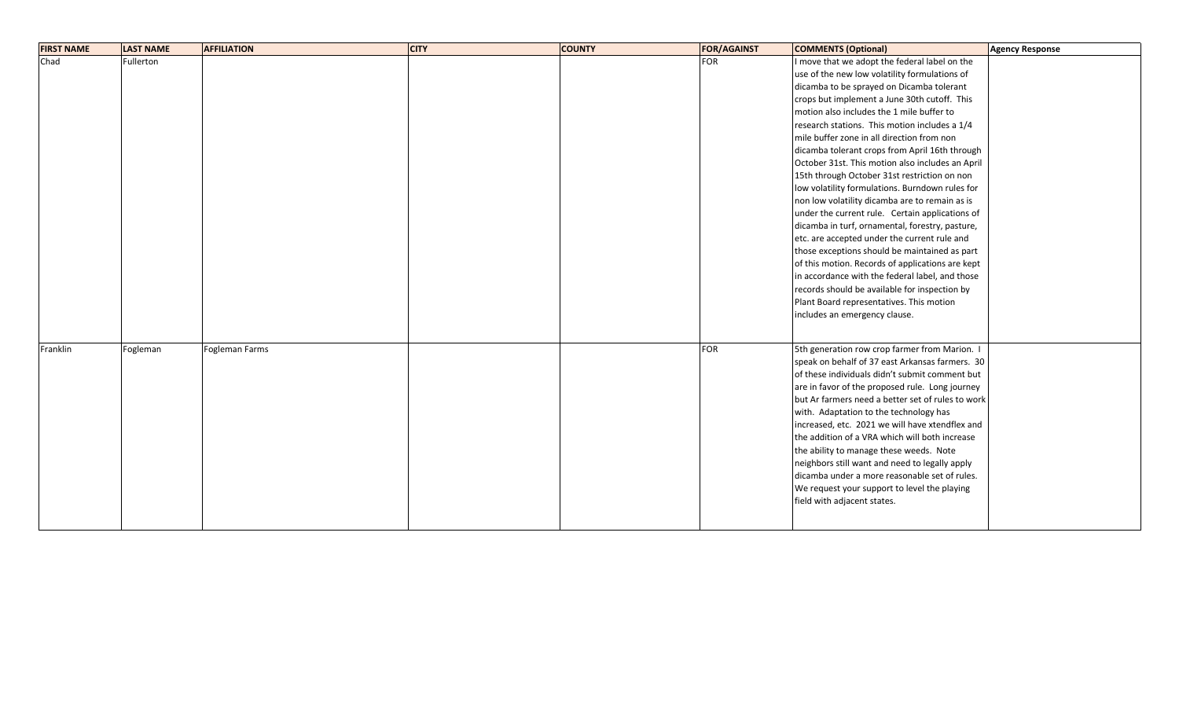| FIRST NAME | LAST NAME | AFFILIATION | CITY | COUNTY | FOR/AGAINST | COMMENTS (Optional) | Agency Response |
|---|---|---|---|---|---|---|---|
| Chad | Fullerton | | | | FOR | I move that we adopt the federal label on the use of the new low volatility formulations of dicamba to be sprayed on Dicamba tolerant crops but implement a June 30th cutoff. This motion also includes the 1 mile buffer to research stations. This motion includes a 1/4 mile buffer zone in all direction from non dicamba tolerant crops from April 16th through October 31st. This motion also includes an April 15th through October 31st restriction on non low volatility formulations. Burndown rules for non low volatility dicamba are to remain as is under the current rule. Certain applications of dicamba in turf, ornamental, forestry, pasture, etc. are accepted under the current rule and those exceptions should be maintained as part of this motion. Records of applications are kept in accordance with the federal label, and those records should be available for inspection by Plant Board representatives. This motion includes an emergency clause. | |
| Franklin | Fogleman | Fogleman Farms | | | FOR | 5th generation row crop farmer from Marion. I speak on behalf of 37 east Arkansas farmers. 30 of these individuals didn't submit comment but are in favor of the proposed rule. Long journey but Ar farmers need a better set of rules to work with. Adaptation to the technology has increased, etc. 2021 we will have xtendflex and the addition of a VRA which will both increase the ability to manage these weeds. Note neighbors still want and need to legally apply dicamba under a more reasonable set of rules. We request your support to level the playing field with adjacent states. | |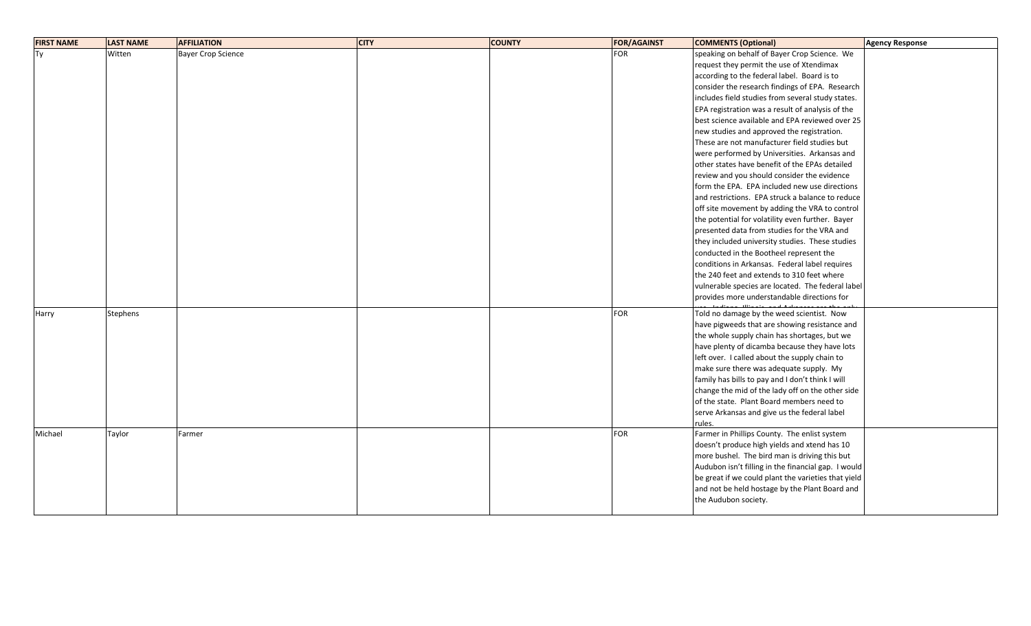| FIRST NAME | LAST NAME | AFFILIATION | CITY | COUNTY | FOR/AGAINST | COMMENTS (Optional) | Agency Response |
|---|---|---|---|---|---|---|---|
| Ty | Witten | Bayer Crop Science | | | FOR | speaking on behalf of Bayer Crop Science. We request they permit the use of Xtendimax according to the federal label. Board is to consider the research findings of EPA. Research includes field studies from several study states. EPA registration was a result of analysis of the best science available and EPA reviewed over 25 new studies and approved the registration. These are not manufacturer field studies but were performed by Universities. Arkansas and other states have benefit of the EPAs detailed review and you should consider the evidence form the EPA. EPA included new use directions and restrictions. EPA struck a balance to reduce off site movement by adding the VRA to control the potential for volatility even further. Bayer presented data from studies for the VRA and they included university studies. These studies conducted in the Bootheel represent the conditions in Arkansas. Federal label requires the 240 feet and extends to 310 feet where vulnerable species are located. The federal label provides more understandable directions for | |
| Harry | Stephens | | | | FOR | Told no damage by the weed scientist. Now have pigweeds that are showing resistance and the whole supply chain has shortages, but we have plenty of dicamba because they have lots left over. I called about the supply chain to make sure there was adequate supply. My family has bills to pay and I don't think I will change the mid of the lady off on the other side of the state. Plant Board members need to serve Arkansas and give us the federal label rules. | |
| Michael | Taylor | Farmer | | | FOR | Farmer in Phillips County. The enlist system doesn't produce high yields and xtend has 10 more bushel. The bird man is driving this but Audubon isn't filling in the financial gap. I would be great if we could plant the varieties that yield and not be held hostage by the Plant Board and the Audubon society. | |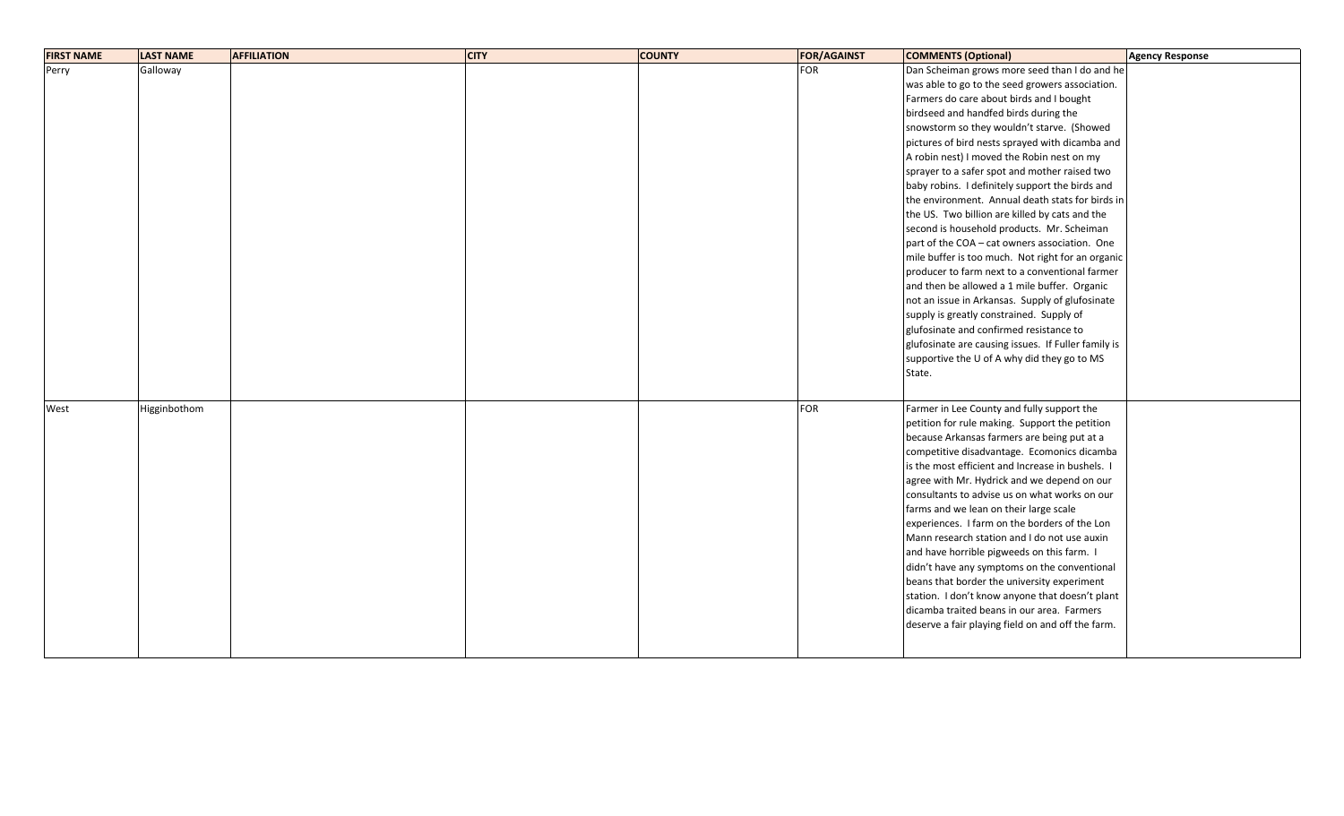| FIRST NAME | LAST NAME | AFFILIATION | CITY | COUNTY | FOR/AGAINST | COMMENTS (Optional) | Agency Response |
|---|---|---|---|---|---|---|---|
| Perry | Galloway | | | | FOR | Dan Scheiman grows more seed than I do and he was able to go to the seed growers association. Farmers do care about birds and I bought birdseed and handfed birds during the snowstorm so they wouldn't starve. (Showed pictures of bird nests sprayed with dicamba and A robin nest) I moved the Robin nest on my sprayer to a safer spot and mother raised two baby robins. I definitely support the birds and the environment. Annual death stats for birds in the US. Two billion are killed by cats and the second is household products. Mr. Scheiman part of the COA – cat owners association. One mile buffer is too much. Not right for an organic producer to farm next to a conventional farmer and then be allowed a 1 mile buffer. Organic not an issue in Arkansas. Supply of glufosinate supply is greatly constrained. Supply of glufosinate and confirmed resistance to glufosinate are causing issues. If Fuller family is supportive the U of A why did they go to MS State. | |
| West | Higginbothom | | | | FOR | Farmer in Lee County and fully support the petition for rule making. Support the petition because Arkansas farmers are being put at a competitive disadvantage. Ecomonics dicamba is the most efficient and Increase in bushels. I agree with Mr. Hydrick and we depend on our consultants to advise us on what works on our farms and we lean on their large scale experiences. I farm on the borders of the Lon Mann research station and I do not use auxin and have horrible pigweeds on this farm. I didn't have any symptoms on the conventional beans that border the university experiment station. I don't know anyone that doesn't plant dicamba traited beans in our area. Farmers deserve a fair playing field on and off the farm. | |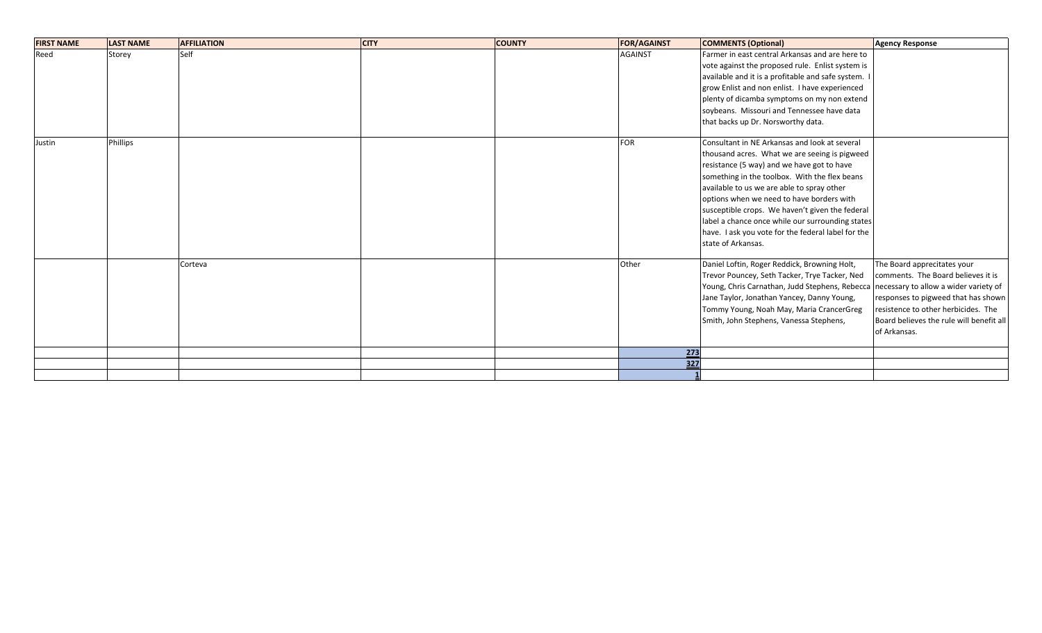| FIRST NAME | LAST NAME | AFFILIATION | CITY | COUNTY | FOR/AGAINST | COMMENTS (Optional) | Agency Response |
|---|---|---|---|---|---|---|---|
| Reed | Storey | Self | | | AGAINST | Farmer in east central Arkansas and are here to vote against the proposed rule. Enlist system is available and it is a profitable and safe system. I grow Enlist and non enlist. I have experienced plenty of dicamba symptoms on my non extend soybeans. Missouri and Tennessee have data that backs up Dr. Norsworthy data. | |
| Justin | Phillips | | | | FOR | Consultant in NE Arkansas and look at several thousand acres. What we are seeing is pigweed resistance (5 way) and we have got to have something in the toolbox. With the flex beans available to us we are able to spray other options when we need to have borders with susceptible crops. We haven't given the federal label a chance once while our surrounding states have. I ask you vote for the federal label for the state of Arkansas. | |
| | | Corteva | | | Other | Daniel Loftin, Roger Reddick, Browning Holt, Trevor Pouncey, Seth Tacker, Trye Tacker, Ned Young, Chris Carnathan, Judd Stephens, Rebecca Jane Taylor, Jonathan Yancey, Danny Young, Tommy Young, Noah May, Maria CrancerGreg Smith, John Stephens, Vanessa Stephens, | The Board apprecitates your comments. The Board believes it is necessary to allow a wider variety of responses to pigweed that has shown resistence to other herbicides. The Board believes the rule will benefit all of Arkansas. |
| | | | | | 273 | | |
| | | | | | 327 | | |
| | | | | | 1 | | |